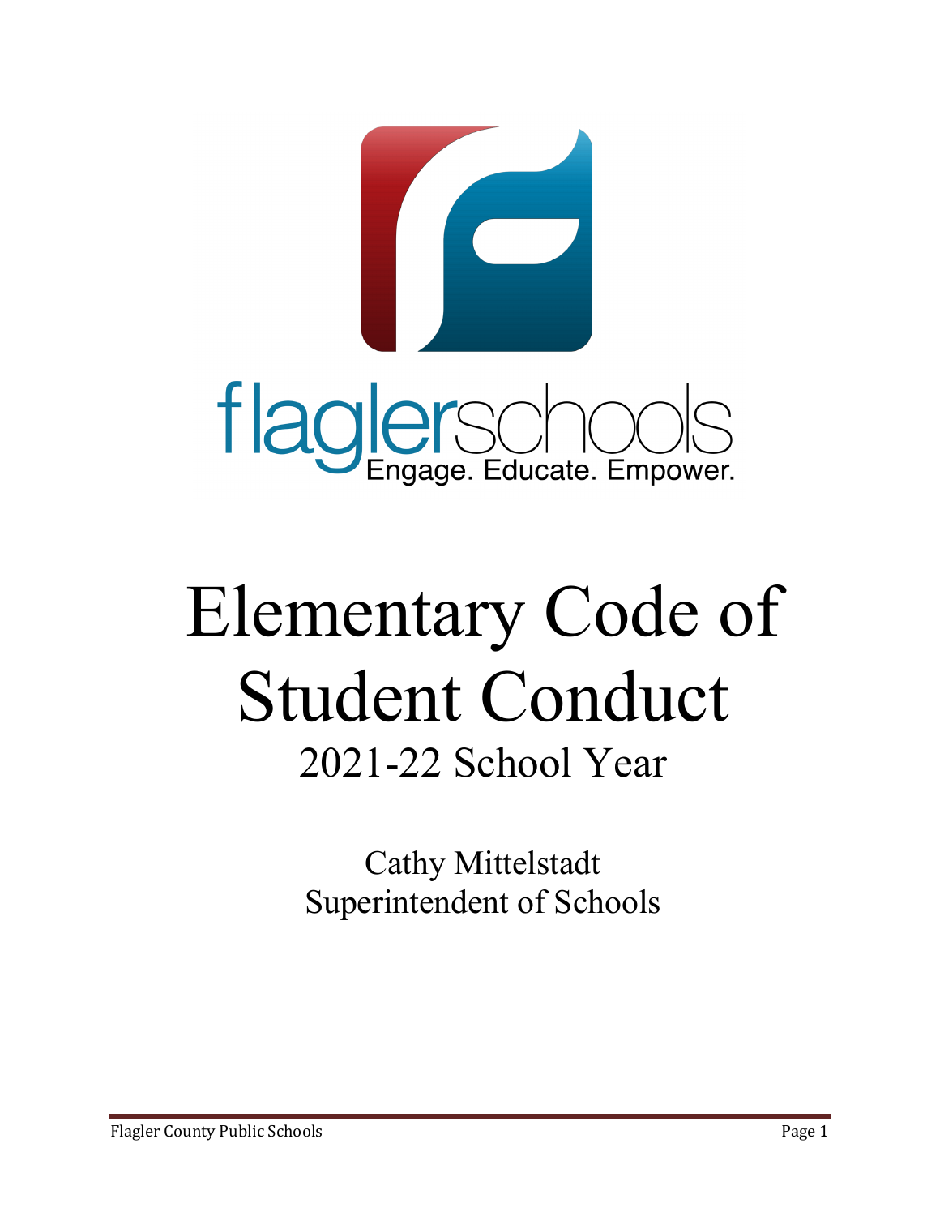flaglerschools

Engage. Educate. Empower.

# Elementary Code of Student Conduct

## 2021-22 School Year

Cathy Mittelstadt
Superintendent of Schools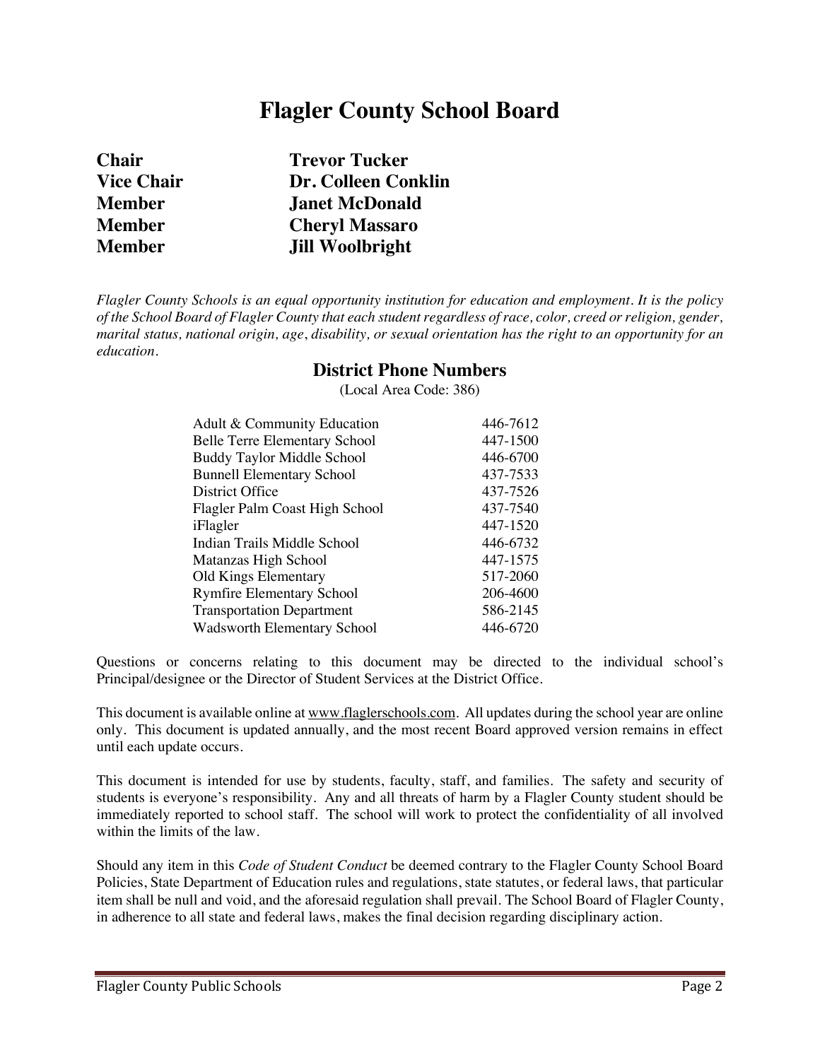# Flagler County School Board

| | |
|---|---|
| **Chair** | **Trevor Tucker** |
| **Vice Chair** | **Dr. Colleen Conklin** |
| **Member** | **Janet McDonald** |
| **Member** | **Cheryl Massaro** |
| **Member** | **Jill Woolbright** |

*Flagler County Schools is an equal opportunity institution for education and employment. It is the policy of the School Board of Flagler County that each student regardless of race, color, creed or religion, gender, marital status, national origin, age, disability, or sexual orientation has the right to an opportunity for an education.*

## District Phone Numbers

(Local Area Code: 386)

| | |
|---|---|
| Adult & Community Education | 446-7612 |
| Belle Terre Elementary School | 447-1500 |
| Buddy Taylor Middle School | 446-6700 |
| Bunnell Elementary School | 437-7533 |
| District Office | 437-7526 |
| Flagler Palm Coast High School | 437-7540 |
| iFlagler | 447-1520 |
| Indian Trails Middle School | 446-6732 |
| Matanzas High School | 447-1575 |
| Old Kings Elementary | 517-2060 |
| Rymfire Elementary School | 206-4600 |
| Transportation Department | 586-2145 |
| Wadsworth Elementary School | 446-6720 |

Questions or concerns relating to this document may be directed to the individual school's Principal/designee or the Director of Student Services at the District Office.

This document is available online at www.flaglerschools.com. All updates during the school year are online only. This document is updated annually, and the most recent Board approved version remains in effect until each update occurs.

This document is intended for use by students, faculty, staff, and families. The safety and security of students is everyone's responsibility. Any and all threats of harm by a Flagler County student should be immediately reported to school staff. The school will work to protect the confidentiality of all involved within the limits of the law.

Should any item in this *Code of Student Conduct* be deemed contrary to the Flagler County School Board Policies, State Department of Education rules and regulations, state statutes, or federal laws, that particular item shall be null and void, and the aforesaid regulation shall prevail. The School Board of Flagler County, in adherence to all state and federal laws, makes the final decision regarding disciplinary action.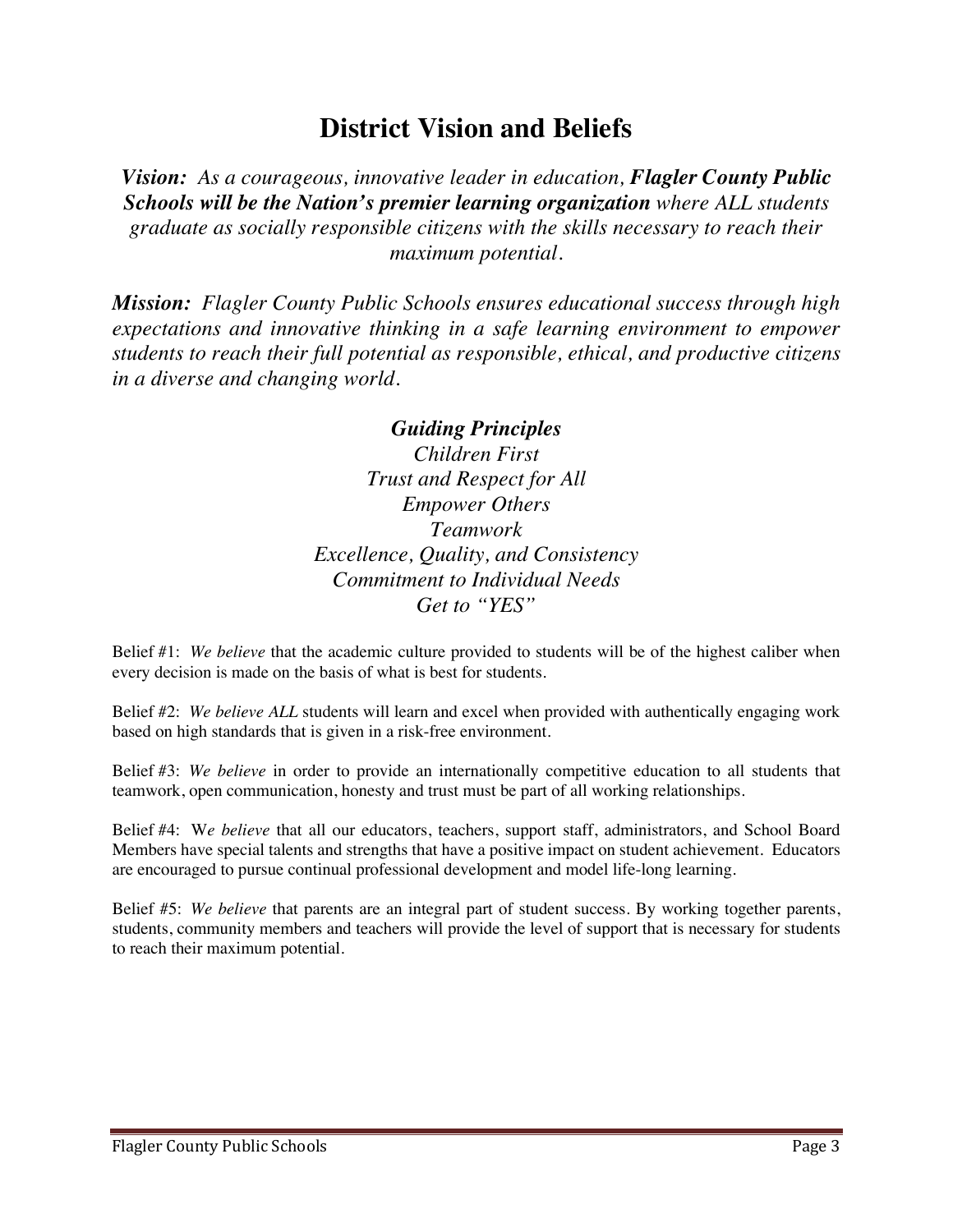# District Vision and Beliefs

***Vision:*** *As a courageous, innovative leader in education,* ***Flagler County Public Schools will be the Nation's premier learning organization*** *where ALL students graduate as socially responsible citizens with the skills necessary to reach their maximum potential.*

***Mission:*** *Flagler County Public Schools ensures educational success through high expectations and innovative thinking in a safe learning environment to empower students to reach their full potential as responsible, ethical, and productive citizens in a diverse and changing world.*

***Guiding Principles***

*Children First*
*Trust and Respect for All*
*Empower Others*
*Teamwork*
*Excellence, Quality, and Consistency*
*Commitment to Individual Needs*
*Get to "YES"*

Belief #1: *We believe* that the academic culture provided to students will be of the highest caliber when every decision is made on the basis of what is best for students.

Belief #2: *We believe ALL* students will learn and excel when provided with authentically engaging work based on high standards that is given in a risk-free environment.

Belief #3: *We believe* in order to provide an internationally competitive education to all students that teamwork, open communication, honesty and trust must be part of all working relationships.

Belief #4: W*e believe* that all our educators, teachers, support staff, administrators, and School Board Members have special talents and strengths that have a positive impact on student achievement. Educators are encouraged to pursue continual professional development and model life-long learning.

Belief #5: *We believe* that parents are an integral part of student success. By working together parents, students, community members and teachers will provide the level of support that is necessary for students to reach their maximum potential.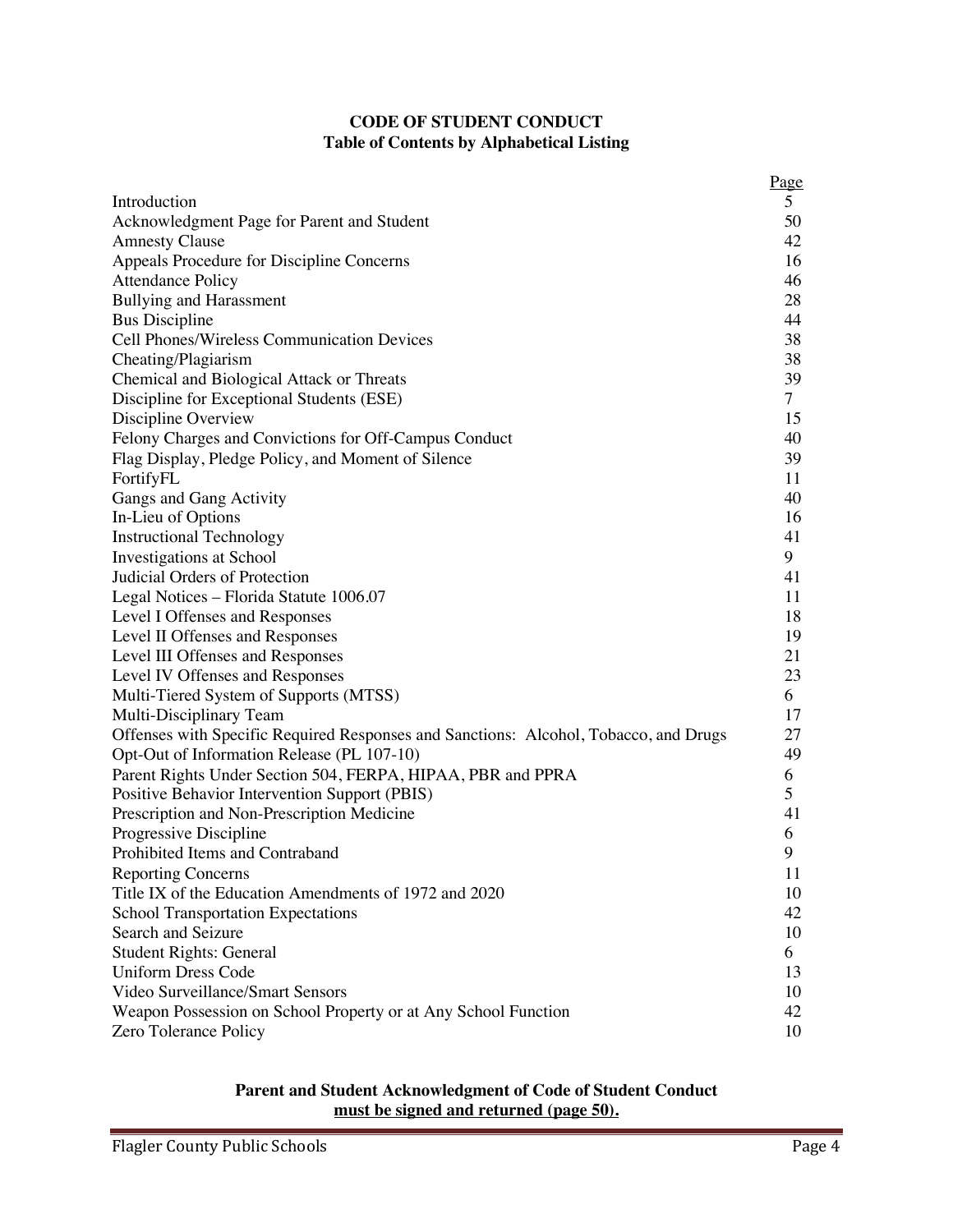**CODE OF STUDENT CONDUCT**
**Table of Contents by Alphabetical Listing**

| | Page |
|---|---|
| Introduction | 5 |
| Acknowledgment Page for Parent and Student | 50 |
| Amnesty Clause | 42 |
| Appeals Procedure for Discipline Concerns | 16 |
| Attendance Policy | 46 |
| Bullying and Harassment | 28 |
| Bus Discipline | 44 |
| Cell Phones/Wireless Communication Devices | 38 |
| Cheating/Plagiarism | 38 |
| Chemical and Biological Attack or Threats | 39 |
| Discipline for Exceptional Students (ESE) | 7 |
| Discipline Overview | 15 |
| Felony Charges and Convictions for Off-Campus Conduct | 40 |
| Flag Display, Pledge Policy, and Moment of Silence | 39 |
| FortifyFL | 11 |
| Gangs and Gang Activity | 40 |
| In-Lieu of Options | 16 |
| Instructional Technology | 41 |
| Investigations at School | 9 |
| Judicial Orders of Protection | 41 |
| Legal Notices – Florida Statute 1006.07 | 11 |
| Level I Offenses and Responses | 18 |
| Level II Offenses and Responses | 19 |
| Level III Offenses and Responses | 21 |
| Level IV Offenses and Responses | 23 |
| Multi-Tiered System of Supports (MTSS) | 6 |
| Multi-Disciplinary Team | 17 |
| Offenses with Specific Required Responses and Sanctions: Alcohol, Tobacco, and Drugs | 27 |
| Opt-Out of Information Release (PL 107-10) | 49 |
| Parent Rights Under Section 504, FERPA, HIPAA, PBR and PPRA | 6 |
| Positive Behavior Intervention Support (PBIS) | 5 |
| Prescription and Non-Prescription Medicine | 41 |
| Progressive Discipline | 6 |
| Prohibited Items and Contraband | 9 |
| Reporting Concerns | 11 |
| Title IX of the Education Amendments of 1972 and 2020 | 10 |
| School Transportation Expectations | 42 |
| Search and Seizure | 10 |
| Student Rights: General | 6 |
| Uniform Dress Code | 13 |
| Video Surveillance/Smart Sensors | 10 |
| Weapon Possession on School Property or at Any School Function | 42 |
| Zero Tolerance Policy | 10 |

**Parent and Student Acknowledgment of Code of Student Conduct**
**<u>must be signed and returned (page 50).</u>**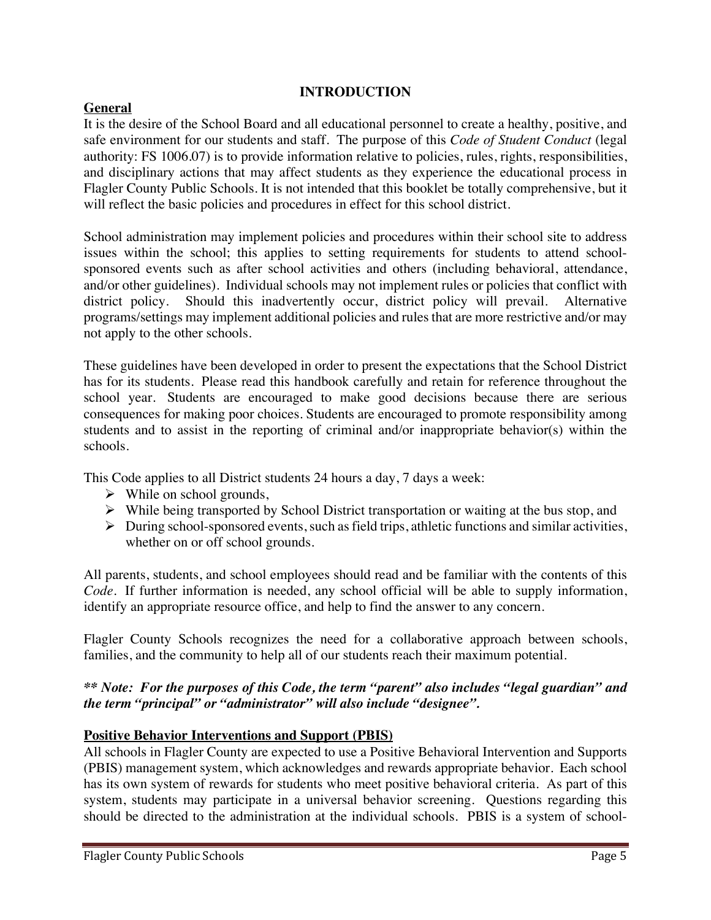# INTRODUCTION

## General

It is the desire of the School Board and all educational personnel to create a healthy, positive, and safe environment for our students and staff. The purpose of this *Code of Student Conduct* (legal authority: FS 1006.07) is to provide information relative to policies, rules, rights, responsibilities, and disciplinary actions that may affect students as they experience the educational process in Flagler County Public Schools. It is not intended that this booklet be totally comprehensive, but it will reflect the basic policies and procedures in effect for this school district.

School administration may implement policies and procedures within their school site to address issues within the school; this applies to setting requirements for students to attend school-sponsored events such as after school activities and others (including behavioral, attendance, and/or other guidelines). Individual schools may not implement rules or policies that conflict with district policy. Should this inadvertently occur, district policy will prevail. Alternative programs/settings may implement additional policies and rules that are more restrictive and/or may not apply to the other schools.

These guidelines have been developed in order to present the expectations that the School District has for its students. Please read this handbook carefully and retain for reference throughout the school year. Students are encouraged to make good decisions because there are serious consequences for making poor choices. Students are encouraged to promote responsibility among students and to assist in the reporting of criminal and/or inappropriate behavior(s) within the schools.

This Code applies to all District students 24 hours a day, 7 days a week:

- While on school grounds,
- While being transported by School District transportation or waiting at the bus stop, and
- During school-sponsored events, such as field trips, athletic functions and similar activities, whether on or off school grounds.

All parents, students, and school employees should read and be familiar with the contents of this *Code*. If further information is needed, any school official will be able to supply information, identify an appropriate resource office, and help to find the answer to any concern.

Flagler County Schools recognizes the need for a collaborative approach between schools, families, and the community to help all of our students reach their maximum potential.

***\*\* Note: For the purposes of this Code, the term "parent" also includes "legal guardian" and the term "principal" or "administrator" will also include "designee".***

## Positive Behavior Interventions and Support (PBIS)

All schools in Flagler County are expected to use a Positive Behavioral Intervention and Supports (PBIS) management system, which acknowledges and rewards appropriate behavior. Each school has its own system of rewards for students who meet positive behavioral criteria. As part of this system, students may participate in a universal behavior screening. Questions regarding this should be directed to the administration at the individual schools. PBIS is a system of school-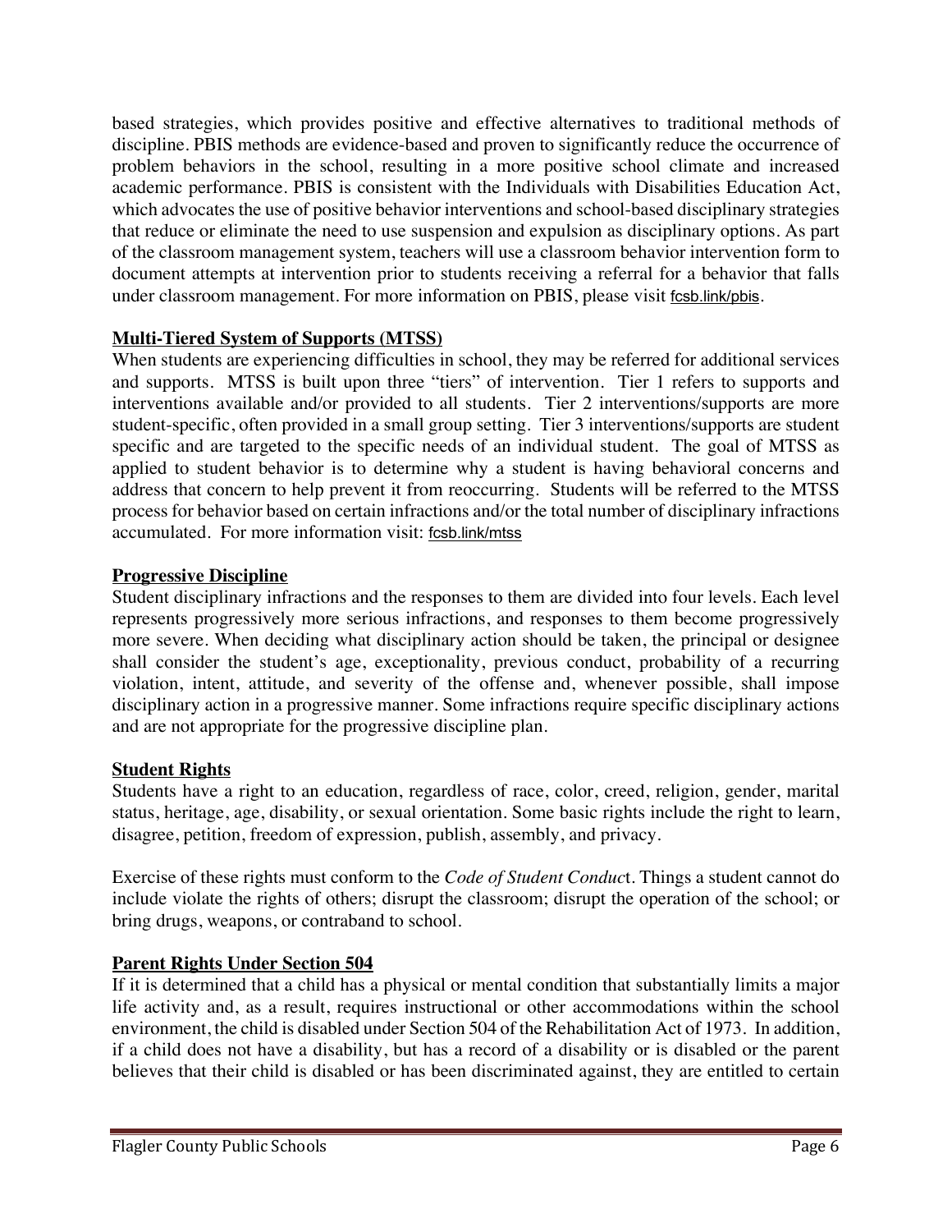based strategies, which provides positive and effective alternatives to traditional methods of discipline. PBIS methods are evidence-based and proven to significantly reduce the occurrence of problem behaviors in the school, resulting in a more positive school climate and increased academic performance. PBIS is consistent with the Individuals with Disabilities Education Act, which advocates the use of positive behavior interventions and school-based disciplinary strategies that reduce or eliminate the need to use suspension and expulsion as disciplinary options. As part of the classroom management system, teachers will use a classroom behavior intervention form to document attempts at intervention prior to students receiving a referral for a behavior that falls under classroom management. For more information on PBIS, please visit fcsb.link/pbis.

**Multi-Tiered System of Supports (MTSS)**

When students are experiencing difficulties in school, they may be referred for additional services and supports. MTSS is built upon three "tiers" of intervention. Tier 1 refers to supports and interventions available and/or provided to all students. Tier 2 interventions/supports are more student-specific, often provided in a small group setting. Tier 3 interventions/supports are student specific and are targeted to the specific needs of an individual student. The goal of MTSS as applied to student behavior is to determine why a student is having behavioral concerns and address that concern to help prevent it from reoccurring. Students will be referred to the MTSS process for behavior based on certain infractions and/or the total number of disciplinary infractions accumulated. For more information visit: fcsb.link/mtss

**Progressive Discipline**

Student disciplinary infractions and the responses to them are divided into four levels. Each level represents progressively more serious infractions, and responses to them become progressively more severe. When deciding what disciplinary action should be taken, the principal or designee shall consider the student's age, exceptionality, previous conduct, probability of a recurring violation, intent, attitude, and severity of the offense and, whenever possible, shall impose disciplinary action in a progressive manner. Some infractions require specific disciplinary actions and are not appropriate for the progressive discipline plan.

**Student Rights**

Students have a right to an education, regardless of race, color, creed, religion, gender, marital status, heritage, age, disability, or sexual orientation. Some basic rights include the right to learn, disagree, petition, freedom of expression, publish, assembly, and privacy.

Exercise of these rights must conform to the *Code of Student Conduct*. Things a student cannot do include violate the rights of others; disrupt the classroom; disrupt the operation of the school; or bring drugs, weapons, or contraband to school.

**Parent Rights Under Section 504**

If it is determined that a child has a physical or mental condition that substantially limits a major life activity and, as a result, requires instructional or other accommodations within the school environment, the child is disabled under Section 504 of the Rehabilitation Act of 1973. In addition, if a child does not have a disability, but has a record of a disability or is disabled or the parent believes that their child is disabled or has been discriminated against, they are entitled to certain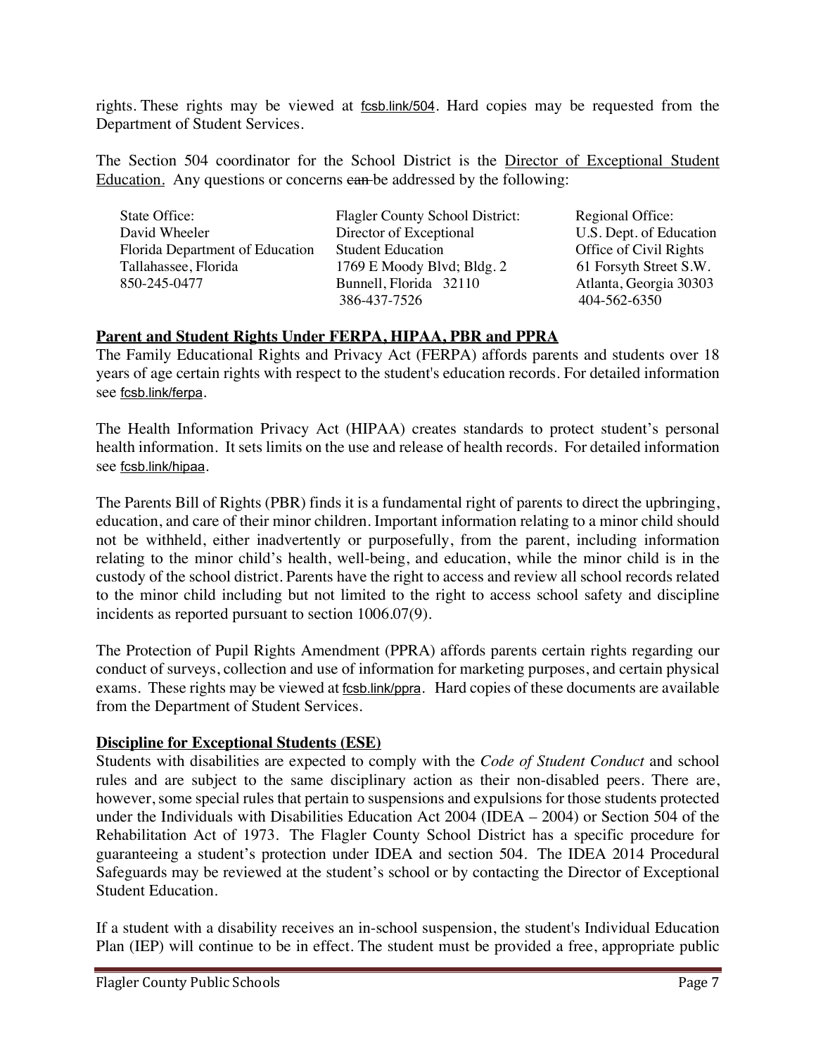rights. These rights may be viewed at fcsb.link/504. Hard copies may be requested from the Department of Student Services.

The Section 504 coordinator for the School District is the Director of Exceptional Student Education. Any questions or concerns ~~can~~ be addressed by the following:

| State Office: | Flagler County School District: | Regional Office: |
|---|---|---|
| David Wheeler | Director of Exceptional | U.S. Dept. of Education |
| Florida Department of Education | Student Education | Office of Civil Rights |
| Tallahassee, Florida | 1769 E Moody Blvd; Bldg. 2 | 61 Forsyth Street S.W. |
| 850-245-0477 | Bunnell, Florida 32110 | Atlanta, Georgia 30303 |
| | 386-437-7526 | 404-562-6350 |

## Parent and Student Rights Under FERPA, HIPAA, PBR and PPRA

The Family Educational Rights and Privacy Act (FERPA) affords parents and students over 18 years of age certain rights with respect to the student's education records. For detailed information see fcsb.link/ferpa.

The Health Information Privacy Act (HIPAA) creates standards to protect student's personal health information. It sets limits on the use and release of health records. For detailed information see fcsb.link/hipaa.

The Parents Bill of Rights (PBR) finds it is a fundamental right of parents to direct the upbringing, education, and care of their minor children. Important information relating to a minor child should not be withheld, either inadvertently or purposefully, from the parent, including information relating to the minor child's health, well-being, and education, while the minor child is in the custody of the school district. Parents have the right to access and review all school records related to the minor child including but not limited to the right to access school safety and discipline incidents as reported pursuant to section 1006.07(9).

The Protection of Pupil Rights Amendment (PPRA) affords parents certain rights regarding our conduct of surveys, collection and use of information for marketing purposes, and certain physical exams. These rights may be viewed at fcsb.link/ppra. Hard copies of these documents are available from the Department of Student Services.

## Discipline for Exceptional Students (ESE)

Students with disabilities are expected to comply with the *Code of Student Conduct* and school rules and are subject to the same disciplinary action as their non-disabled peers. There are, however, some special rules that pertain to suspensions and expulsions for those students protected under the Individuals with Disabilities Education Act 2004 (IDEA – 2004) or Section 504 of the Rehabilitation Act of 1973. The Flagler County School District has a specific procedure for guaranteeing a student's protection under IDEA and section 504. The IDEA 2014 Procedural Safeguards may be reviewed at the student's school or by contacting the Director of Exceptional Student Education.

If a student with a disability receives an in-school suspension, the student's Individual Education Plan (IEP) will continue to be in effect. The student must be provided a free, appropriate public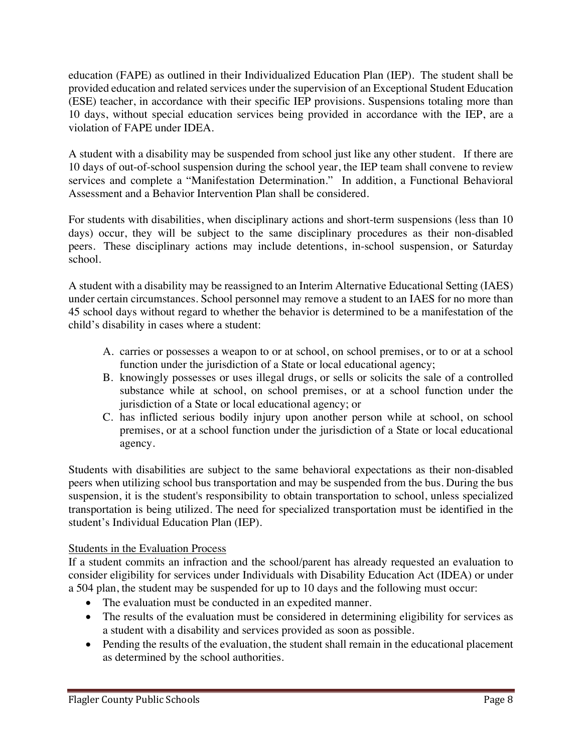education (FAPE) as outlined in their Individualized Education Plan (IEP). The student shall be provided education and related services under the supervision of an Exceptional Student Education (ESE) teacher, in accordance with their specific IEP provisions. Suspensions totaling more than 10 days, without special education services being provided in accordance with the IEP, are a violation of FAPE under IDEA.

A student with a disability may be suspended from school just like any other student. If there are 10 days of out-of-school suspension during the school year, the IEP team shall convene to review services and complete a "Manifestation Determination." In addition, a Functional Behavioral Assessment and a Behavior Intervention Plan shall be considered.

For students with disabilities, when disciplinary actions and short-term suspensions (less than 10 days) occur, they will be subject to the same disciplinary procedures as their non-disabled peers. These disciplinary actions may include detentions, in-school suspension, or Saturday school.

A student with a disability may be reassigned to an Interim Alternative Educational Setting (IAES) under certain circumstances. School personnel may remove a student to an IAES for no more than 45 school days without regard to whether the behavior is determined to be a manifestation of the child's disability in cases where a student:

A. carries or possesses a weapon to or at school, on school premises, or to or at a school function under the jurisdiction of a State or local educational agency;
B. knowingly possesses or uses illegal drugs, or sells or solicits the sale of a controlled substance while at school, on school premises, or at a school function under the jurisdiction of a State or local educational agency; or
C. has inflicted serious bodily injury upon another person while at school, on school premises, or at a school function under the jurisdiction of a State or local educational agency.

Students with disabilities are subject to the same behavioral expectations as their non-disabled peers when utilizing school bus transportation and may be suspended from the bus. During the bus suspension, it is the student's responsibility to obtain transportation to school, unless specialized transportation is being utilized. The need for specialized transportation must be identified in the student's Individual Education Plan (IEP).

<u>Students in the Evaluation Process</u>

If a student commits an infraction and the school/parent has already requested an evaluation to consider eligibility for services under Individuals with Disability Education Act (IDEA) or under a 504 plan, the student may be suspended for up to 10 days and the following must occur:

- The evaluation must be conducted in an expedited manner.
- The results of the evaluation must be considered in determining eligibility for services as a student with a disability and services provided as soon as possible.
- Pending the results of the evaluation, the student shall remain in the educational placement as determined by the school authorities.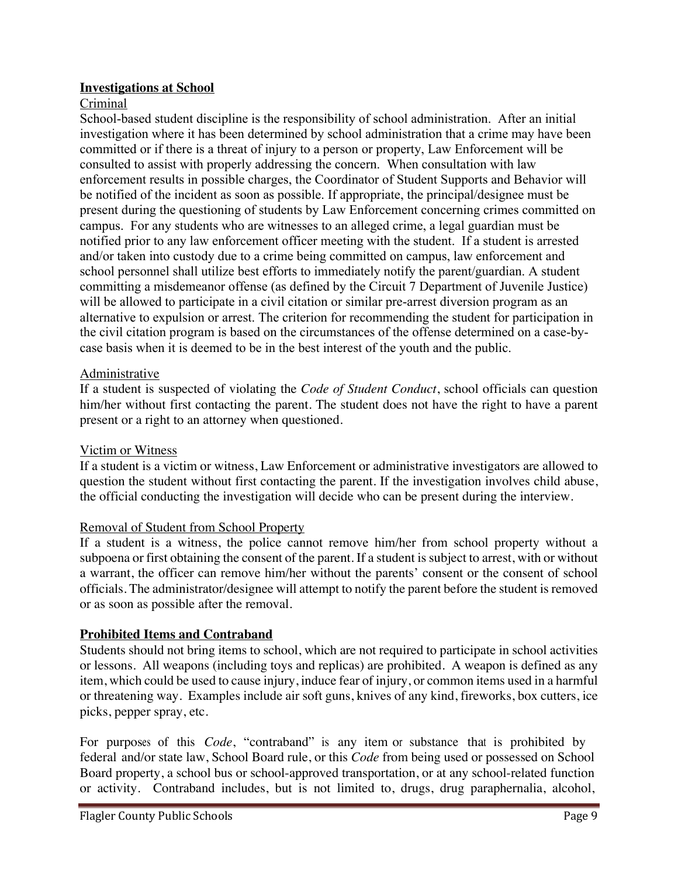**Investigations at School**

Criminal

School-based student discipline is the responsibility of school administration. After an initial investigation where it has been determined by school administration that a crime may have been committed or if there is a threat of injury to a person or property, Law Enforcement will be consulted to assist with properly addressing the concern. When consultation with law enforcement results in possible charges, the Coordinator of Student Supports and Behavior will be notified of the incident as soon as possible. If appropriate, the principal/designee must be present during the questioning of students by Law Enforcement concerning crimes committed on campus. For any students who are witnesses to an alleged crime, a legal guardian must be notified prior to any law enforcement officer meeting with the student. If a student is arrested and/or taken into custody due to a crime being committed on campus, law enforcement and school personnel shall utilize best efforts to immediately notify the parent/guardian. A student committing a misdemeanor offense (as defined by the Circuit 7 Department of Juvenile Justice) will be allowed to participate in a civil citation or similar pre-arrest diversion program as an alternative to expulsion or arrest. The criterion for recommending the student for participation in the civil citation program is based on the circumstances of the offense determined on a case-by-case basis when it is deemed to be in the best interest of the youth and the public.

Administrative

If a student is suspected of violating the *Code of Student Conduct*, school officials can question him/her without first contacting the parent. The student does not have the right to have a parent present or a right to an attorney when questioned.

Victim or Witness

If a student is a victim or witness, Law Enforcement or administrative investigators are allowed to question the student without first contacting the parent. If the investigation involves child abuse, the official conducting the investigation will decide who can be present during the interview.

Removal of Student from School Property

If a student is a witness, the police cannot remove him/her from school property without a subpoena or first obtaining the consent of the parent. If a student is subject to arrest, with or without a warrant, the officer can remove him/her without the parents' consent or the consent of school officials. The administrator/designee will attempt to notify the parent before the student is removed or as soon as possible after the removal.

**Prohibited Items and Contraband**

Students should not bring items to school, which are not required to participate in school activities or lessons. All weapons (including toys and replicas) are prohibited. A weapon is defined as any item, which could be used to cause injury, induce fear of injury, or common items used in a harmful or threatening way. Examples include air soft guns, knives of any kind, fireworks, box cutters, ice picks, pepper spray, etc.

For purposes of this *Code*, "contraband" is any item or substance that is prohibited by federal and/or state law, School Board rule, or this *Code* from being used or possessed on School Board property, a school bus or school-approved transportation, or at any school-related function or activity. Contraband includes, but is not limited to, drugs, drug paraphernalia, alcohol,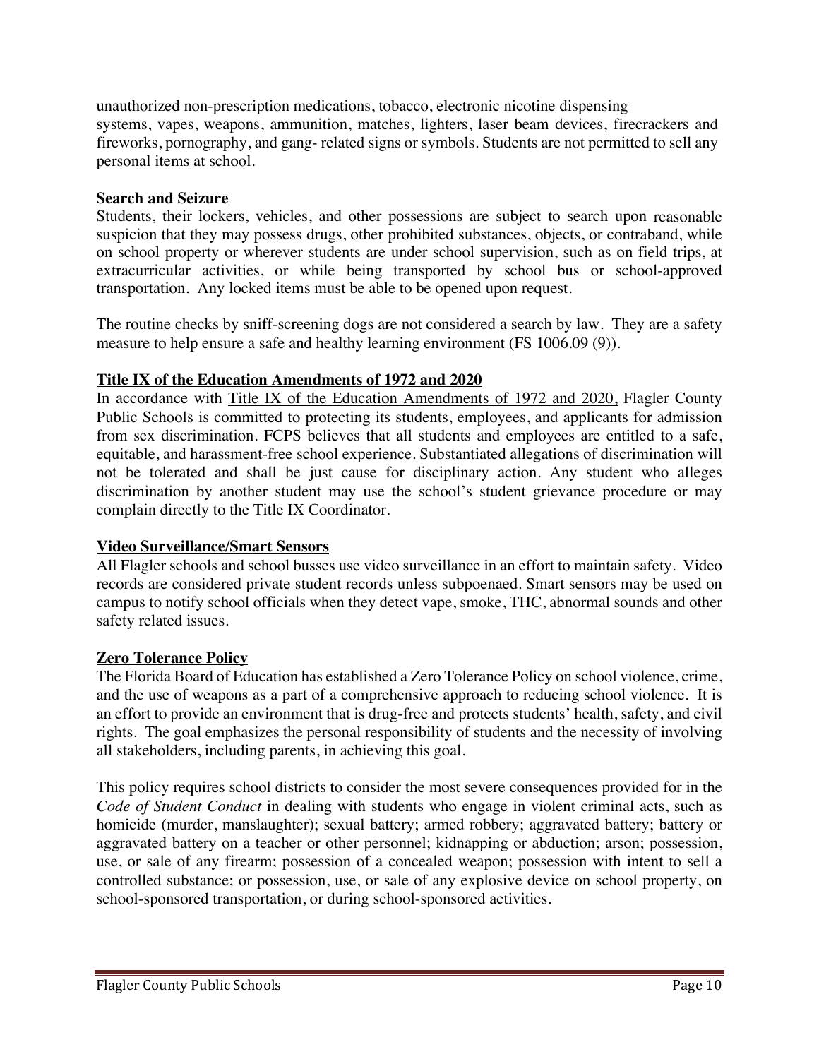unauthorized non-prescription medications, tobacco, electronic nicotine dispensing systems, vapes, weapons, ammunition, matches, lighters, laser beam devices, firecrackers and fireworks, pornography, and gang- related signs or symbols. Students are not permitted to sell any personal items at school.

## Search and Seizure

Students, their lockers, vehicles, and other possessions are subject to search upon reasonable suspicion that they may possess drugs, other prohibited substances, objects, or contraband, while on school property or wherever students are under school supervision, such as on field trips, at extracurricular activities, or while being transported by school bus or school-approved transportation. Any locked items must be able to be opened upon request.

The routine checks by sniff-screening dogs are not considered a search by law. They are a safety measure to help ensure a safe and healthy learning environment (FS 1006.09 (9)).

## Title IX of the Education Amendments of 1972 and 2020

In accordance with Title IX of the Education Amendments of 1972 and 2020, Flagler County Public Schools is committed to protecting its students, employees, and applicants for admission from sex discrimination. FCPS believes that all students and employees are entitled to a safe, equitable, and harassment-free school experience. Substantiated allegations of discrimination will not be tolerated and shall be just cause for disciplinary action. Any student who alleges discrimination by another student may use the school's student grievance procedure or may complain directly to the Title IX Coordinator.

## Video Surveillance/Smart Sensors

All Flagler schools and school busses use video surveillance in an effort to maintain safety. Video records are considered private student records unless subpoenaed. Smart sensors may be used on campus to notify school officials when they detect vape, smoke, THC, abnormal sounds and other safety related issues.

## Zero Tolerance Policy

The Florida Board of Education has established a Zero Tolerance Policy on school violence, crime, and the use of weapons as a part of a comprehensive approach to reducing school violence. It is an effort to provide an environment that is drug-free and protects students' health, safety, and civil rights. The goal emphasizes the personal responsibility of students and the necessity of involving all stakeholders, including parents, in achieving this goal.

This policy requires school districts to consider the most severe consequences provided for in the *Code of Student Conduct* in dealing with students who engage in violent criminal acts, such as homicide (murder, manslaughter); sexual battery; armed robbery; aggravated battery; battery or aggravated battery on a teacher or other personnel; kidnapping or abduction; arson; possession, use, or sale of any firearm; possession of a concealed weapon; possession with intent to sell a controlled substance; or possession, use, or sale of any explosive device on school property, on school-sponsored transportation, or during school-sponsored activities.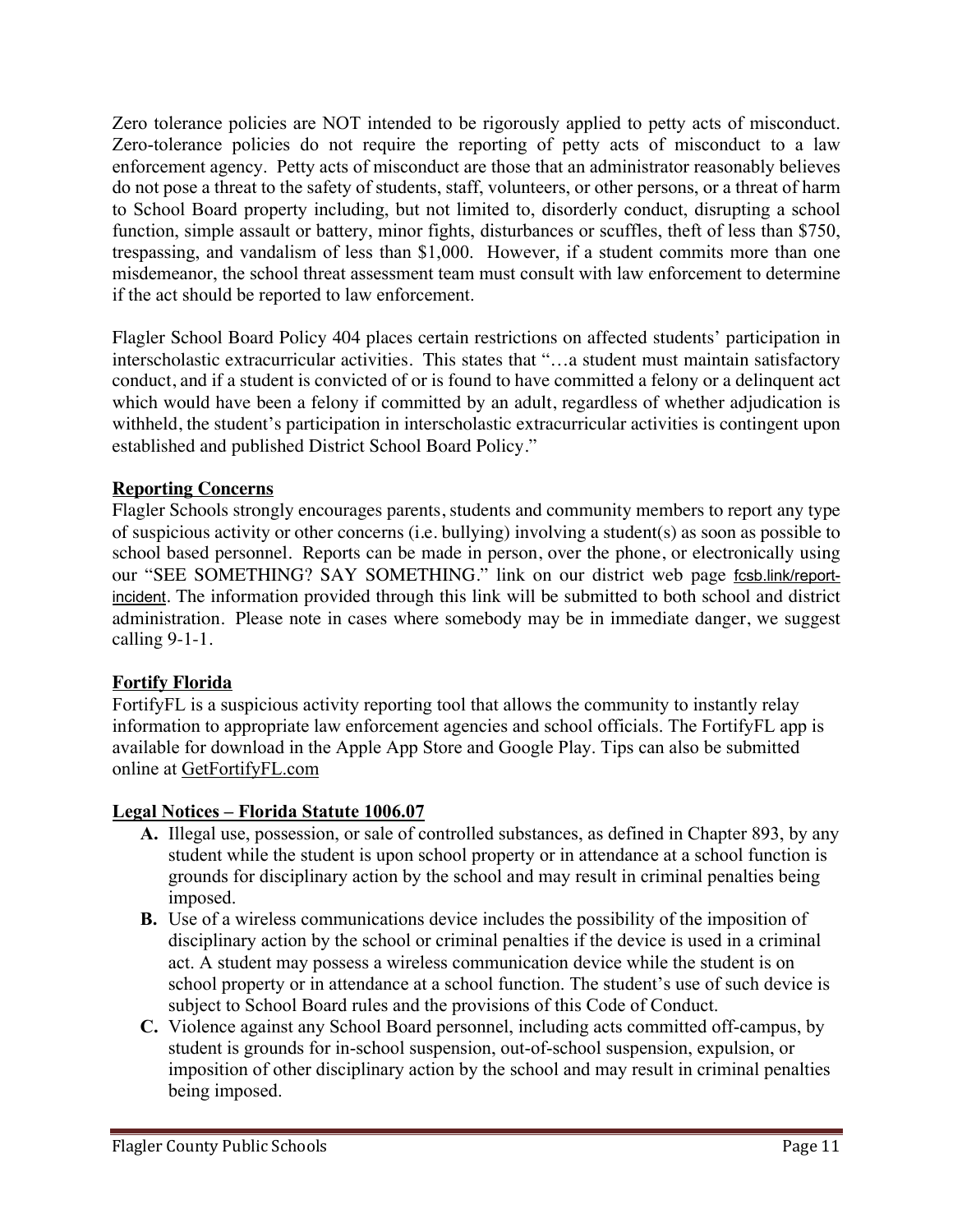Zero tolerance policies are NOT intended to be rigorously applied to petty acts of misconduct. Zero-tolerance policies do not require the reporting of petty acts of misconduct to a law enforcement agency. Petty acts of misconduct are those that an administrator reasonably believes do not pose a threat to the safety of students, staff, volunteers, or other persons, or a threat of harm to School Board property including, but not limited to, disorderly conduct, disrupting a school function, simple assault or battery, minor fights, disturbances or scuffles, theft of less than $750, trespassing, and vandalism of less than $1,000. However, if a student commits more than one misdemeanor, the school threat assessment team must consult with law enforcement to determine if the act should be reported to law enforcement.

Flagler School Board Policy 404 places certain restrictions on affected students' participation in interscholastic extracurricular activities. This states that "…a student must maintain satisfactory conduct, and if a student is convicted of or is found to have committed a felony or a delinquent act which would have been a felony if committed by an adult, regardless of whether adjudication is withheld, the student's participation in interscholastic extracurricular activities is contingent upon established and published District School Board Policy."

## Reporting Concerns

Flagler Schools strongly encourages parents, students and community members to report any type of suspicious activity or other concerns (i.e. bullying) involving a student(s) as soon as possible to school based personnel. Reports can be made in person, over the phone, or electronically using our "SEE SOMETHING? SAY SOMETHING." link on our district web page fcsb.link/report-incident. The information provided through this link will be submitted to both school and district administration. Please note in cases where somebody may be in immediate danger, we suggest calling 9-1-1.

## Fortify Florida

FortifyFL is a suspicious activity reporting tool that allows the community to instantly relay information to appropriate law enforcement agencies and school officials. The FortifyFL app is available for download in the Apple App Store and Google Play. Tips can also be submitted online at GetFortifyFL.com

## Legal Notices – Florida Statute 1006.07

- **A.** Illegal use, possession, or sale of controlled substances, as defined in Chapter 893, by any student while the student is upon school property or in attendance at a school function is grounds for disciplinary action by the school and may result in criminal penalties being imposed.
- **B.** Use of a wireless communications device includes the possibility of the imposition of disciplinary action by the school or criminal penalties if the device is used in a criminal act. A student may possess a wireless communication device while the student is on school property or in attendance at a school function. The student's use of such device is subject to School Board rules and the provisions of this Code of Conduct.
- **C.** Violence against any School Board personnel, including acts committed off-campus, by student is grounds for in-school suspension, out-of-school suspension, expulsion, or imposition of other disciplinary action by the school and may result in criminal penalties being imposed.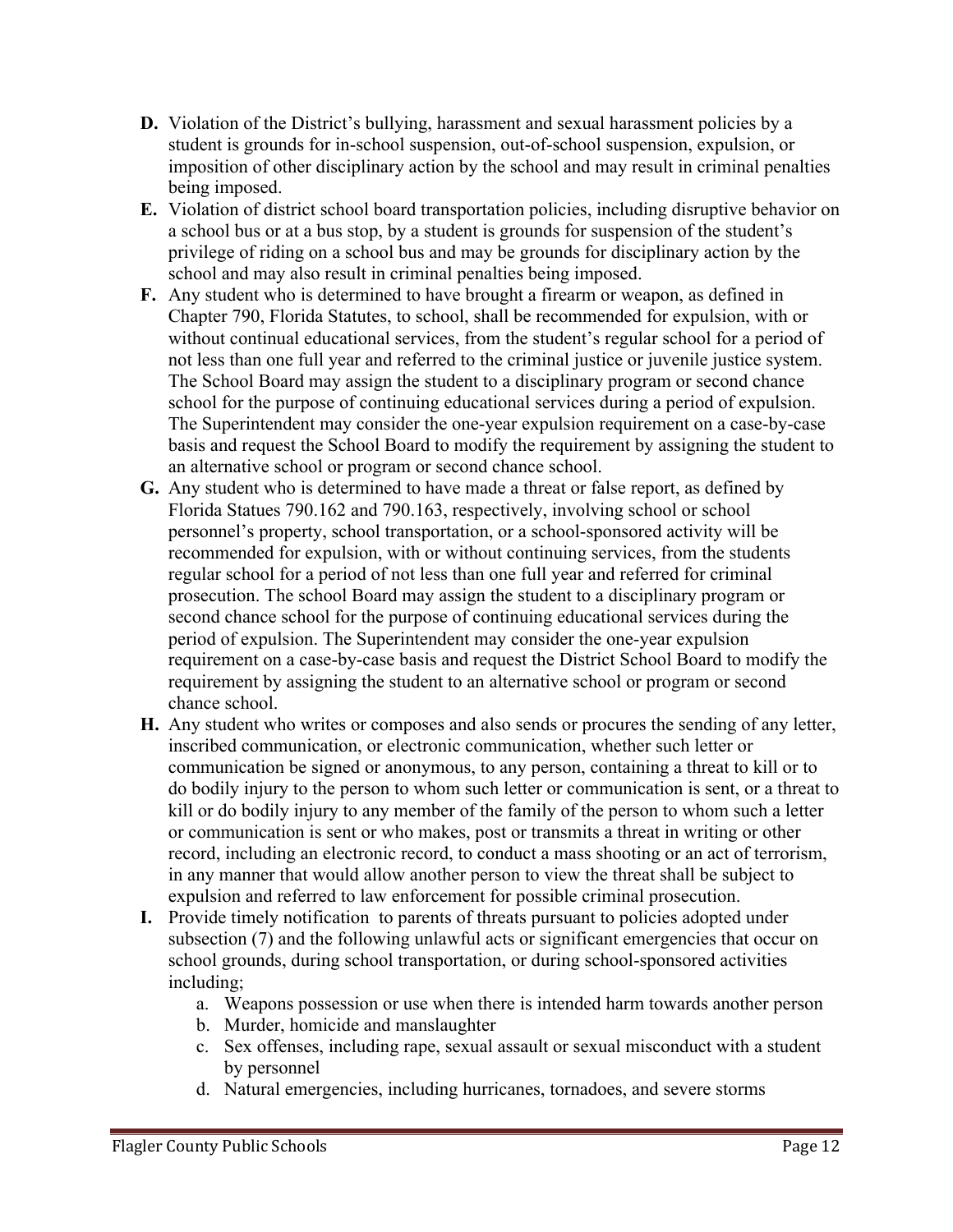**D.** Violation of the District's bullying, harassment and sexual harassment policies by a student is grounds for in-school suspension, out-of-school suspension, expulsion, or imposition of other disciplinary action by the school and may result in criminal penalties being imposed.

**E.** Violation of district school board transportation policies, including disruptive behavior on a school bus or at a bus stop, by a student is grounds for suspension of the student's privilege of riding on a school bus and may be grounds for disciplinary action by the school and may also result in criminal penalties being imposed.

**F.** Any student who is determined to have brought a firearm or weapon, as defined in Chapter 790, Florida Statutes, to school, shall be recommended for expulsion, with or without continual educational services, from the student's regular school for a period of not less than one full year and referred to the criminal justice or juvenile justice system. The School Board may assign the student to a disciplinary program or second chance school for the purpose of continuing educational services during a period of expulsion. The Superintendent may consider the one-year expulsion requirement on a case-by-case basis and request the School Board to modify the requirement by assigning the student to an alternative school or program or second chance school.

**G.** Any student who is determined to have made a threat or false report, as defined by Florida Statues 790.162 and 790.163, respectively, involving school or school personnel's property, school transportation, or a school-sponsored activity will be recommended for expulsion, with or without continuing services, from the students regular school for a period of not less than one full year and referred for criminal prosecution. The school Board may assign the student to a disciplinary program or second chance school for the purpose of continuing educational services during the period of expulsion. The Superintendent may consider the one-year expulsion requirement on a case-by-case basis and request the District School Board to modify the requirement by assigning the student to an alternative school or program or second chance school.

**H.** Any student who writes or composes and also sends or procures the sending of any letter, inscribed communication, or electronic communication, whether such letter or communication be signed or anonymous, to any person, containing a threat to kill or to do bodily injury to the person to whom such letter or communication is sent, or a threat to kill or do bodily injury to any member of the family of the person to whom such a letter or communication is sent or who makes, post or transmits a threat in writing or other record, including an electronic record, to conduct a mass shooting or an act of terrorism, in any manner that would allow another person to view the threat shall be subject to expulsion and referred to law enforcement for possible criminal prosecution.

**I.** Provide timely notification to parents of threats pursuant to policies adopted under subsection (7) and the following unlawful acts or significant emergencies that occur on school grounds, during school transportation, or during school-sponsored activities including;

   a. Weapons possession or use when there is intended harm towards another person
   b. Murder, homicide and manslaughter
   c. Sex offenses, including rape, sexual assault or sexual misconduct with a student by personnel
   d. Natural emergencies, including hurricanes, tornadoes, and severe storms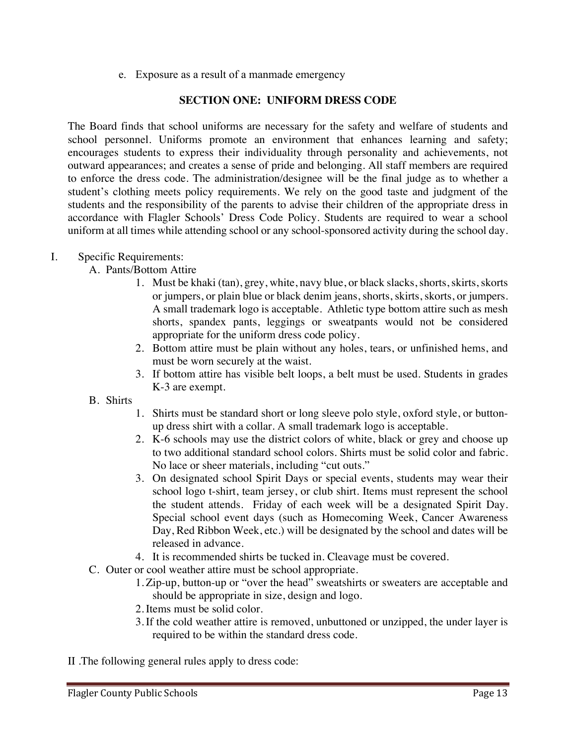e. Exposure as a result of a manmade emergency

## SECTION ONE: UNIFORM DRESS CODE

The Board finds that school uniforms are necessary for the safety and welfare of students and school personnel. Uniforms promote an environment that enhances learning and safety; encourages students to express their individuality through personality and achievements, not outward appearances; and creates a sense of pride and belonging. All staff members are required to enforce the dress code. The administration/designee will be the final judge as to whether a student's clothing meets policy requirements. We rely on the good taste and judgment of the students and the responsibility of the parents to advise their children of the appropriate dress in accordance with Flagler Schools' Dress Code Policy. Students are required to wear a school uniform at all times while attending school or any school-sponsored activity during the school day.

I. Specific Requirements:

A. Pants/Bottom Attire

1. Must be khaki (tan), grey, white, navy blue, or black slacks, shorts, skirts, skorts or jumpers, or plain blue or black denim jeans, shorts, skirts, skorts, or jumpers. A small trademark logo is acceptable. Athletic type bottom attire such as mesh shorts, spandex pants, leggings or sweatpants would not be considered appropriate for the uniform dress code policy.
2. Bottom attire must be plain without any holes, tears, or unfinished hems, and must be worn securely at the waist.
3. If bottom attire has visible belt loops, a belt must be used. Students in grades K-3 are exempt.

B. Shirts

1. Shirts must be standard short or long sleeve polo style, oxford style, or button-up dress shirt with a collar. A small trademark logo is acceptable.
2. K-6 schools may use the district colors of white, black or grey and choose up to two additional standard school colors. Shirts must be solid color and fabric. No lace or sheer materials, including "cut outs."
3. On designated school Spirit Days or special events, students may wear their school logo t-shirt, team jersey, or club shirt. Items must represent the school the student attends. Friday of each week will be a designated Spirit Day. Special school event days (such as Homecoming Week, Cancer Awareness Day, Red Ribbon Week, etc.) will be designated by the school and dates will be released in advance.
4. It is recommended shirts be tucked in. Cleavage must be covered.

C. Outer or cool weather attire must be school appropriate.

1. Zip-up, button-up or "over the head" sweatshirts or sweaters are acceptable and should be appropriate in size, design and logo.
2. Items must be solid color.
3. If the cold weather attire is removed, unbuttoned or unzipped, the under layer is required to be within the standard dress code.

II. The following general rules apply to dress code: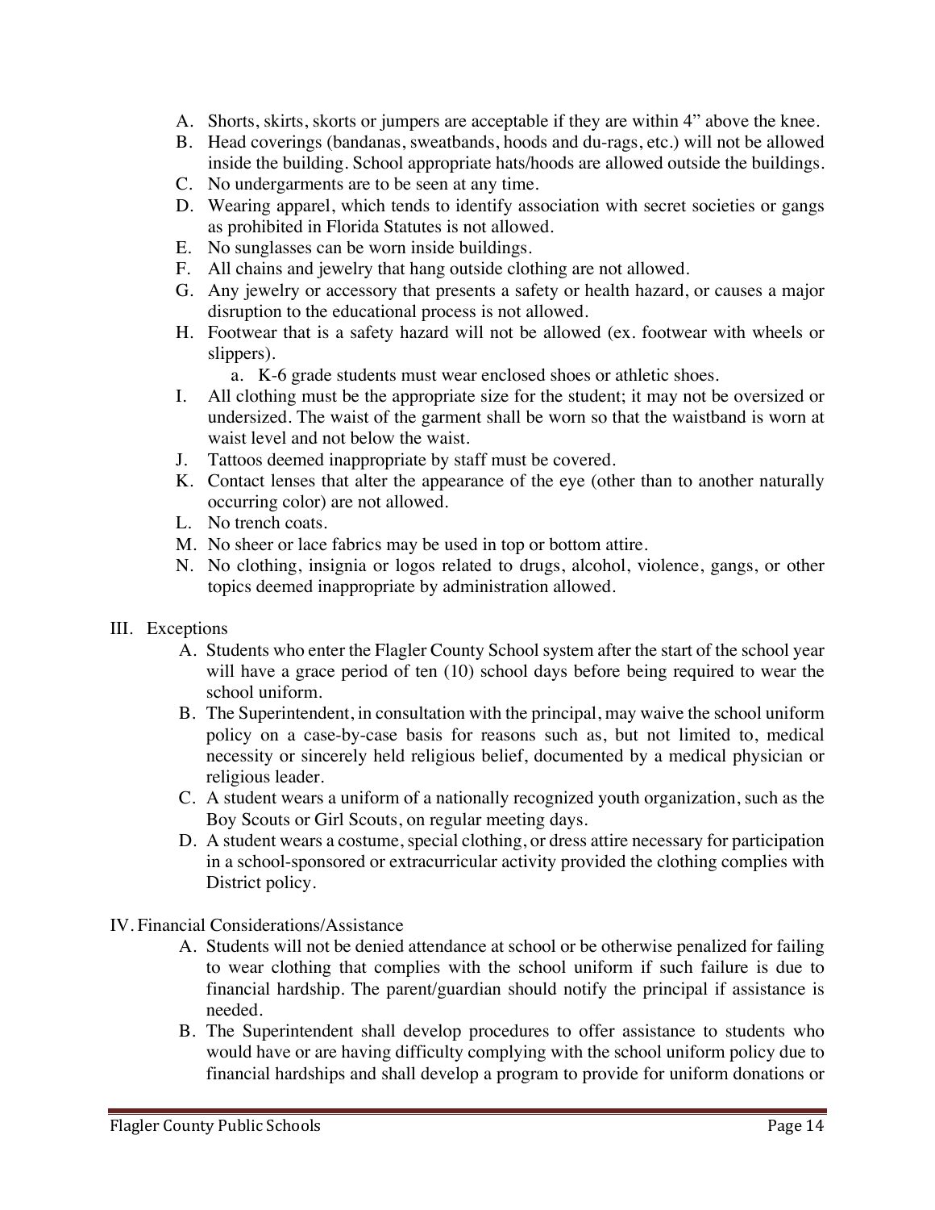A. Shorts, skirts, skorts or jumpers are acceptable if they are within 4" above the knee.
B. Head coverings (bandanas, sweatbands, hoods and du-rags, etc.) will not be allowed inside the building. School appropriate hats/hoods are allowed outside the buildings.
C. No undergarments are to be seen at any time.
D. Wearing apparel, which tends to identify association with secret societies or gangs as prohibited in Florida Statutes is not allowed.
E. No sunglasses can be worn inside buildings.
F. All chains and jewelry that hang outside clothing are not allowed.
G. Any jewelry or accessory that presents a safety or health hazard, or causes a major disruption to the educational process is not allowed.
H. Footwear that is a safety hazard will not be allowed (ex. footwear with wheels or slippers).
   a. K-6 grade students must wear enclosed shoes or athletic shoes.
I. All clothing must be the appropriate size for the student; it may not be oversized or undersized. The waist of the garment shall be worn so that the waistband is worn at waist level and not below the waist.
J. Tattoos deemed inappropriate by staff must be covered.
K. Contact lenses that alter the appearance of the eye (other than to another naturally occurring color) are not allowed.
L. No trench coats.
M. No sheer or lace fabrics may be used in top or bottom attire.
N. No clothing, insignia or logos related to drugs, alcohol, violence, gangs, or other topics deemed inappropriate by administration allowed.

III. Exceptions

A. Students who enter the Flagler County School system after the start of the school year will have a grace period of ten (10) school days before being required to wear the school uniform.
B. The Superintendent, in consultation with the principal, may waive the school uniform policy on a case-by-case basis for reasons such as, but not limited to, medical necessity or sincerely held religious belief, documented by a medical physician or religious leader.
C. A student wears a uniform of a nationally recognized youth organization, such as the Boy Scouts or Girl Scouts, on regular meeting days.
D. A student wears a costume, special clothing, or dress attire necessary for participation in a school-sponsored or extracurricular activity provided the clothing complies with District policy.

IV. Financial Considerations/Assistance

A. Students will not be denied attendance at school or be otherwise penalized for failing to wear clothing that complies with the school uniform if such failure is due to financial hardship. The parent/guardian should notify the principal if assistance is needed.
B. The Superintendent shall develop procedures to offer assistance to students who would have or are having difficulty complying with the school uniform policy due to financial hardships and shall develop a program to provide for uniform donations or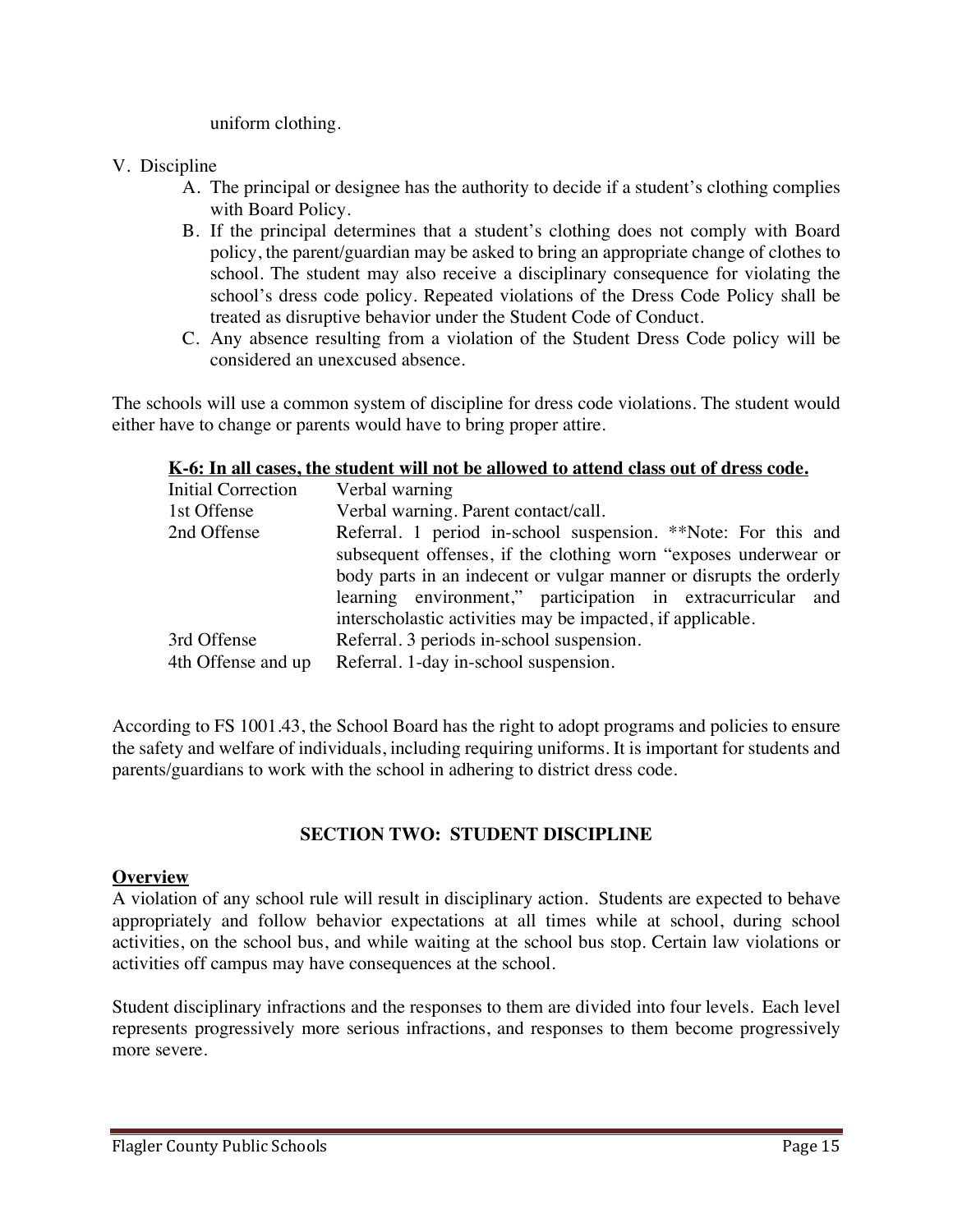uniform clothing.

V. Discipline

A. The principal or designee has the authority to decide if a student's clothing complies with Board Policy.

B. If the principal determines that a student's clothing does not comply with Board policy, the parent/guardian may be asked to bring an appropriate change of clothes to school. The student may also receive a disciplinary consequence for violating the school's dress code policy. Repeated violations of the Dress Code Policy shall be treated as disruptive behavior under the Student Code of Conduct.

C. Any absence resulting from a violation of the Student Dress Code policy will be considered an unexcused absence.

The schools will use a common system of discipline for dress code violations. The student would either have to change or parents would have to bring proper attire.

**K-6: In all cases, the student will not be allowed to attend class out of dress code.**

| | |
|---|---|
| Initial Correction | Verbal warning |
| 1st Offense | Verbal warning. Parent contact/call. |
| 2nd Offense | Referral. 1 period in-school suspension. **Note: For this and subsequent offenses, if the clothing worn "exposes underwear or body parts in an indecent or vulgar manner or disrupts the orderly learning environment," participation in extracurricular and interscholastic activities may be impacted, if applicable. |
| 3rd Offense | Referral. 3 periods in-school suspension. |
| 4th Offense and up | Referral. 1-day in-school suspension. |

According to FS 1001.43, the School Board has the right to adopt programs and policies to ensure the safety and welfare of individuals, including requiring uniforms. It is important for students and parents/guardians to work with the school in adhering to district dress code.

## SECTION TWO: STUDENT DISCIPLINE

**Overview**

A violation of any school rule will result in disciplinary action. Students are expected to behave appropriately and follow behavior expectations at all times while at school, during school activities, on the school bus, and while waiting at the school bus stop. Certain law violations or activities off campus may have consequences at the school.

Student disciplinary infractions and the responses to them are divided into four levels. Each level represents progressively more serious infractions, and responses to them become progressively more severe.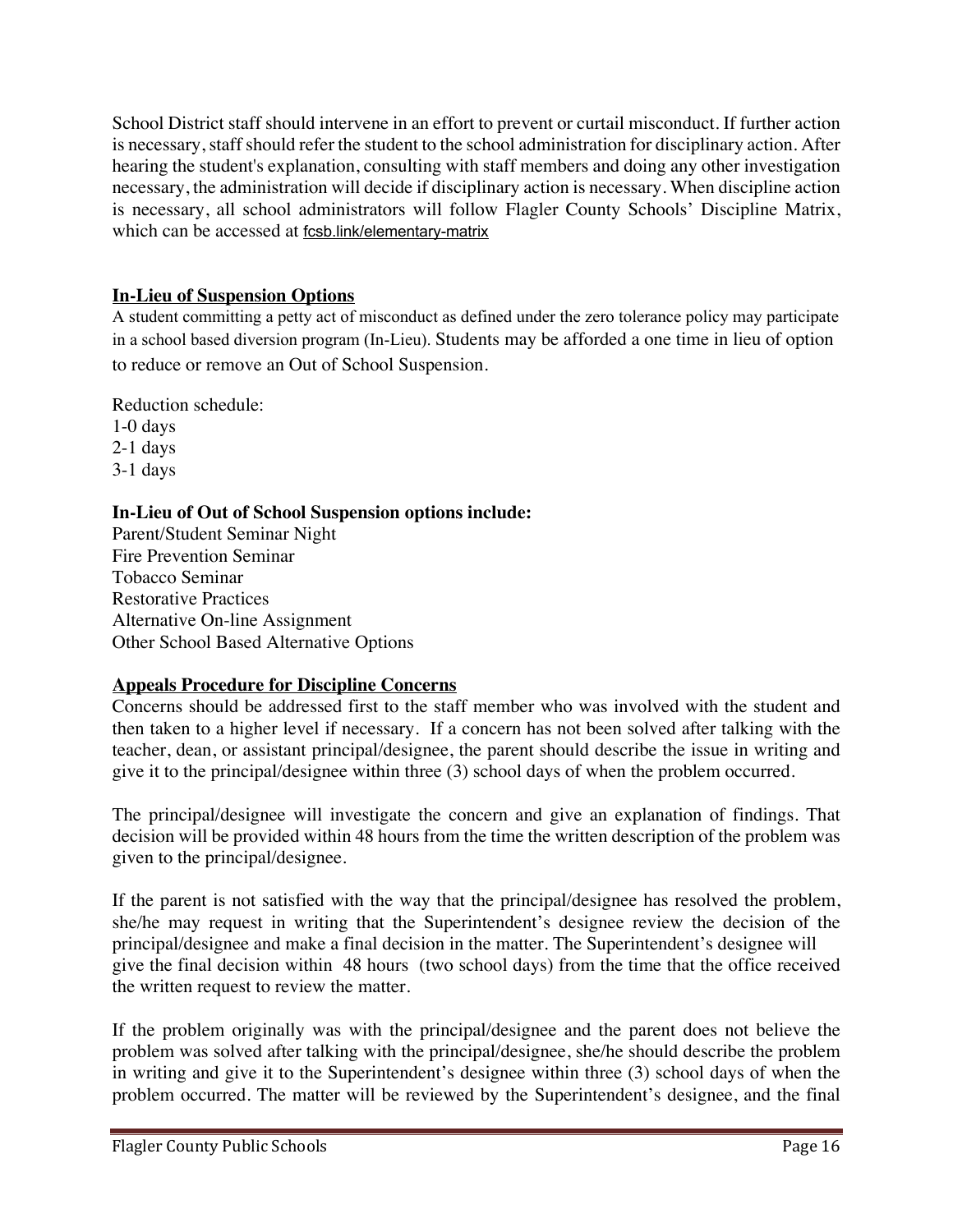School District staff should intervene in an effort to prevent or curtail misconduct. If further action is necessary, staff should refer the student to the school administration for disciplinary action. After hearing the student's explanation, consulting with staff members and doing any other investigation necessary, the administration will decide if disciplinary action is necessary. When discipline action is necessary, all school administrators will follow Flagler County Schools' Discipline Matrix, which can be accessed at fcsb.link/elementary-matrix

## In-Lieu of Suspension Options

A student committing a petty act of misconduct as defined under the zero tolerance policy may participate in a school based diversion program (In-Lieu). Students may be afforded a one time in lieu of option to reduce or remove an Out of School Suspension.

Reduction schedule:
1-0 days
2-1 days
3-1 days

**In-Lieu of Out of School Suspension options include:**

Parent/Student Seminar Night
Fire Prevention Seminar
Tobacco Seminar
Restorative Practices
Alternative On-line Assignment
Other School Based Alternative Options

## Appeals Procedure for Discipline Concerns

Concerns should be addressed first to the staff member who was involved with the student and then taken to a higher level if necessary. If a concern has not been solved after talking with the teacher, dean, or assistant principal/designee, the parent should describe the issue in writing and give it to the principal/designee within three (3) school days of when the problem occurred.

The principal/designee will investigate the concern and give an explanation of findings. That decision will be provided within 48 hours from the time the written description of the problem was given to the principal/designee.

If the parent is not satisfied with the way that the principal/designee has resolved the problem, she/he may request in writing that the Superintendent's designee review the decision of the principal/designee and make a final decision in the matter. The Superintendent's designee will give the final decision within 48 hours (two school days) from the time that the office received the written request to review the matter.

If the problem originally was with the principal/designee and the parent does not believe the problem was solved after talking with the principal/designee, she/he should describe the problem in writing and give it to the Superintendent's designee within three (3) school days of when the problem occurred. The matter will be reviewed by the Superintendent's designee, and the final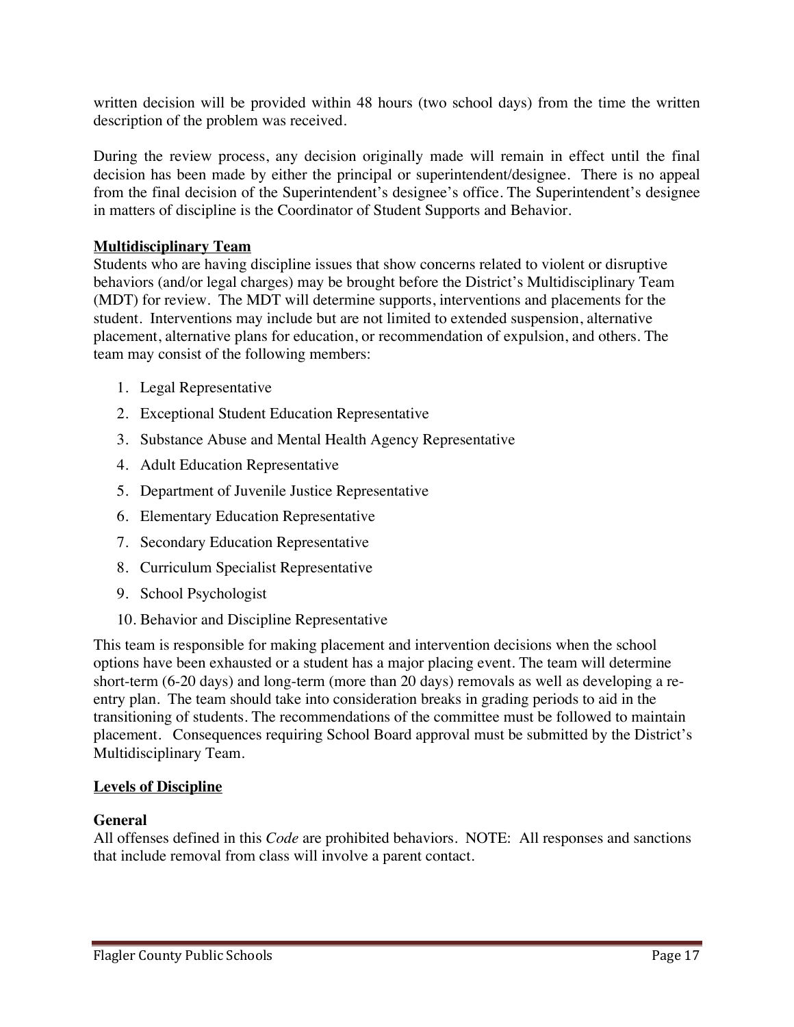written decision will be provided within 48 hours (two school days) from the time the written description of the problem was received.

During the review process, any decision originally made will remain in effect until the final decision has been made by either the principal or superintendent/designee. There is no appeal from the final decision of the Superintendent's designee's office. The Superintendent's designee in matters of discipline is the Coordinator of Student Supports and Behavior.

**Multidisciplinary Team**

Students who are having discipline issues that show concerns related to violent or disruptive behaviors (and/or legal charges) may be brought before the District's Multidisciplinary Team (MDT) for review. The MDT will determine supports, interventions and placements for the student. Interventions may include but are not limited to extended suspension, alternative placement, alternative plans for education, or recommendation of expulsion, and others. The team may consist of the following members:

1. Legal Representative
2. Exceptional Student Education Representative
3. Substance Abuse and Mental Health Agency Representative
4. Adult Education Representative
5. Department of Juvenile Justice Representative
6. Elementary Education Representative
7. Secondary Education Representative
8. Curriculum Specialist Representative
9. School Psychologist
10. Behavior and Discipline Representative

This team is responsible for making placement and intervention decisions when the school options have been exhausted or a student has a major placing event. The team will determine short-term (6-20 days) and long-term (more than 20 days) removals as well as developing a re-entry plan. The team should take into consideration breaks in grading periods to aid in the transitioning of students. The recommendations of the committee must be followed to maintain placement. Consequences requiring School Board approval must be submitted by the District's Multidisciplinary Team.

**Levels of Discipline**

**General**

All offenses defined in this *Code* are prohibited behaviors. NOTE: All responses and sanctions that include removal from class will involve a parent contact.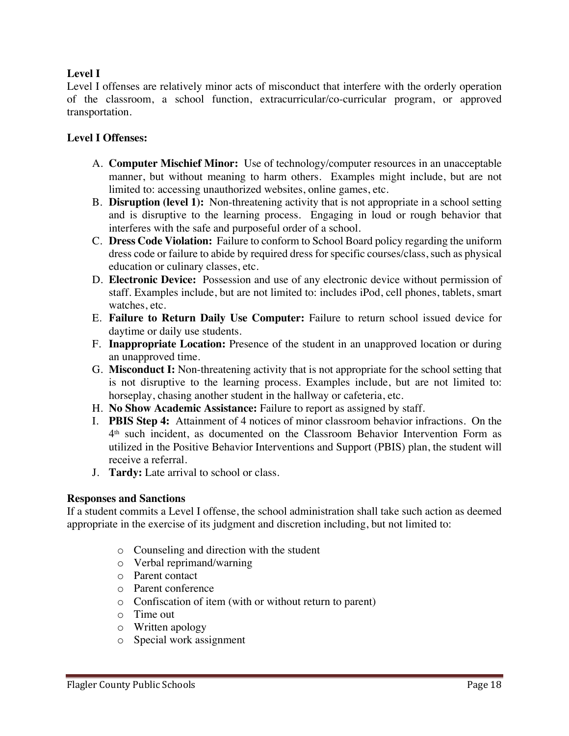**Level I**

Level I offenses are relatively minor acts of misconduct that interfere with the orderly operation of the classroom, a school function, extracurricular/co-curricular program, or approved transportation.

**Level I Offenses:**

A. **Computer Mischief Minor:** Use of technology/computer resources in an unacceptable manner, but without meaning to harm others. Examples might include, but are not limited to: accessing unauthorized websites, online games, etc.
B. **Disruption (level 1):** Non-threatening activity that is not appropriate in a school setting and is disruptive to the learning process. Engaging in loud or rough behavior that interferes with the safe and purposeful order of a school.
C. **Dress Code Violation:** Failure to conform to School Board policy regarding the uniform dress code or failure to abide by required dress for specific courses/class, such as physical education or culinary classes, etc.
D. **Electronic Device:** Possession and use of any electronic device without permission of staff. Examples include, but are not limited to: includes iPod, cell phones, tablets, smart watches, etc.
E. **Failure to Return Daily Use Computer:** Failure to return school issued device for daytime or daily use students.
F. **Inappropriate Location:** Presence of the student in an unapproved location or during an unapproved time.
G. **Misconduct I:** Non-threatening activity that is not appropriate for the school setting that is not disruptive to the learning process. Examples include, but are not limited to: horseplay, chasing another student in the hallway or cafeteria, etc.
H. **No Show Academic Assistance:** Failure to report as assigned by staff.
I. **PBIS Step 4:** Attainment of 4 notices of minor classroom behavior infractions. On the 4th such incident, as documented on the Classroom Behavior Intervention Form as utilized in the Positive Behavior Interventions and Support (PBIS) plan, the student will receive a referral.
J. **Tardy:** Late arrival to school or class.

**Responses and Sanctions**

If a student commits a Level I offense, the school administration shall take such action as deemed appropriate in the exercise of its judgment and discretion including, but not limited to:

- Counseling and direction with the student
- Verbal reprimand/warning
- Parent contact
- Parent conference
- Confiscation of item (with or without return to parent)
- Time out
- Written apology
- Special work assignment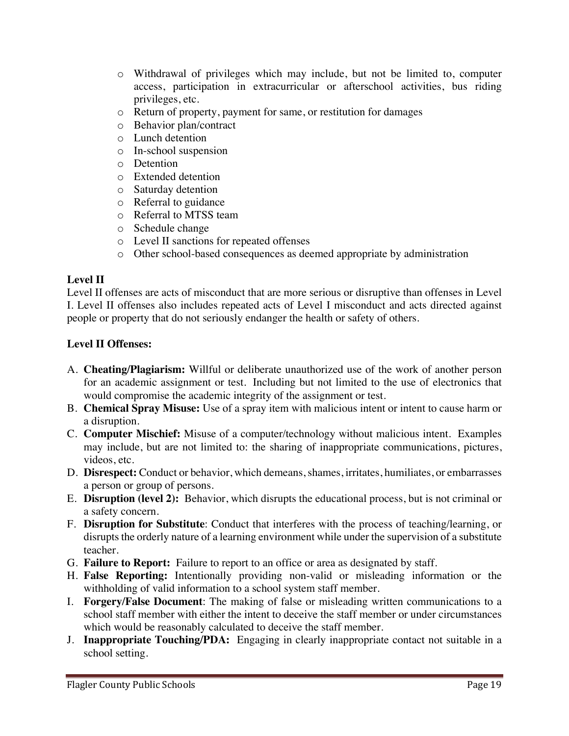- Withdrawal of privileges which may include, but not be limited to, computer access, participation in extracurricular or afterschool activities, bus riding privileges, etc.
- Return of property, payment for same, or restitution for damages
- Behavior plan/contract
- Lunch detention
- In-school suspension
- Detention
- Extended detention
- Saturday detention
- Referral to guidance
- Referral to MTSS team
- Schedule change
- Level II sanctions for repeated offenses
- Other school-based consequences as deemed appropriate by administration

**Level II**

Level II offenses are acts of misconduct that are more serious or disruptive than offenses in Level I. Level II offenses also includes repeated acts of Level I misconduct and acts directed against people or property that do not seriously endanger the health or safety of others.

**Level II Offenses:**

A. **Cheating/Plagiarism:** Willful or deliberate unauthorized use of the work of another person for an academic assignment or test. Including but not limited to the use of electronics that would compromise the academic integrity of the assignment or test.
B. **Chemical Spray Misuse:** Use of a spray item with malicious intent or intent to cause harm or a disruption.
C. **Computer Mischief:** Misuse of a computer/technology without malicious intent. Examples may include, but are not limited to: the sharing of inappropriate communications, pictures, videos, etc.
D. **Disrespect:** Conduct or behavior, which demeans, shames, irritates, humiliates, or embarrasses a person or group of persons.
E. **Disruption (level 2):** Behavior, which disrupts the educational process, but is not criminal or a safety concern.
F. **Disruption for Substitute**: Conduct that interferes with the process of teaching/learning, or disrupts the orderly nature of a learning environment while under the supervision of a substitute teacher.
G. **Failure to Report:** Failure to report to an office or area as designated by staff.
H. **False Reporting:** Intentionally providing non-valid or misleading information or the withholding of valid information to a school system staff member.
I. **Forgery/False Document**: The making of false or misleading written communications to a school staff member with either the intent to deceive the staff member or under circumstances which would be reasonably calculated to deceive the staff member.
J. **Inappropriate Touching/PDA:** Engaging in clearly inappropriate contact not suitable in a school setting.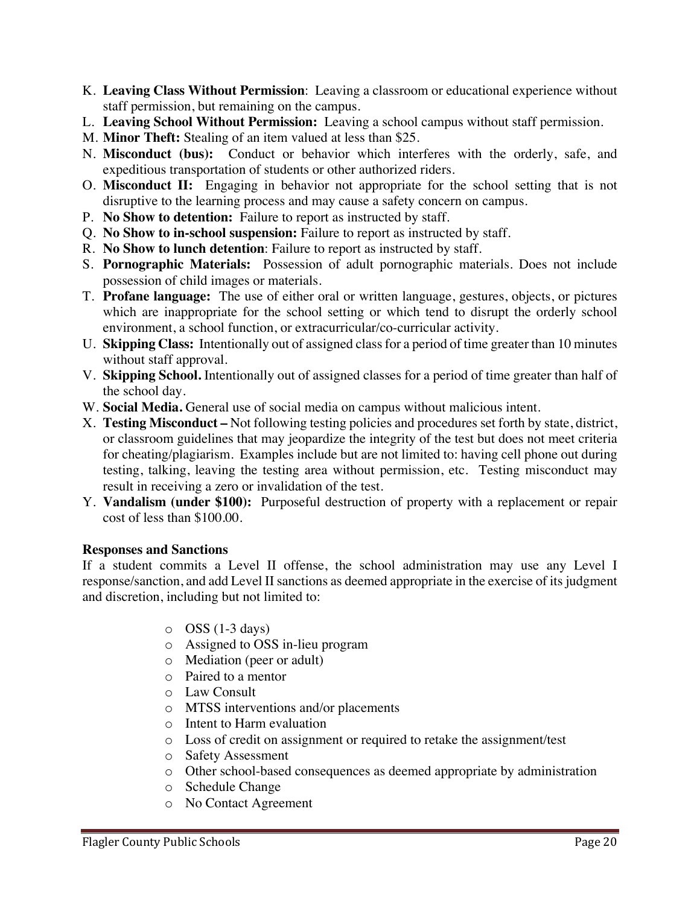K. **Leaving Class Without Permission**: Leaving a classroom or educational experience without staff permission, but remaining on the campus.
L. **Leaving School Without Permission:** Leaving a school campus without staff permission.
M. **Minor Theft:** Stealing of an item valued at less than $25.
N. **Misconduct (bus):** Conduct or behavior which interferes with the orderly, safe, and expeditious transportation of students or other authorized riders.
O. **Misconduct II:** Engaging in behavior not appropriate for the school setting that is not disruptive to the learning process and may cause a safety concern on campus.
P. **No Show to detention:** Failure to report as instructed by staff.
Q. **No Show to in-school suspension:** Failure to report as instructed by staff.
R. **No Show to lunch detention**: Failure to report as instructed by staff.
S. **Pornographic Materials:** Possession of adult pornographic materials. Does not include possession of child images or materials.
T. **Profane language:** The use of either oral or written language, gestures, objects, or pictures which are inappropriate for the school setting or which tend to disrupt the orderly school environment, a school function, or extracurricular/co-curricular activity.
U. **Skipping Class:** Intentionally out of assigned class for a period of time greater than 10 minutes without staff approval.
V. **Skipping School.** Intentionally out of assigned classes for a period of time greater than half of the school day.
W. **Social Media.** General use of social media on campus without malicious intent.
X. **Testing Misconduct –** Not following testing policies and procedures set forth by state, district, or classroom guidelines that may jeopardize the integrity of the test but does not meet criteria for cheating/plagiarism. Examples include but are not limited to: having cell phone out during testing, talking, leaving the testing area without permission, etc. Testing misconduct may result in receiving a zero or invalidation of the test.
Y. **Vandalism (under $100):** Purposeful destruction of property with a replacement or repair cost of less than $100.00.

**Responses and Sanctions**

If a student commits a Level II offense, the school administration may use any Level I response/sanction, and add Level II sanctions as deemed appropriate in the exercise of its judgment and discretion, including but not limited to:

- OSS (1-3 days)
- Assigned to OSS in-lieu program
- Mediation (peer or adult)
- Paired to a mentor
- Law Consult
- MTSS interventions and/or placements
- Intent to Harm evaluation
- Loss of credit on assignment or required to retake the assignment/test
- Safety Assessment
- Other school-based consequences as deemed appropriate by administration
- Schedule Change
- No Contact Agreement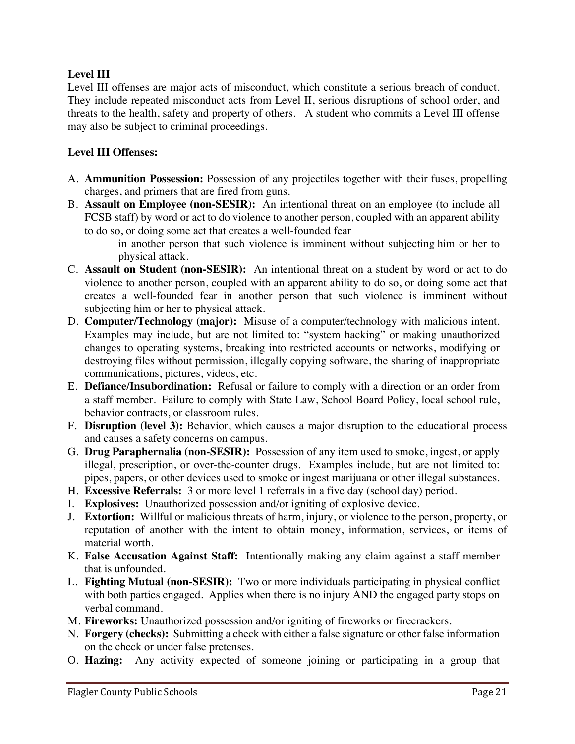**Level III**

Level III offenses are major acts of misconduct, which constitute a serious breach of conduct. They include repeated misconduct acts from Level II, serious disruptions of school order, and threats to the health, safety and property of others. A student who commits a Level III offense may also be subject to criminal proceedings.

**Level III Offenses:**

A. **Ammunition Possession:** Possession of any projectiles together with their fuses, propelling charges, and primers that are fired from guns.
B. **Assault on Employee (non-SESIR):** An intentional threat on an employee (to include all FCSB staff) by word or act to do violence to another person, coupled with an apparent ability to do so, or doing some act that creates a well-founded fear in another person that such violence is imminent without subjecting him or her to physical attack.
C. **Assault on Student (non-SESIR):** An intentional threat on a student by word or act to do violence to another person, coupled with an apparent ability to do so, or doing some act that creates a well-founded fear in another person that such violence is imminent without subjecting him or her to physical attack.
D. **Computer/Technology (major):** Misuse of a computer/technology with malicious intent. Examples may include, but are not limited to: "system hacking" or making unauthorized changes to operating systems, breaking into restricted accounts or networks, modifying or destroying files without permission, illegally copying software, the sharing of inappropriate communications, pictures, videos, etc.
E. **Defiance/Insubordination:** Refusal or failure to comply with a direction or an order from a staff member. Failure to comply with State Law, School Board Policy, local school rule, behavior contracts, or classroom rules.
F. **Disruption (level 3):** Behavior, which causes a major disruption to the educational process and causes a safety concerns on campus.
G. **Drug Paraphernalia (non-SESIR):** Possession of any item used to smoke, ingest, or apply illegal, prescription, or over-the-counter drugs. Examples include, but are not limited to: pipes, papers, or other devices used to smoke or ingest marijuana or other illegal substances.
H. **Excessive Referrals:** 3 or more level 1 referrals in a five day (school day) period.
I. **Explosives:** Unauthorized possession and/or igniting of explosive device.
J. **Extortion:** Willful or malicious threats of harm, injury, or violence to the person, property, or reputation of another with the intent to obtain money, information, services, or items of material worth.
K. **False Accusation Against Staff:** Intentionally making any claim against a staff member that is unfounded.
L. **Fighting Mutual (non-SESIR):** Two or more individuals participating in physical conflict with both parties engaged. Applies when there is no injury AND the engaged party stops on verbal command.
M. **Fireworks:** Unauthorized possession and/or igniting of fireworks or firecrackers.
N. **Forgery (checks):** Submitting a check with either a false signature or other false information on the check or under false pretenses.
O. **Hazing:** Any activity expected of someone joining or participating in a group that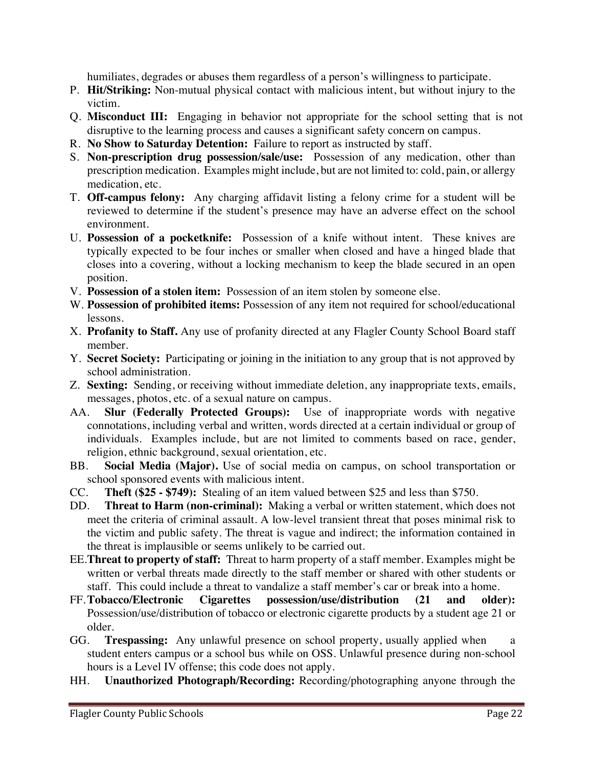humiliates, degrades or abuses them regardless of a person's willingness to participate.

P. **Hit/Striking:** Non-mutual physical contact with malicious intent, but without injury to the victim.

Q. **Misconduct III:** Engaging in behavior not appropriate for the school setting that is not disruptive to the learning process and causes a significant safety concern on campus.

R. **No Show to Saturday Detention:** Failure to report as instructed by staff.

S. **Non-prescription drug possession/sale/use:** Possession of any medication, other than prescription medication. Examples might include, but are not limited to: cold, pain, or allergy medication, etc.

T. **Off-campus felony:** Any charging affidavit listing a felony crime for a student will be reviewed to determine if the student's presence may have an adverse effect on the school environment.

U. **Possession of a pocketknife:** Possession of a knife without intent. These knives are typically expected to be four inches or smaller when closed and have a hinged blade that closes into a covering, without a locking mechanism to keep the blade secured in an open position.

V. **Possession of a stolen item:** Possession of an item stolen by someone else.

W. **Possession of prohibited items:** Possession of any item not required for school/educational lessons.

X. **Profanity to Staff.** Any use of profanity directed at any Flagler County School Board staff member.

Y. **Secret Society:** Participating or joining in the initiation to any group that is not approved by school administration.

Z. **Sexting:** Sending, or receiving without immediate deletion, any inappropriate texts, emails, messages, photos, etc. of a sexual nature on campus.

AA. **Slur (Federally Protected Groups):** Use of inappropriate words with negative connotations, including verbal and written, words directed at a certain individual or group of individuals. Examples include, but are not limited to comments based on race, gender, religion, ethnic background, sexual orientation, etc.

BB. **Social Media (Major).** Use of social media on campus, on school transportation or school sponsored events with malicious intent.

CC. **Theft ($25 - $749):** Stealing of an item valued between $25 and less than $750.

DD. **Threat to Harm (non-criminal):** Making a verbal or written statement, which does not meet the criteria of criminal assault. A low-level transient threat that poses minimal risk to the victim and public safety. The threat is vague and indirect; the information contained in the threat is implausible or seems unlikely to be carried out.

EE. **Threat to property of staff:** Threat to harm property of a staff member. Examples might be written or verbal threats made directly to the staff member or shared with other students or staff. This could include a threat to vandalize a staff member's car or break into a home.

FF. **Tobacco/Electronic Cigarettes possession/use/distribution (21 and older):** Possession/use/distribution of tobacco or electronic cigarette products by a student age 21 or older.

GG. **Trespassing:** Any unlawful presence on school property, usually applied when a student enters campus or a school bus while on OSS. Unlawful presence during non-school hours is a Level IV offense; this code does not apply.

HH. **Unauthorized Photograph/Recording:** Recording/photographing anyone through the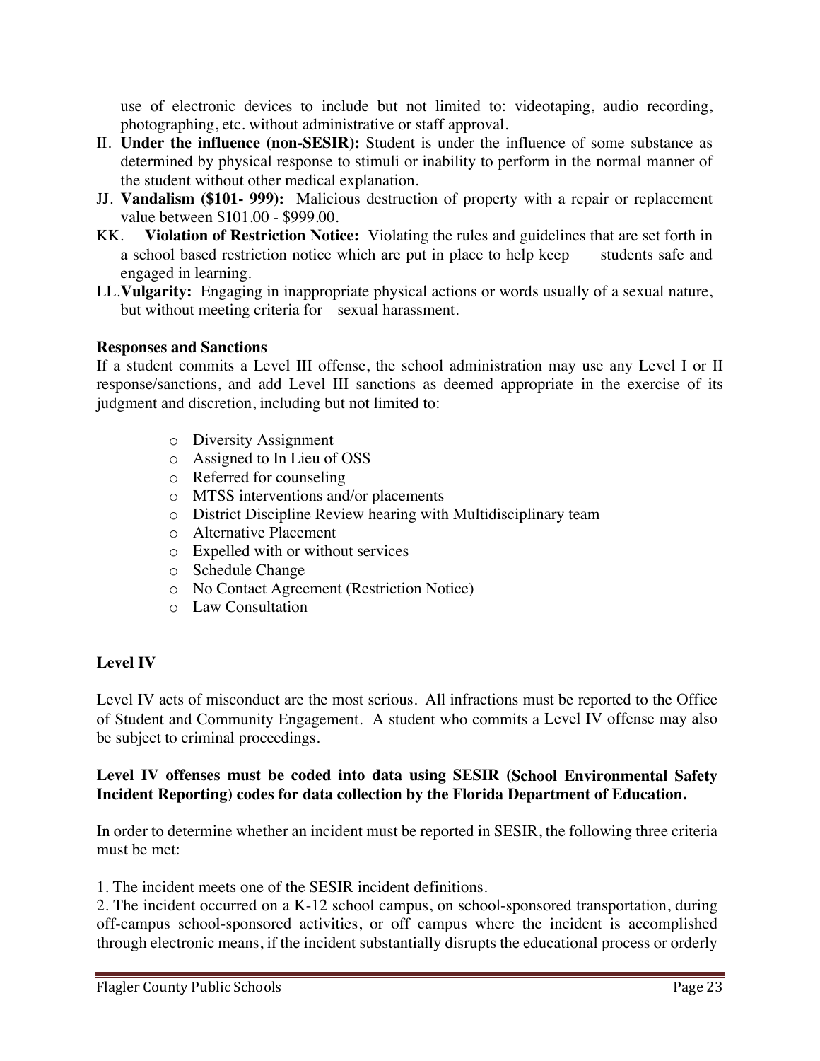use of electronic devices to include but not limited to: videotaping, audio recording, photographing, etc. without administrative or staff approval.

II. **Under the influence (non-SESIR):** Student is under the influence of some substance as determined by physical response to stimuli or inability to perform in the normal manner of the student without other medical explanation.

JJ. **Vandalism ($101- 999):** Malicious destruction of property with a repair or replacement value between $101.00 - $999.00.

KK. **Violation of Restriction Notice:** Violating the rules and guidelines that are set forth in a school based restriction notice which are put in place to help keep students safe and engaged in learning.

LL. **Vulgarity:** Engaging in inappropriate physical actions or words usually of a sexual nature, but without meeting criteria for sexual harassment.

**Responses and Sanctions**

If a student commits a Level III offense, the school administration may use any Level I or II response/sanctions, and add Level III sanctions as deemed appropriate in the exercise of its judgment and discretion, including but not limited to:

- Diversity Assignment
- Assigned to In Lieu of OSS
- Referred for counseling
- MTSS interventions and/or placements
- District Discipline Review hearing with Multidisciplinary team
- Alternative Placement
- Expelled with or without services
- Schedule Change
- No Contact Agreement (Restriction Notice)
- Law Consultation

## Level IV

Level IV acts of misconduct are the most serious. All infractions must be reported to the Office of Student and Community Engagement. A student who commits a Level IV offense may also be subject to criminal proceedings.

**Level IV offenses must be coded into data using SESIR (School Environmental Safety Incident Reporting) codes for data collection by the Florida Department of Education.**

In order to determine whether an incident must be reported in SESIR, the following three criteria must be met:

1. The incident meets one of the SESIR incident definitions.
2. The incident occurred on a K-12 school campus, on school-sponsored transportation, during off-campus school-sponsored activities, or off campus where the incident is accomplished through electronic means, if the incident substantially disrupts the educational process or orderly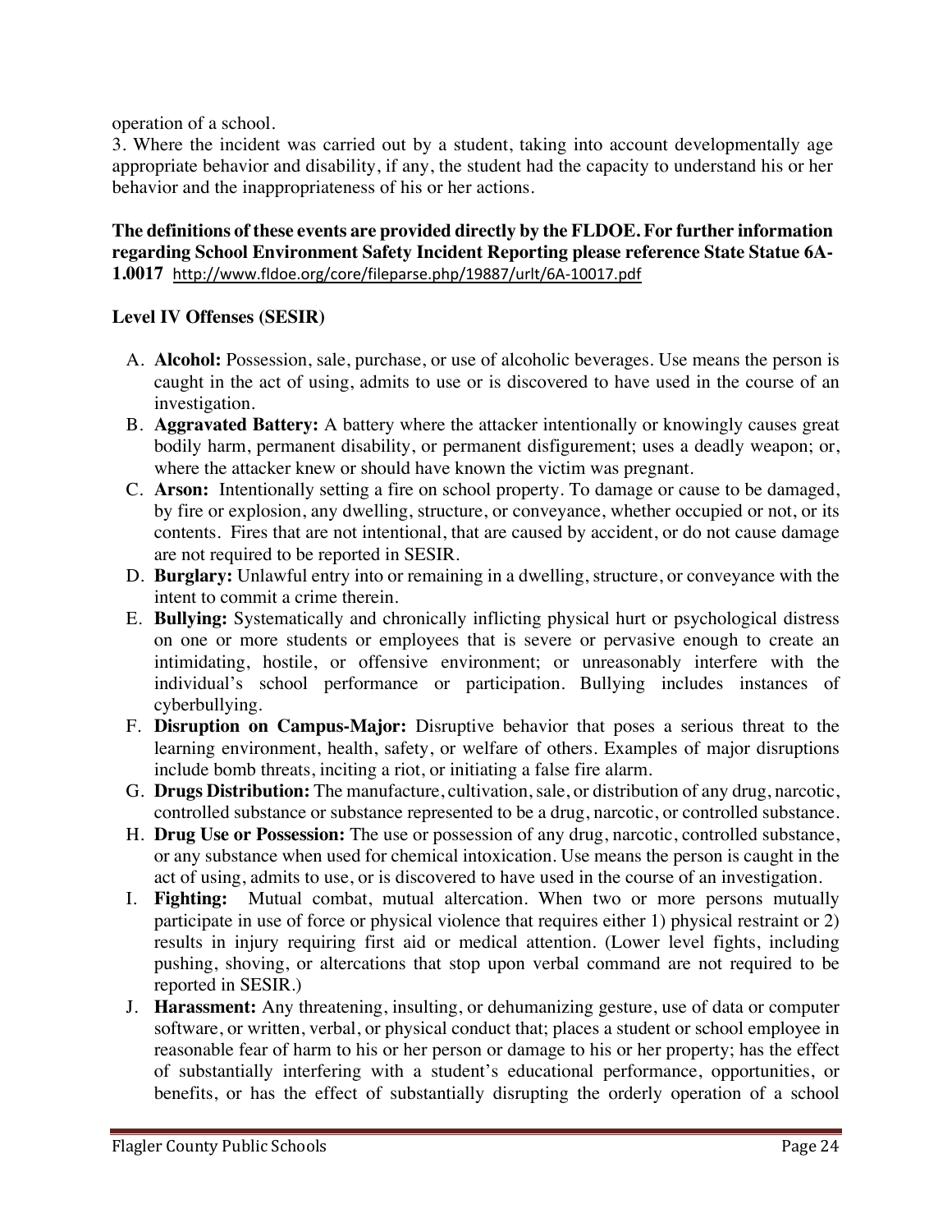operation of a school.

3. Where the incident was carried out by a student, taking into account developmentally age appropriate behavior and disability, if any, the student had the capacity to understand his or her behavior and the inappropriateness of his or her actions.

**The definitions of these events are provided directly by the FLDOE. For further information regarding School Environment Safety Incident Reporting please reference State Statue 6A-1.0017** http://www.fldoe.org/core/fileparse.php/19887/urlt/6A-10017.pdf

**Level IV Offenses (SESIR)**

A. **Alcohol:** Possession, sale, purchase, or use of alcoholic beverages. Use means the person is caught in the act of using, admits to use or is discovered to have used in the course of an investigation.
B. **Aggravated Battery:** A battery where the attacker intentionally or knowingly causes great bodily harm, permanent disability, or permanent disfigurement; uses a deadly weapon; or, where the attacker knew or should have known the victim was pregnant.
C. **Arson:** Intentionally setting a fire on school property. To damage or cause to be damaged, by fire or explosion, any dwelling, structure, or conveyance, whether occupied or not, or its contents. Fires that are not intentional, that are caused by accident, or do not cause damage are not required to be reported in SESIR.
D. **Burglary:** Unlawful entry into or remaining in a dwelling, structure, or conveyance with the intent to commit a crime therein.
E. **Bullying:** Systematically and chronically inflicting physical hurt or psychological distress on one or more students or employees that is severe or pervasive enough to create an intimidating, hostile, or offensive environment; or unreasonably interfere with the individual's school performance or participation. Bullying includes instances of cyberbullying.
F. **Disruption on Campus-Major:** Disruptive behavior that poses a serious threat to the learning environment, health, safety, or welfare of others. Examples of major disruptions include bomb threats, inciting a riot, or initiating a false fire alarm.
G. **Drugs Distribution:** The manufacture, cultivation, sale, or distribution of any drug, narcotic, controlled substance or substance represented to be a drug, narcotic, or controlled substance.
H. **Drug Use or Possession:** The use or possession of any drug, narcotic, controlled substance, or any substance when used for chemical intoxication. Use means the person is caught in the act of using, admits to use, or is discovered to have used in the course of an investigation.
I. **Fighting:** Mutual combat, mutual altercation. When two or more persons mutually participate in use of force or physical violence that requires either 1) physical restraint or 2) results in injury requiring first aid or medical attention. (Lower level fights, including pushing, shoving, or altercations that stop upon verbal command are not required to be reported in SESIR.)
J. **Harassment:** Any threatening, insulting, or dehumanizing gesture, use of data or computer software, or written, verbal, or physical conduct that; places a student or school employee in reasonable fear of harm to his or her person or damage to his or her property; has the effect of substantially interfering with a student's educational performance, opportunities, or benefits, or has the effect of substantially disrupting the orderly operation of a school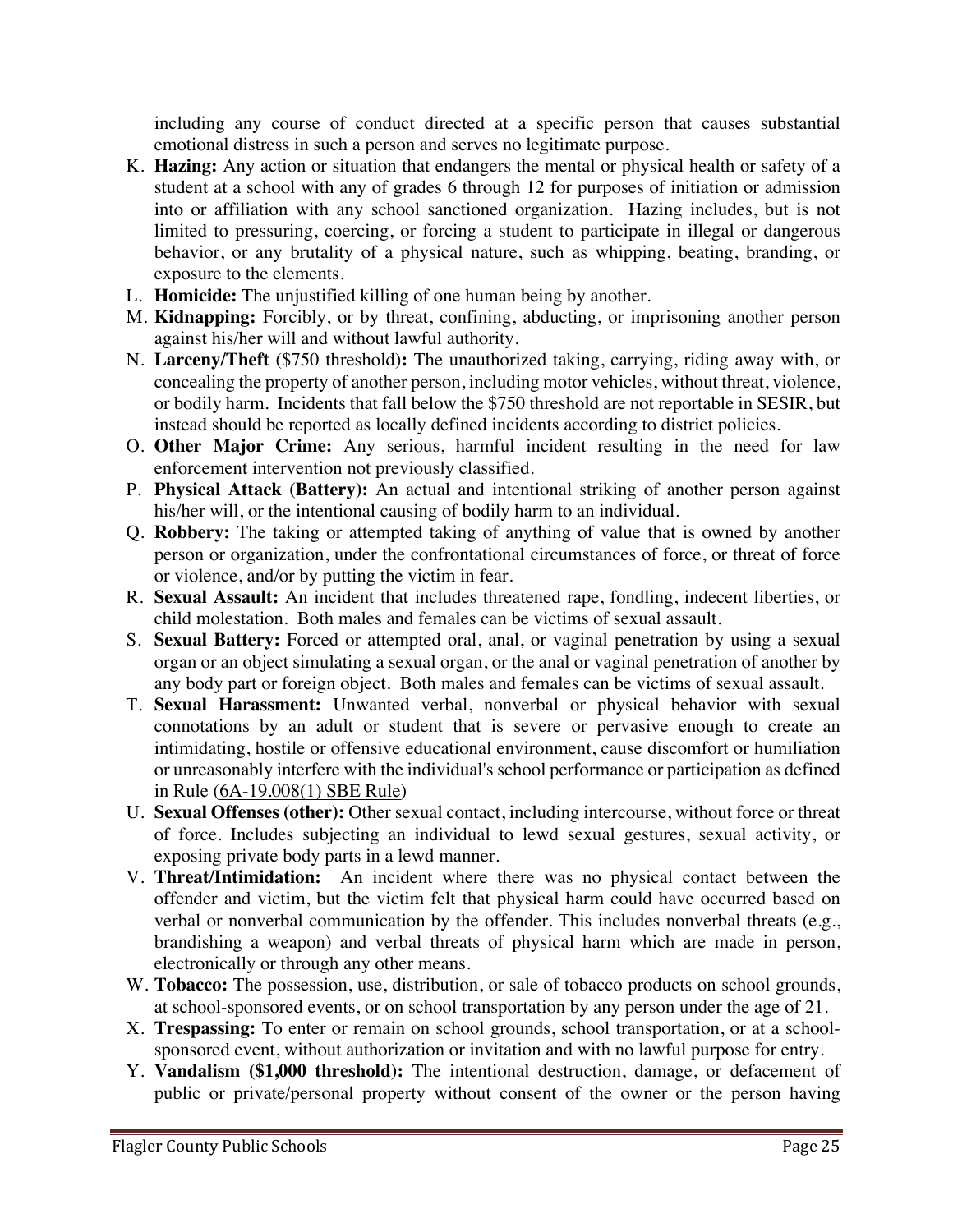including any course of conduct directed at a specific person that causes substantial emotional distress in such a person and serves no legitimate purpose.

K. **Hazing:** Any action or situation that endangers the mental or physical health or safety of a student at a school with any of grades 6 through 12 for purposes of initiation or admission into or affiliation with any school sanctioned organization. Hazing includes, but is not limited to pressuring, coercing, or forcing a student to participate in illegal or dangerous behavior, or any brutality of a physical nature, such as whipping, beating, branding, or exposure to the elements.

L. **Homicide:** The unjustified killing of one human being by another.

M. **Kidnapping:** Forcibly, or by threat, confining, abducting, or imprisoning another person against his/her will and without lawful authority.

N. **Larceny/Theft** ($750 threshold)**:** The unauthorized taking, carrying, riding away with, or concealing the property of another person, including motor vehicles, without threat, violence, or bodily harm. Incidents that fall below the $750 threshold are not reportable in SESIR, but instead should be reported as locally defined incidents according to district policies.

O. **Other Major Crime:** Any serious, harmful incident resulting in the need for law enforcement intervention not previously classified.

P. **Physical Attack (Battery):** An actual and intentional striking of another person against his/her will, or the intentional causing of bodily harm to an individual.

Q. **Robbery:** The taking or attempted taking of anything of value that is owned by another person or organization, under the confrontational circumstances of force, or threat of force or violence, and/or by putting the victim in fear.

R. **Sexual Assault:** An incident that includes threatened rape, fondling, indecent liberties, or child molestation. Both males and females can be victims of sexual assault.

S. **Sexual Battery:** Forced or attempted oral, anal, or vaginal penetration by using a sexual organ or an object simulating a sexual organ, or the anal or vaginal penetration of another by any body part or foreign object. Both males and females can be victims of sexual assault.

T. **Sexual Harassment:** Unwanted verbal, nonverbal or physical behavior with sexual connotations by an adult or student that is severe or pervasive enough to create an intimidating, hostile or offensive educational environment, cause discomfort or humiliation or unreasonably interfere with the individual's school performance or participation as defined in Rule (6A-19.008(1) SBE Rule)

U. **Sexual Offenses (other):** Other sexual contact, including intercourse, without force or threat of force. Includes subjecting an individual to lewd sexual gestures, sexual activity, or exposing private body parts in a lewd manner.

V. **Threat/Intimidation:** An incident where there was no physical contact between the offender and victim, but the victim felt that physical harm could have occurred based on verbal or nonverbal communication by the offender. This includes nonverbal threats (e.g., brandishing a weapon) and verbal threats of physical harm which are made in person, electronically or through any other means.

W. **Tobacco:** The possession, use, distribution, or sale of tobacco products on school grounds, at school-sponsored events, or on school transportation by any person under the age of 21.

X. **Trespassing:** To enter or remain on school grounds, school transportation, or at a school-sponsored event, without authorization or invitation and with no lawful purpose for entry.

Y. **Vandalism ($1,000 threshold):** The intentional destruction, damage, or defacement of public or private/personal property without consent of the owner or the person having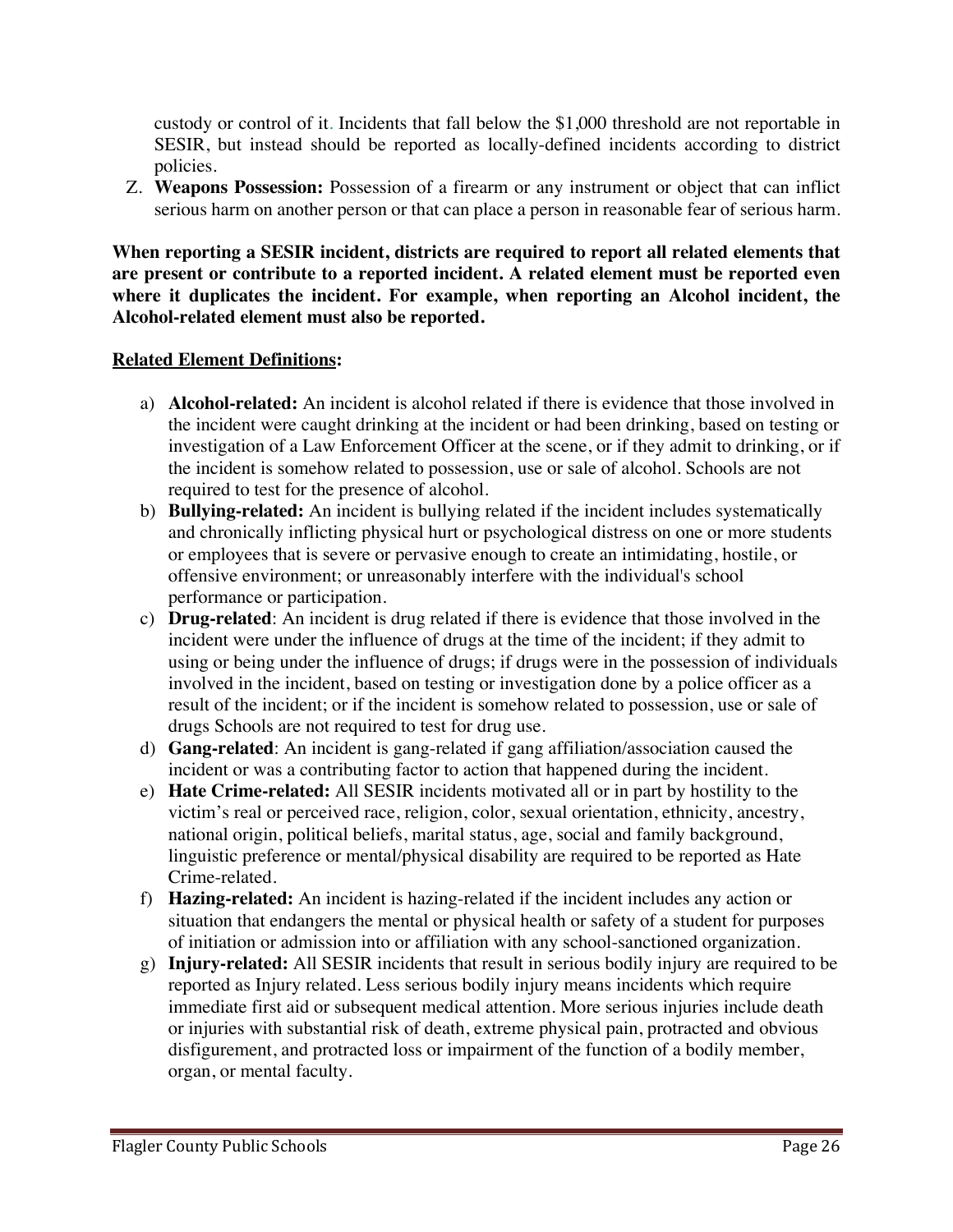custody or control of it. Incidents that fall below the $1,000 threshold are not reportable in SESIR, but instead should be reported as locally-defined incidents according to district policies.

Z. **Weapons Possession:** Possession of a firearm or any instrument or object that can inflict serious harm on another person or that can place a person in reasonable fear of serious harm.

**When reporting a SESIR incident, districts are required to report all related elements that are present or contribute to a reported incident. A related element must be reported even where it duplicates the incident. For example, when reporting an Alcohol incident, the Alcohol-related element must also be reported.**

**Related Element Definitions:**

a) **Alcohol-related:** An incident is alcohol related if there is evidence that those involved in the incident were caught drinking at the incident or had been drinking, based on testing or investigation of a Law Enforcement Officer at the scene, or if they admit to drinking, or if the incident is somehow related to possession, use or sale of alcohol. Schools are not required to test for the presence of alcohol.

b) **Bullying-related:** An incident is bullying related if the incident includes systematically and chronically inflicting physical hurt or psychological distress on one or more students or employees that is severe or pervasive enough to create an intimidating, hostile, or offensive environment; or unreasonably interfere with the individual's school performance or participation.

c) **Drug-related**: An incident is drug related if there is evidence that those involved in the incident were under the influence of drugs at the time of the incident; if they admit to using or being under the influence of drugs; if drugs were in the possession of individuals involved in the incident, based on testing or investigation done by a police officer as a result of the incident; or if the incident is somehow related to possession, use or sale of drugs Schools are not required to test for drug use.

d) **Gang-related**: An incident is gang-related if gang affiliation/association caused the incident or was a contributing factor to action that happened during the incident.

e) **Hate Crime-related:** All SESIR incidents motivated all or in part by hostility to the victim's real or perceived race, religion, color, sexual orientation, ethnicity, ancestry, national origin, political beliefs, marital status, age, social and family background, linguistic preference or mental/physical disability are required to be reported as Hate Crime-related.

f) **Hazing-related:** An incident is hazing-related if the incident includes any action or situation that endangers the mental or physical health or safety of a student for purposes of initiation or admission into or affiliation with any school-sanctioned organization.

g) **Injury-related:** All SESIR incidents that result in serious bodily injury are required to be reported as Injury related. Less serious bodily injury means incidents which require immediate first aid or subsequent medical attention. More serious injuries include death or injuries with substantial risk of death, extreme physical pain, protracted and obvious disfigurement, and protracted loss or impairment of the function of a bodily member, organ, or mental faculty.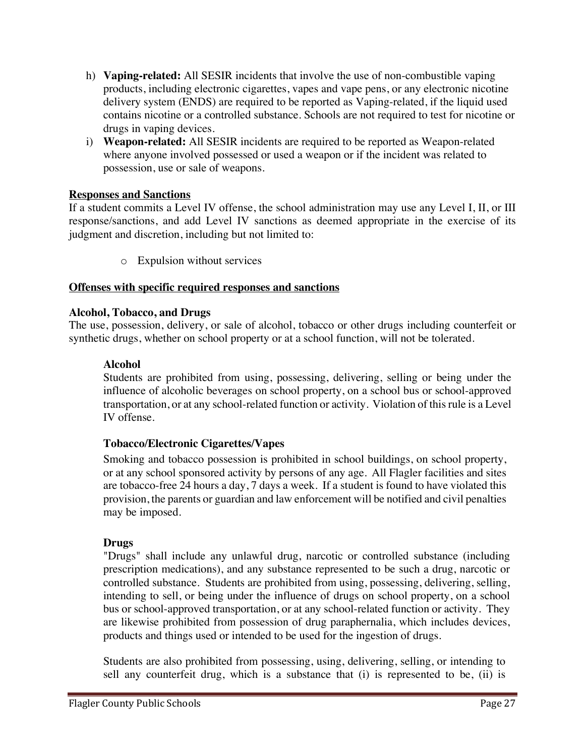h) **Vaping-related:** All SESIR incidents that involve the use of non-combustible vaping products, including electronic cigarettes, vapes and vape pens, or any electronic nicotine delivery system (ENDS) are required to be reported as Vaping-related, if the liquid used contains nicotine or a controlled substance. Schools are not required to test for nicotine or drugs in vaping devices.

i) **Weapon-related:** All SESIR incidents are required to be reported as Weapon-related where anyone involved possessed or used a weapon or if the incident was related to possession, use or sale of weapons.

**<u>Responses and Sanctions</u>**

If a student commits a Level IV offense, the school administration may use any Level I, II, or III response/sanctions, and add Level IV sanctions as deemed appropriate in the exercise of its judgment and discretion, including but not limited to:

- Expulsion without services

**<u>Offenses with specific required responses and sanctions</u>**

**Alcohol, Tobacco, and Drugs**

The use, possession, delivery, or sale of alcohol, tobacco or other drugs including counterfeit or synthetic drugs, whether on school property or at a school function, will not be tolerated.

**Alcohol**

Students are prohibited from using, possessing, delivering, selling or being under the influence of alcoholic beverages on school property, on a school bus or school-approved transportation, or at any school-related function or activity. Violation of this rule is a Level IV offense.

**Tobacco/Electronic Cigarettes/Vapes**

Smoking and tobacco possession is prohibited in school buildings, on school property, or at any school sponsored activity by persons of any age. All Flagler facilities and sites are tobacco-free 24 hours a day, 7 days a week. If a student is found to have violated this provision, the parents or guardian and law enforcement will be notified and civil penalties may be imposed.

**Drugs**

"Drugs" shall include any unlawful drug, narcotic or controlled substance (including prescription medications), and any substance represented to be such a drug, narcotic or controlled substance. Students are prohibited from using, possessing, delivering, selling, intending to sell, or being under the influence of drugs on school property, on a school bus or school-approved transportation, or at any school-related function or activity. They are likewise prohibited from possession of drug paraphernalia, which includes devices, products and things used or intended to be used for the ingestion of drugs.

Students are also prohibited from possessing, using, delivering, selling, or intending to sell any counterfeit drug, which is a substance that (i) is represented to be, (ii) is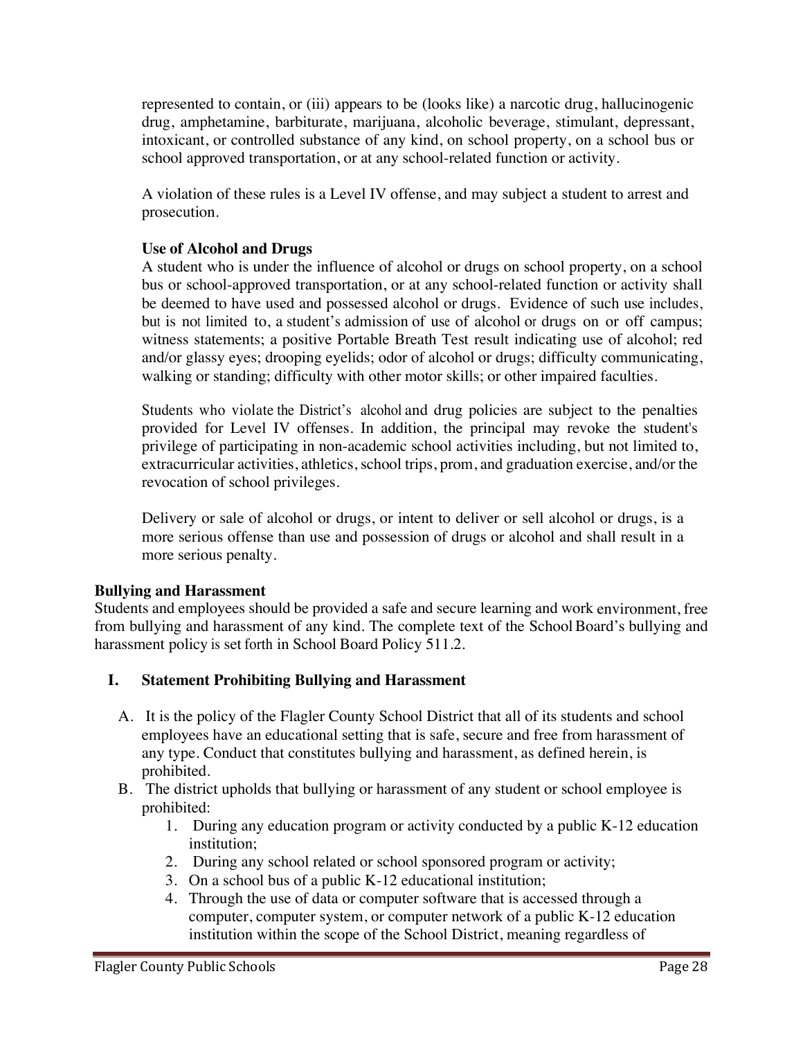represented to contain, or (iii) appears to be (looks like) a narcotic drug, hallucinogenic drug, amphetamine, barbiturate, marijuana, alcoholic beverage, stimulant, depressant, intoxicant, or controlled substance of any kind, on school property, on a school bus or school approved transportation, or at any school-related function or activity.

A violation of these rules is a Level IV offense, and may subject a student to arrest and prosecution.

**Use of Alcohol and Drugs**

A student who is under the influence of alcohol or drugs on school property, on a school bus or school-approved transportation, or at any school-related function or activity shall be deemed to have used and possessed alcohol or drugs. Evidence of such use includes, but is not limited to, a student's admission of use of alcohol or drugs on or off campus; witness statements; a positive Portable Breath Test result indicating use of alcohol; red and/or glassy eyes; drooping eyelids; odor of alcohol or drugs; difficulty communicating, walking or standing; difficulty with other motor skills; or other impaired faculties.

Students who violate the District's alcohol and drug policies are subject to the penalties provided for Level IV offenses. In addition, the principal may revoke the student's privilege of participating in non-academic school activities including, but not limited to, extracurricular activities, athletics, school trips, prom, and graduation exercise, and/or the revocation of school privileges.

Delivery or sale of alcohol or drugs, or intent to deliver or sell alcohol or drugs, is a more serious offense than use and possession of drugs or alcohol and shall result in a more serious penalty.

## Bullying and Harassment

Students and employees should be provided a safe and secure learning and work environment, free from bullying and harassment of any kind. The complete text of the School Board's bullying and harassment policy is set forth in School Board Policy 511.2.

### I. Statement Prohibiting Bullying and Harassment

A. It is the policy of the Flagler County School District that all of its students and school employees have an educational setting that is safe, secure and free from harassment of any type. Conduct that constitutes bullying and harassment, as defined herein, is prohibited.

B. The district upholds that bullying or harassment of any student or school employee is prohibited:

1. During any education program or activity conducted by a public K-12 education institution;
2. During any school related or school sponsored program or activity;
3. On a school bus of a public K-12 educational institution;
4. Through the use of data or computer software that is accessed through a computer, computer system, or computer network of a public K-12 education institution within the scope of the School District, meaning regardless of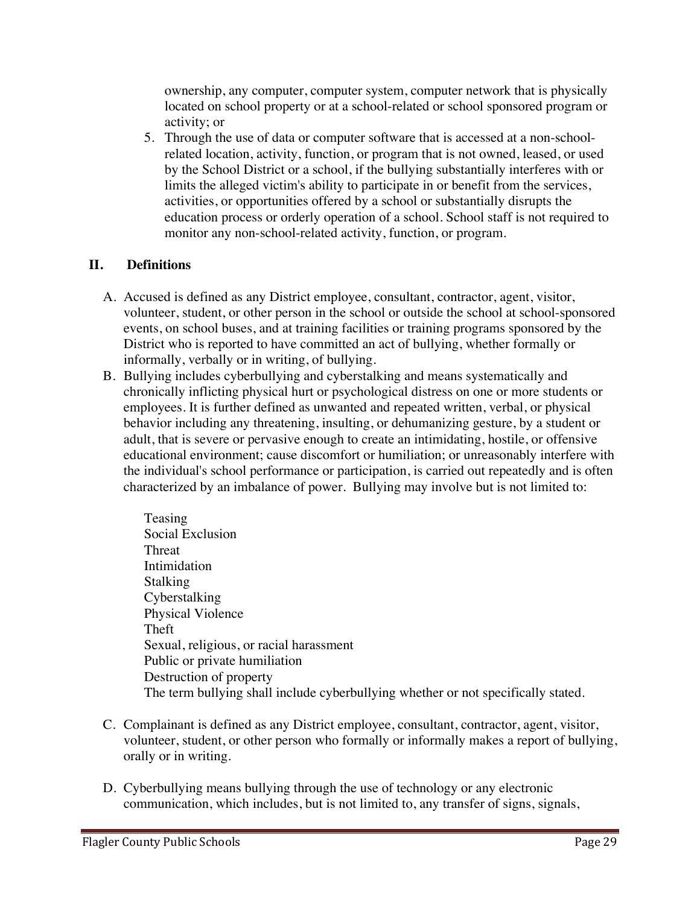ownership, any computer, computer system, computer network that is physically located on school property or at a school-related or school sponsored program or activity; or

5. Through the use of data or computer software that is accessed at a non-school-related location, activity, function, or program that is not owned, leased, or used by the School District or a school, if the bullying substantially interferes with or limits the alleged victim's ability to participate in or benefit from the services, activities, or opportunities offered by a school or substantially disrupts the education process or orderly operation of a school. School staff is not required to monitor any non-school-related activity, function, or program.

## II. Definitions

A. Accused is defined as any District employee, consultant, contractor, agent, visitor, volunteer, student, or other person in the school or outside the school at school-sponsored events, on school buses, and at training facilities or training programs sponsored by the District who is reported to have committed an act of bullying, whether formally or informally, verbally or in writing, of bullying.

B. Bullying includes cyberbullying and cyberstalking and means systematically and chronically inflicting physical hurt or psychological distress on one or more students or employees. It is further defined as unwanted and repeated written, verbal, or physical behavior including any threatening, insulting, or dehumanizing gesture, by a student or adult, that is severe or pervasive enough to create an intimidating, hostile, or offensive educational environment; cause discomfort or humiliation; or unreasonably interfere with the individual's school performance or participation, is carried out repeatedly and is often characterized by an imbalance of power. Bullying may involve but is not limited to:

   Teasing
   Social Exclusion
   Threat
   Intimidation
   Stalking
   Cyberstalking
   Physical Violence
   Theft
   Sexual, religious, or racial harassment
   Public or private humiliation
   Destruction of property
   The term bullying shall include cyberbullying whether or not specifically stated.

C. Complainant is defined as any District employee, consultant, contractor, agent, visitor, volunteer, student, or other person who formally or informally makes a report of bullying, orally or in writing.

D. Cyberbullying means bullying through the use of technology or any electronic communication, which includes, but is not limited to, any transfer of signs, signals,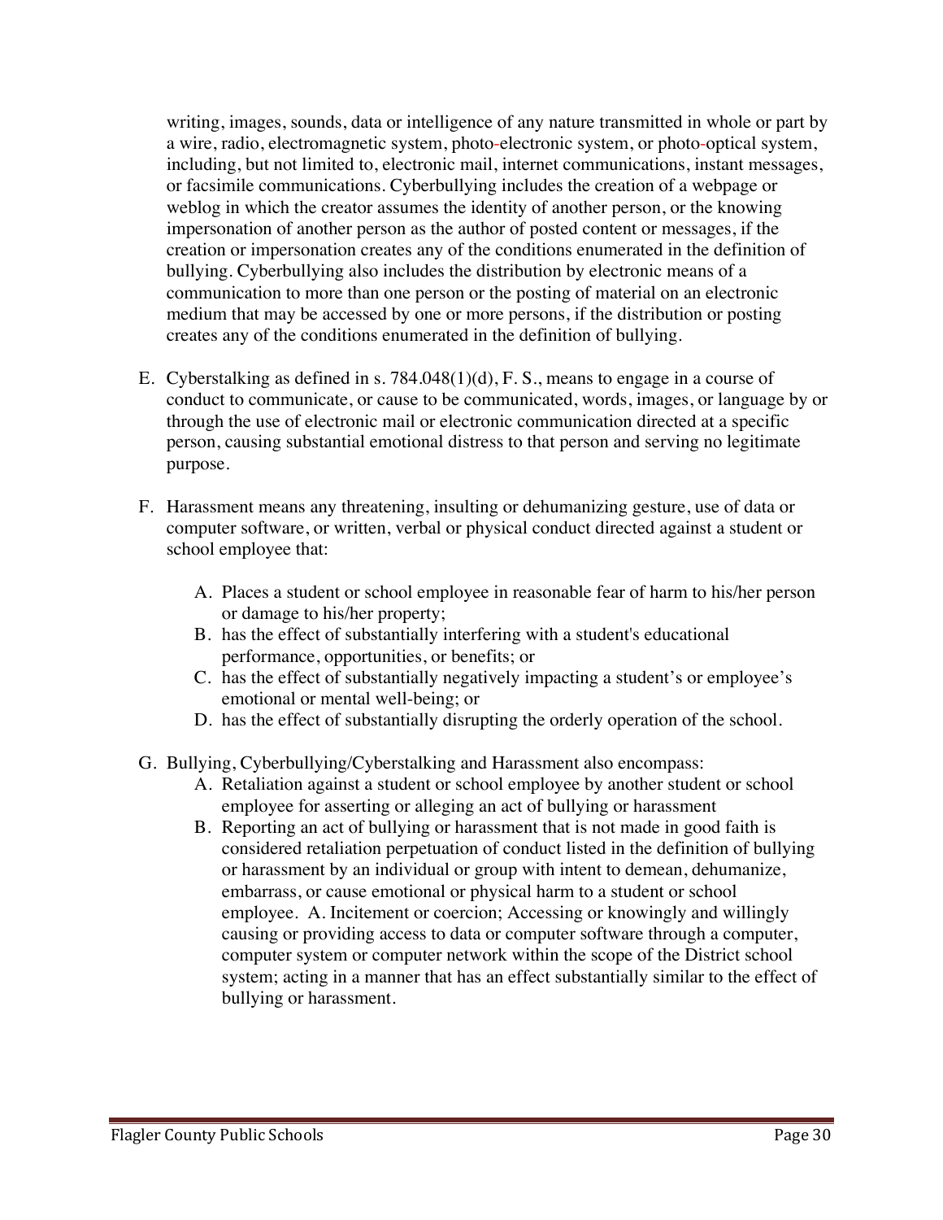writing, images, sounds, data or intelligence of any nature transmitted in whole or part by a wire, radio, electromagnetic system, photo-electronic system, or photo-optical system, including, but not limited to, electronic mail, internet communications, instant messages, or facsimile communications. Cyberbullying includes the creation of a webpage or weblog in which the creator assumes the identity of another person, or the knowing impersonation of another person as the author of posted content or messages, if the creation or impersonation creates any of the conditions enumerated in the definition of bullying. Cyberbullying also includes the distribution by electronic means of a communication to more than one person or the posting of material on an electronic medium that may be accessed by one or more persons, if the distribution or posting creates any of the conditions enumerated in the definition of bullying.

E. Cyberstalking as defined in s. 784.048(1)(d), F. S., means to engage in a course of conduct to communicate, or cause to be communicated, words, images, or language by or through the use of electronic mail or electronic communication directed at a specific person, causing substantial emotional distress to that person and serving no legitimate purpose.

F. Harassment means any threatening, insulting or dehumanizing gesture, use of data or computer software, or written, verbal or physical conduct directed against a student or school employee that:

   A. Places a student or school employee in reasonable fear of harm to his/her person or damage to his/her property;
   B. has the effect of substantially interfering with a student's educational performance, opportunities, or benefits; or
   C. has the effect of substantially negatively impacting a student's or employee's emotional or mental well-being; or
   D. has the effect of substantially disrupting the orderly operation of the school.

G. Bullying, Cyberbullying/Cyberstalking and Harassment also encompass:
   A. Retaliation against a student or school employee by another student or school employee for asserting or alleging an act of bullying or harassment
   B. Reporting an act of bullying or harassment that is not made in good faith is considered retaliation perpetuation of conduct listed in the definition of bullying or harassment by an individual or group with intent to demean, dehumanize, embarrass, or cause emotional or physical harm to a student or school employee. A. Incitement or coercion; Accessing or knowingly and willingly causing or providing access to data or computer software through a computer, computer system or computer network within the scope of the District school system; acting in a manner that has an effect substantially similar to the effect of bullying or harassment.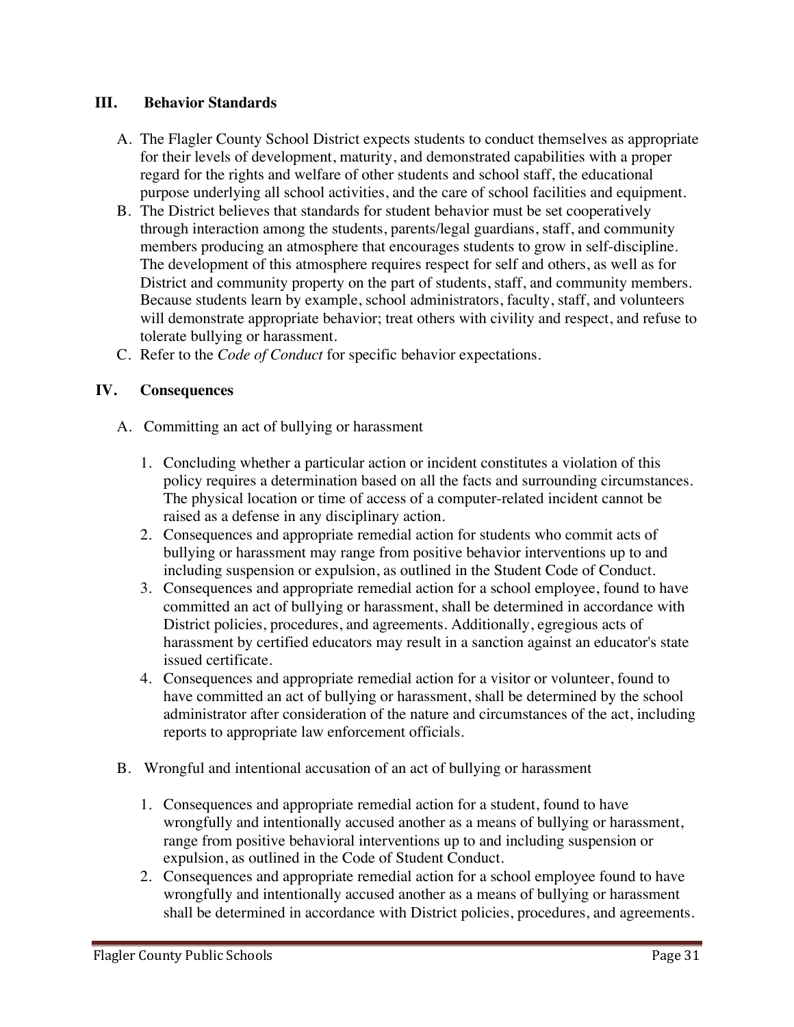## III. Behavior Standards

A. The Flagler County School District expects students to conduct themselves as appropriate for their levels of development, maturity, and demonstrated capabilities with a proper regard for the rights and welfare of other students and school staff, the educational purpose underlying all school activities, and the care of school facilities and equipment.

B. The District believes that standards for student behavior must be set cooperatively through interaction among the students, parents/legal guardians, staff, and community members producing an atmosphere that encourages students to grow in self-discipline. The development of this atmosphere requires respect for self and others, as well as for District and community property on the part of students, staff, and community members. Because students learn by example, school administrators, faculty, staff, and volunteers will demonstrate appropriate behavior; treat others with civility and respect, and refuse to tolerate bullying or harassment.

C. Refer to the *Code of Conduct* for specific behavior expectations.

## IV. Consequences

A. Committing an act of bullying or harassment

1. Concluding whether a particular action or incident constitutes a violation of this policy requires a determination based on all the facts and surrounding circumstances. The physical location or time of access of a computer-related incident cannot be raised as a defense in any disciplinary action.
2. Consequences and appropriate remedial action for students who commit acts of bullying or harassment may range from positive behavior interventions up to and including suspension or expulsion, as outlined in the Student Code of Conduct.
3. Consequences and appropriate remedial action for a school employee, found to have committed an act of bullying or harassment, shall be determined in accordance with District policies, procedures, and agreements. Additionally, egregious acts of harassment by certified educators may result in a sanction against an educator's state issued certificate.
4. Consequences and appropriate remedial action for a visitor or volunteer, found to have committed an act of bullying or harassment, shall be determined by the school administrator after consideration of the nature and circumstances of the act, including reports to appropriate law enforcement officials.

B. Wrongful and intentional accusation of an act of bullying or harassment

1. Consequences and appropriate remedial action for a student, found to have wrongfully and intentionally accused another as a means of bullying or harassment, range from positive behavioral interventions up to and including suspension or expulsion, as outlined in the Code of Student Conduct.
2. Consequences and appropriate remedial action for a school employee found to have wrongfully and intentionally accused another as a means of bullying or harassment shall be determined in accordance with District policies, procedures, and agreements.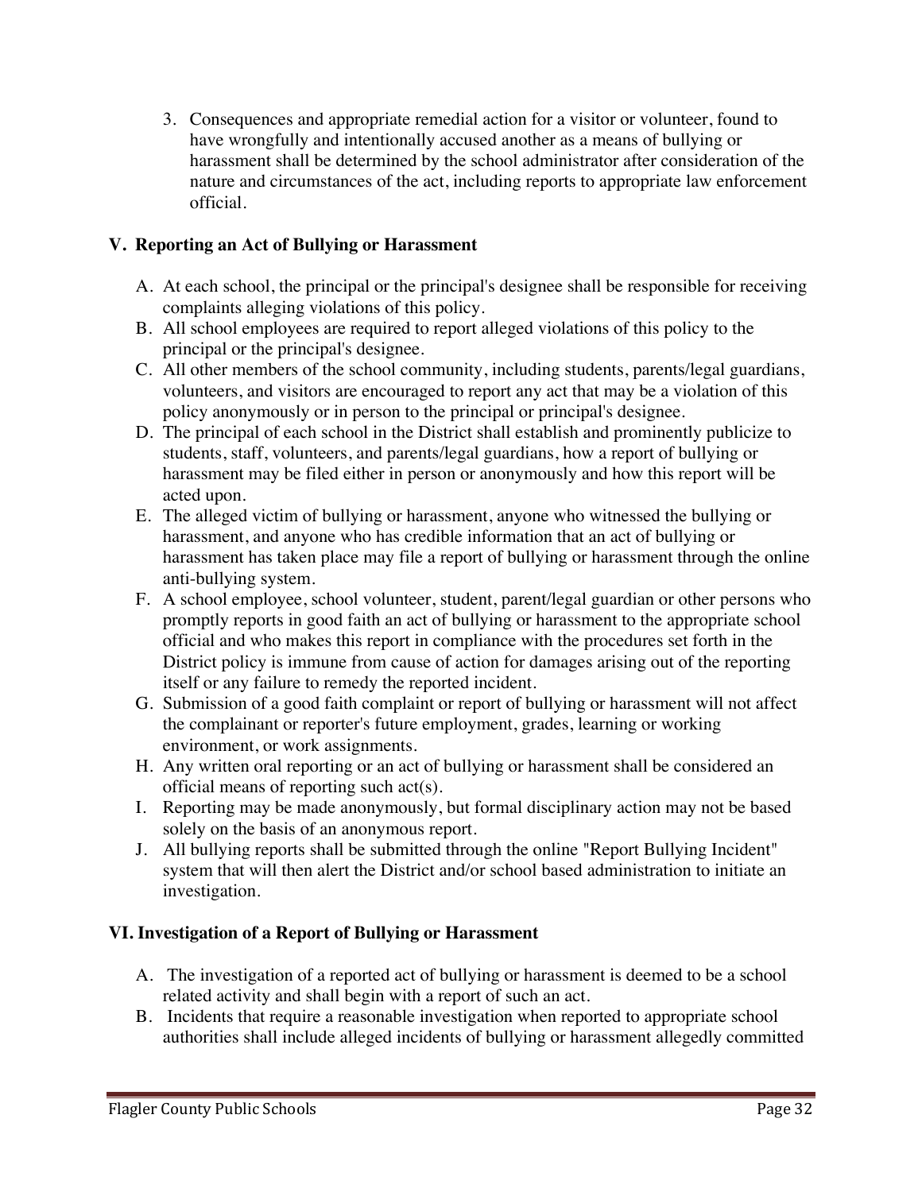3. Consequences and appropriate remedial action for a visitor or volunteer, found to have wrongfully and intentionally accused another as a means of bullying or harassment shall be determined by the school administrator after consideration of the nature and circumstances of the act, including reports to appropriate law enforcement official.

## V. Reporting an Act of Bullying or Harassment

A. At each school, the principal or the principal's designee shall be responsible for receiving complaints alleging violations of this policy.

B. All school employees are required to report alleged violations of this policy to the principal or the principal's designee.

C. All other members of the school community, including students, parents/legal guardians, volunteers, and visitors are encouraged to report any act that may be a violation of this policy anonymously or in person to the principal or principal's designee.

D. The principal of each school in the District shall establish and prominently publicize to students, staff, volunteers, and parents/legal guardians, how a report of bullying or harassment may be filed either in person or anonymously and how this report will be acted upon.

E. The alleged victim of bullying or harassment, anyone who witnessed the bullying or harassment, and anyone who has credible information that an act of bullying or harassment has taken place may file a report of bullying or harassment through the online anti-bullying system.

F. A school employee, school volunteer, student, parent/legal guardian or other persons who promptly reports in good faith an act of bullying or harassment to the appropriate school official and who makes this report in compliance with the procedures set forth in the District policy is immune from cause of action for damages arising out of the reporting itself or any failure to remedy the reported incident.

G. Submission of a good faith complaint or report of bullying or harassment will not affect the complainant or reporter's future employment, grades, learning or working environment, or work assignments.

H. Any written oral reporting or an act of bullying or harassment shall be considered an official means of reporting such act(s).

I. Reporting may be made anonymously, but formal disciplinary action may not be based solely on the basis of an anonymous report.

J. All bullying reports shall be submitted through the online "Report Bullying Incident" system that will then alert the District and/or school based administration to initiate an investigation.

## VI. Investigation of a Report of Bullying or Harassment

A. The investigation of a reported act of bullying or harassment is deemed to be a school related activity and shall begin with a report of such an act.

B. Incidents that require a reasonable investigation when reported to appropriate school authorities shall include alleged incidents of bullying or harassment allegedly committed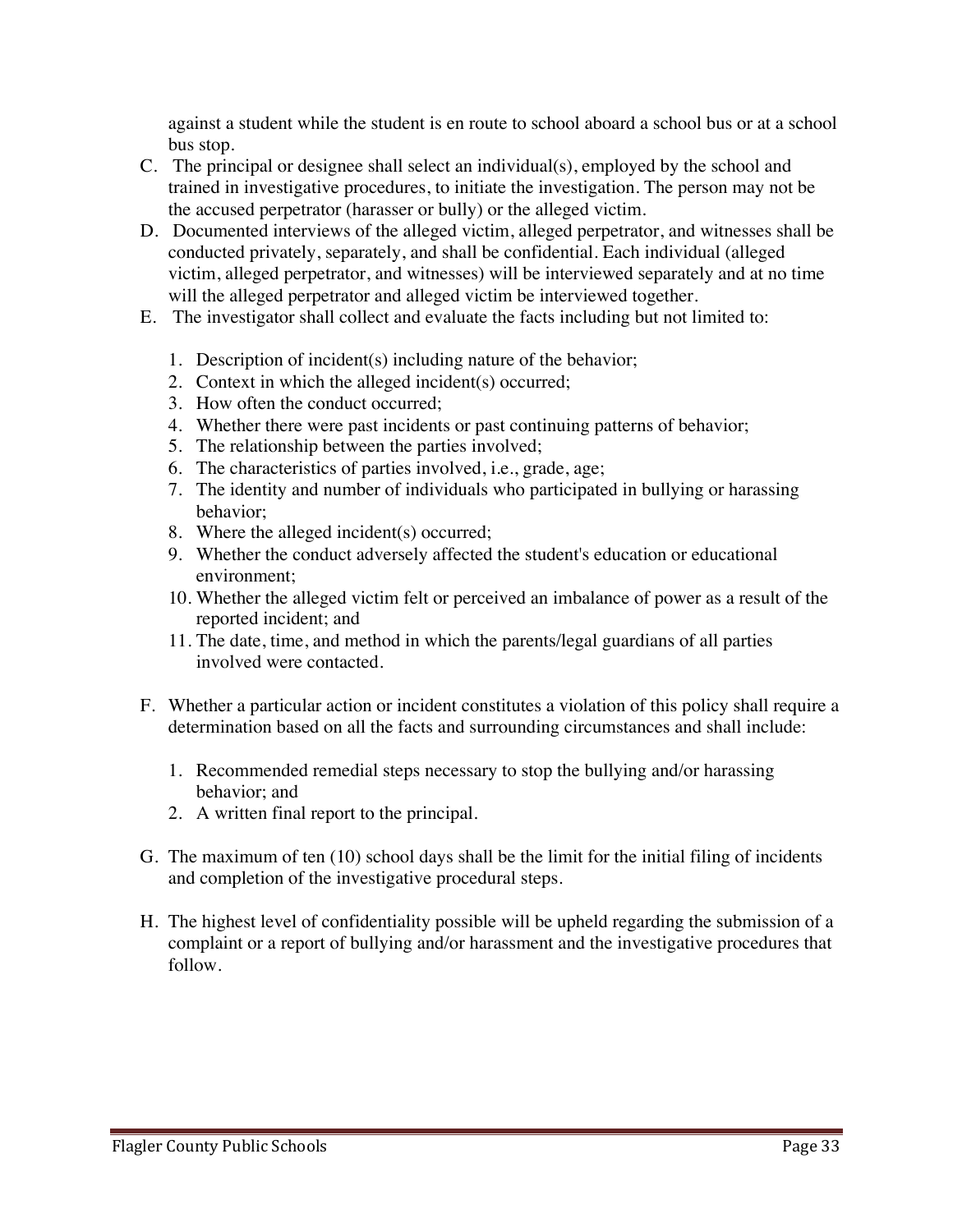against a student while the student is en route to school aboard a school bus or at a school bus stop.

C. The principal or designee shall select an individual(s), employed by the school and trained in investigative procedures, to initiate the investigation. The person may not be the accused perpetrator (harasser or bully) or the alleged victim.

D. Documented interviews of the alleged victim, alleged perpetrator, and witnesses shall be conducted privately, separately, and shall be confidential. Each individual (alleged victim, alleged perpetrator, and witnesses) will be interviewed separately and at no time will the alleged perpetrator and alleged victim be interviewed together.

E. The investigator shall collect and evaluate the facts including but not limited to:

   1. Description of incident(s) including nature of the behavior;
   2. Context in which the alleged incident(s) occurred;
   3. How often the conduct occurred;
   4. Whether there were past incidents or past continuing patterns of behavior;
   5. The relationship between the parties involved;
   6. The characteristics of parties involved, i.e., grade, age;
   7. The identity and number of individuals who participated in bullying or harassing behavior;
   8. Where the alleged incident(s) occurred;
   9. Whether the conduct adversely affected the student's education or educational environment;
   10. Whether the alleged victim felt or perceived an imbalance of power as a result of the reported incident; and
   11. The date, time, and method in which the parents/legal guardians of all parties involved were contacted.

F. Whether a particular action or incident constitutes a violation of this policy shall require a determination based on all the facts and surrounding circumstances and shall include:

   1. Recommended remedial steps necessary to stop the bullying and/or harassing behavior; and
   2. A written final report to the principal.

G. The maximum of ten (10) school days shall be the limit for the initial filing of incidents and completion of the investigative procedural steps.

H. The highest level of confidentiality possible will be upheld regarding the submission of a complaint or a report of bullying and/or harassment and the investigative procedures that follow.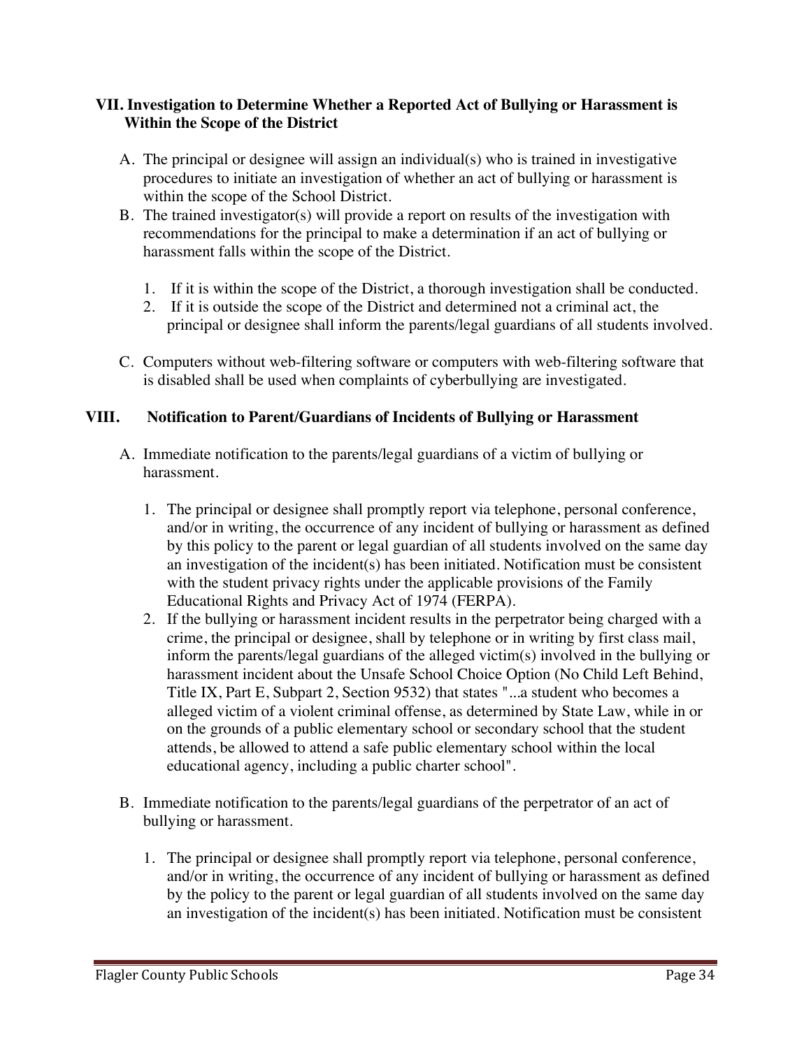## VII. Investigation to Determine Whether a Reported Act of Bullying or Harassment is Within the Scope of the District

A. The principal or designee will assign an individual(s) who is trained in investigative procedures to initiate an investigation of whether an act of bullying or harassment is within the scope of the School District.

B. The trained investigator(s) will provide a report on results of the investigation with recommendations for the principal to make a determination if an act of bullying or harassment falls within the scope of the District.

   1. If it is within the scope of the District, a thorough investigation shall be conducted.
   2. If it is outside the scope of the District and determined not a criminal act, the principal or designee shall inform the parents/legal guardians of all students involved.

C. Computers without web-filtering software or computers with web-filtering software that is disabled shall be used when complaints of cyberbullying are investigated.

## VIII. Notification to Parent/Guardians of Incidents of Bullying or Harassment

A. Immediate notification to the parents/legal guardians of a victim of bullying or harassment.

   1. The principal or designee shall promptly report via telephone, personal conference, and/or in writing, the occurrence of any incident of bullying or harassment as defined by this policy to the parent or legal guardian of all students involved on the same day an investigation of the incident(s) has been initiated. Notification must be consistent with the student privacy rights under the applicable provisions of the Family Educational Rights and Privacy Act of 1974 (FERPA).
   2. If the bullying or harassment incident results in the perpetrator being charged with a crime, the principal or designee, shall by telephone or in writing by first class mail, inform the parents/legal guardians of the alleged victim(s) involved in the bullying or harassment incident about the Unsafe School Choice Option (No Child Left Behind, Title IX, Part E, Subpart 2, Section 9532) that states "...a student who becomes a alleged victim of a violent criminal offense, as determined by State Law, while in or on the grounds of a public elementary school or secondary school that the student attends, be allowed to attend a safe public elementary school within the local educational agency, including a public charter school".

B. Immediate notification to the parents/legal guardians of the perpetrator of an act of bullying or harassment.

   1. The principal or designee shall promptly report via telephone, personal conference, and/or in writing, the occurrence of any incident of bullying or harassment as defined by the policy to the parent or legal guardian of all students involved on the same day an investigation of the incident(s) has been initiated. Notification must be consistent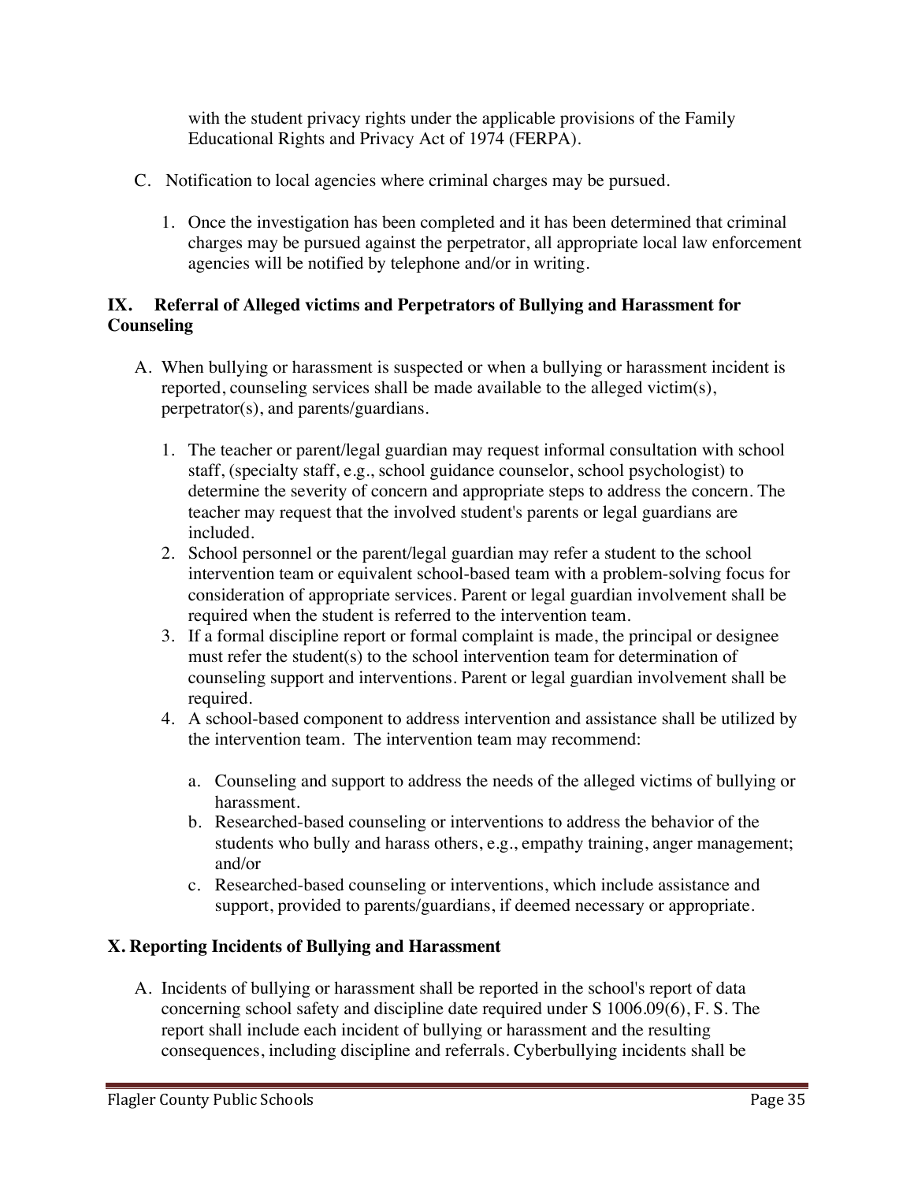with the student privacy rights under the applicable provisions of the Family Educational Rights and Privacy Act of 1974 (FERPA).

C. Notification to local agencies where criminal charges may be pursued.

   1. Once the investigation has been completed and it has been determined that criminal charges may be pursued against the perpetrator, all appropriate local law enforcement agencies will be notified by telephone and/or in writing.

## IX. Referral of Alleged victims and Perpetrators of Bullying and Harassment for Counseling

A. When bullying or harassment is suspected or when a bullying or harassment incident is reported, counseling services shall be made available to the alleged victim(s), perpetrator(s), and parents/guardians.

   1. The teacher or parent/legal guardian may request informal consultation with school staff, (specialty staff, e.g., school guidance counselor, school psychologist) to determine the severity of concern and appropriate steps to address the concern. The teacher may request that the involved student's parents or legal guardians are included.
   2. School personnel or the parent/legal guardian may refer a student to the school intervention team or equivalent school-based team with a problem-solving focus for consideration of appropriate services. Parent or legal guardian involvement shall be required when the student is referred to the intervention team.
   3. If a formal discipline report or formal complaint is made, the principal or designee must refer the student(s) to the school intervention team for determination of counseling support and interventions. Parent or legal guardian involvement shall be required.
   4. A school-based component to address intervention and assistance shall be utilized by the intervention team. The intervention team may recommend:

      a. Counseling and support to address the needs of the alleged victims of bullying or harassment.
      b. Researched-based counseling or interventions to address the behavior of the students who bully and harass others, e.g., empathy training, anger management; and/or
      c. Researched-based counseling or interventions, which include assistance and support, provided to parents/guardians, if deemed necessary or appropriate.

## X. Reporting Incidents of Bullying and Harassment

A. Incidents of bullying or harassment shall be reported in the school's report of data concerning school safety and discipline date required under S 1006.09(6), F. S. The report shall include each incident of bullying or harassment and the resulting consequences, including discipline and referrals. Cyberbullying incidents shall be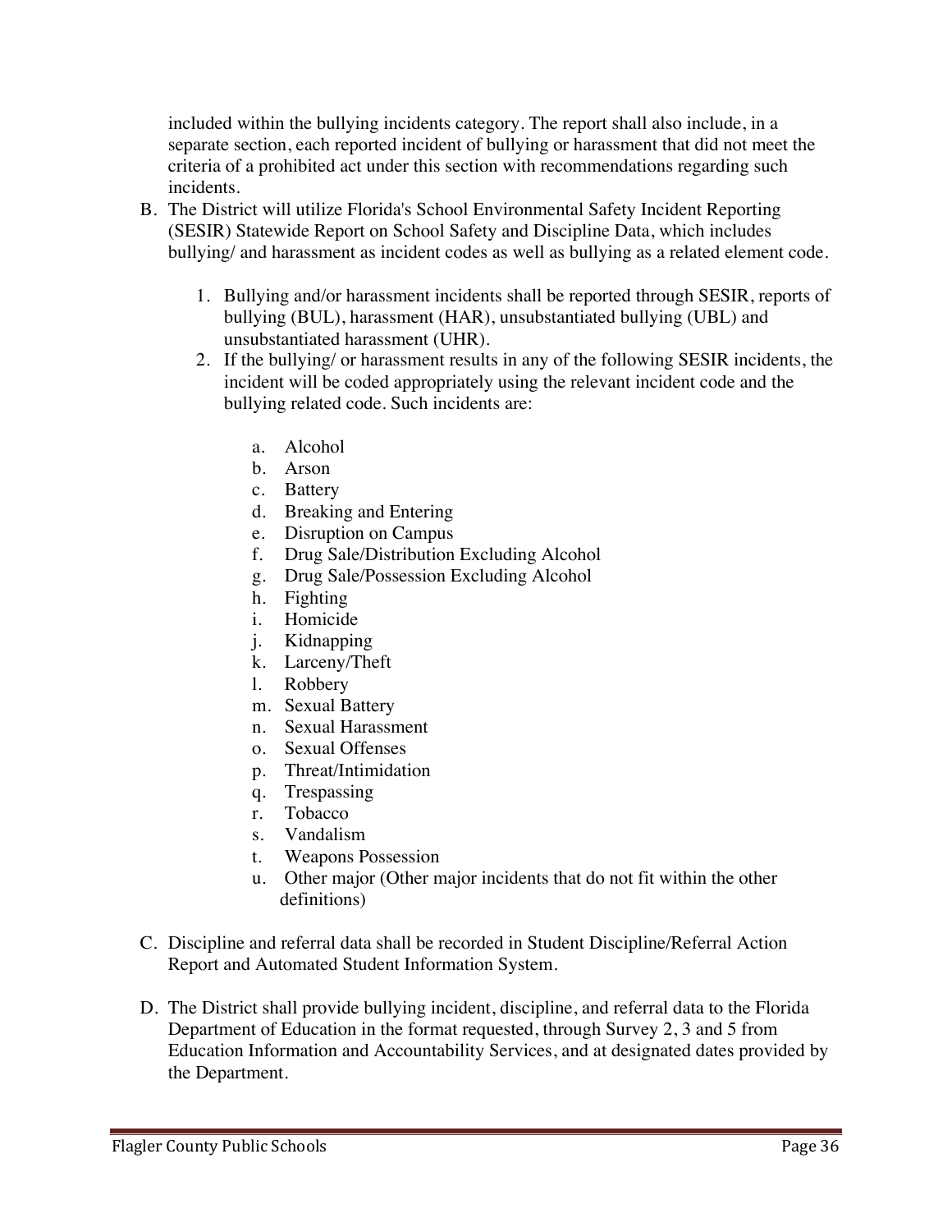included within the bullying incidents category. The report shall also include, in a separate section, each reported incident of bullying or harassment that did not meet the criteria of a prohibited act under this section with recommendations regarding such incidents.

B. The District will utilize Florida's School Environmental Safety Incident Reporting (SESIR) Statewide Report on School Safety and Discipline Data, which includes bullying/ and harassment as incident codes as well as bullying as a related element code.

   1. Bullying and/or harassment incidents shall be reported through SESIR, reports of bullying (BUL), harassment (HAR), unsubstantiated bullying (UBL) and unsubstantiated harassment (UHR).
   2. If the bullying/ or harassment results in any of the following SESIR incidents, the incident will be coded appropriately using the relevant incident code and the bullying related code. Such incidents are:

      a. Alcohol
      b. Arson
      c. Battery
      d. Breaking and Entering
      e. Disruption on Campus
      f. Drug Sale/Distribution Excluding Alcohol
      g. Drug Sale/Possession Excluding Alcohol
      h. Fighting
      i. Homicide
      j. Kidnapping
      k. Larceny/Theft
      l. Robbery
      m. Sexual Battery
      n. Sexual Harassment
      o. Sexual Offenses
      p. Threat/Intimidation
      q. Trespassing
      r. Tobacco
      s. Vandalism
      t. Weapons Possession
      u. Other major (Other major incidents that do not fit within the other definitions)

C. Discipline and referral data shall be recorded in Student Discipline/Referral Action Report and Automated Student Information System.

D. The District shall provide bullying incident, discipline, and referral data to the Florida Department of Education in the format requested, through Survey 2, 3 and 5 from Education Information and Accountability Services, and at designated dates provided by the Department.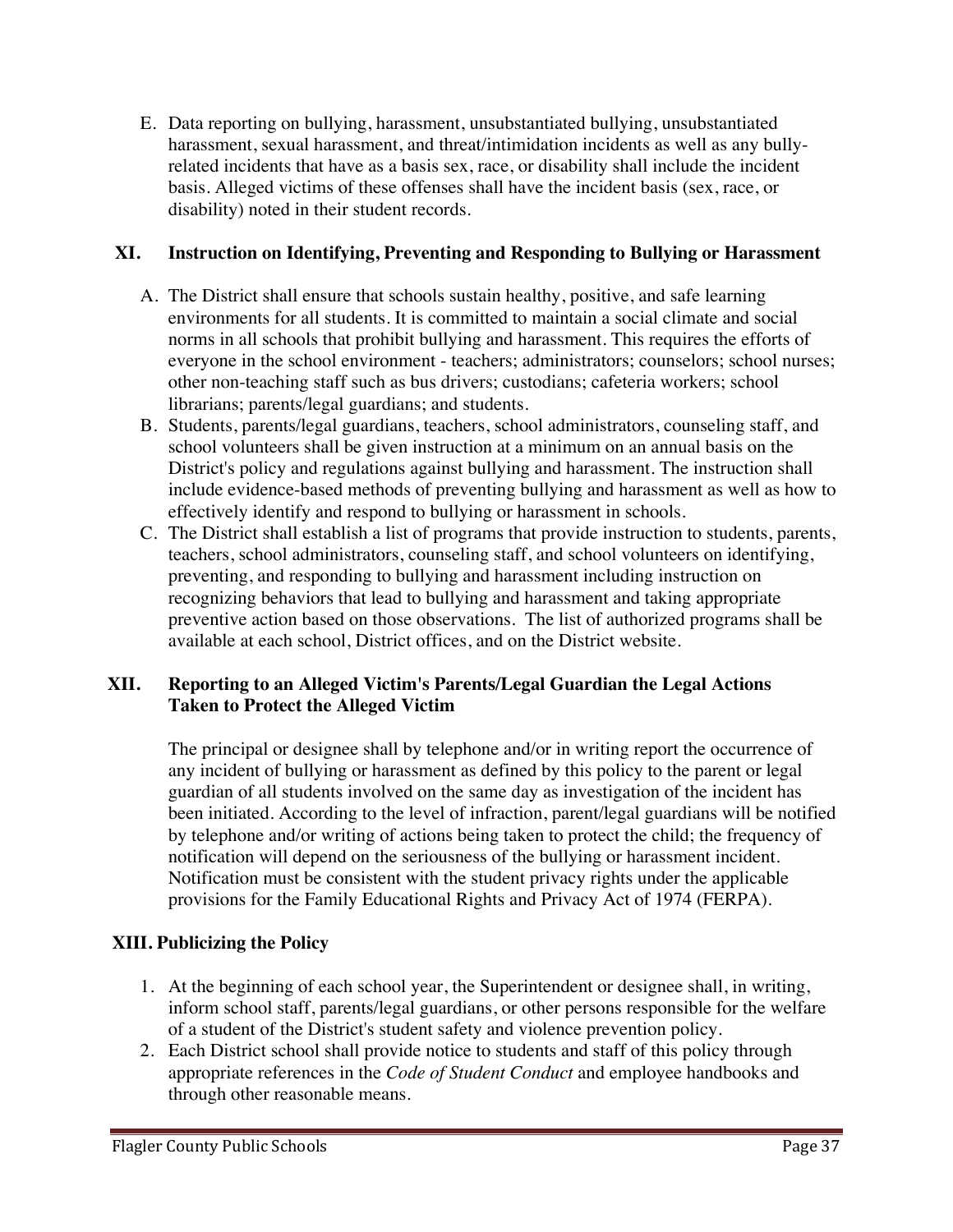E. Data reporting on bullying, harassment, unsubstantiated bullying, unsubstantiated harassment, sexual harassment, and threat/intimidation incidents as well as any bully-related incidents that have as a basis sex, race, or disability shall include the incident basis. Alleged victims of these offenses shall have the incident basis (sex, race, or disability) noted in their student records.

## XI. Instruction on Identifying, Preventing and Responding to Bullying or Harassment

A. The District shall ensure that schools sustain healthy, positive, and safe learning environments for all students. It is committed to maintain a social climate and social norms in all schools that prohibit bullying and harassment. This requires the efforts of everyone in the school environment - teachers; administrators; counselors; school nurses; other non-teaching staff such as bus drivers; custodians; cafeteria workers; school librarians; parents/legal guardians; and students.

B. Students, parents/legal guardians, teachers, school administrators, counseling staff, and school volunteers shall be given instruction at a minimum on an annual basis on the District's policy and regulations against bullying and harassment. The instruction shall include evidence-based methods of preventing bullying and harassment as well as how to effectively identify and respond to bullying or harassment in schools.

C. The District shall establish a list of programs that provide instruction to students, parents, teachers, school administrators, counseling staff, and school volunteers on identifying, preventing, and responding to bullying and harassment including instruction on recognizing behaviors that lead to bullying and harassment and taking appropriate preventive action based on those observations. The list of authorized programs shall be available at each school, District offices, and on the District website.

## XII. Reporting to an Alleged Victim's Parents/Legal Guardian the Legal Actions Taken to Protect the Alleged Victim

The principal or designee shall by telephone and/or in writing report the occurrence of any incident of bullying or harassment as defined by this policy to the parent or legal guardian of all students involved on the same day as investigation of the incident has been initiated. According to the level of infraction, parent/legal guardians will be notified by telephone and/or writing of actions being taken to protect the child; the frequency of notification will depend on the seriousness of the bullying or harassment incident. Notification must be consistent with the student privacy rights under the applicable provisions for the Family Educational Rights and Privacy Act of 1974 (FERPA).

## XIII. Publicizing the Policy

1. At the beginning of each school year, the Superintendent or designee shall, in writing, inform school staff, parents/legal guardians, or other persons responsible for the welfare of a student of the District's student safety and violence prevention policy.
2. Each District school shall provide notice to students and staff of this policy through appropriate references in the *Code of Student Conduct* and employee handbooks and through other reasonable means.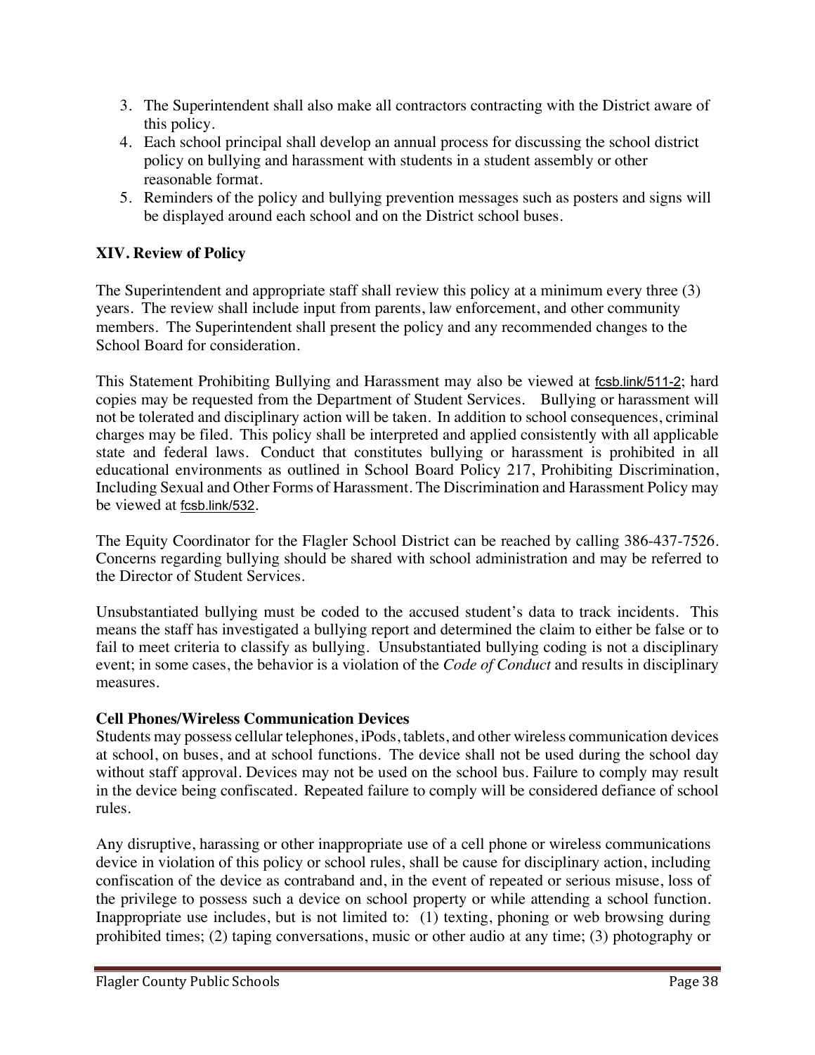3. The Superintendent shall also make all contractors contracting with the District aware of this policy.
4. Each school principal shall develop an annual process for discussing the school district policy on bullying and harassment with students in a student assembly or other reasonable format.
5. Reminders of the policy and bullying prevention messages such as posters and signs will be displayed around each school and on the District school buses.

**XIV. Review of Policy**

The Superintendent and appropriate staff shall review this policy at a minimum every three (3) years. The review shall include input from parents, law enforcement, and other community members. The Superintendent shall present the policy and any recommended changes to the School Board for consideration.

This Statement Prohibiting Bullying and Harassment may also be viewed at fcsb.link/511-2; hard copies may be requested from the Department of Student Services. Bullying or harassment will not be tolerated and disciplinary action will be taken. In addition to school consequences, criminal charges may be filed. This policy shall be interpreted and applied consistently with all applicable state and federal laws. Conduct that constitutes bullying or harassment is prohibited in all educational environments as outlined in School Board Policy 217, Prohibiting Discrimination, Including Sexual and Other Forms of Harassment. The Discrimination and Harassment Policy may be viewed at fcsb.link/532.

The Equity Coordinator for the Flagler School District can be reached by calling 386-437-7526. Concerns regarding bullying should be shared with school administration and may be referred to the Director of Student Services.

Unsubstantiated bullying must be coded to the accused student's data to track incidents. This means the staff has investigated a bullying report and determined the claim to either be false or to fail to meet criteria to classify as bullying. Unsubstantiated bullying coding is not a disciplinary event; in some cases, the behavior is a violation of the *Code of Conduct* and results in disciplinary measures.

**Cell Phones/Wireless Communication Devices**

Students may possess cellular telephones, iPods, tablets, and other wireless communication devices at school, on buses, and at school functions. The device shall not be used during the school day without staff approval. Devices may not be used on the school bus. Failure to comply may result in the device being confiscated. Repeated failure to comply will be considered defiance of school rules.

Any disruptive, harassing or other inappropriate use of a cell phone or wireless communications device in violation of this policy or school rules, shall be cause for disciplinary action, including confiscation of the device as contraband and, in the event of repeated or serious misuse, loss of the privilege to possess such a device on school property or while attending a school function. Inappropriate use includes, but is not limited to: (1) texting, phoning or web browsing during prohibited times; (2) taping conversations, music or other audio at any time; (3) photography or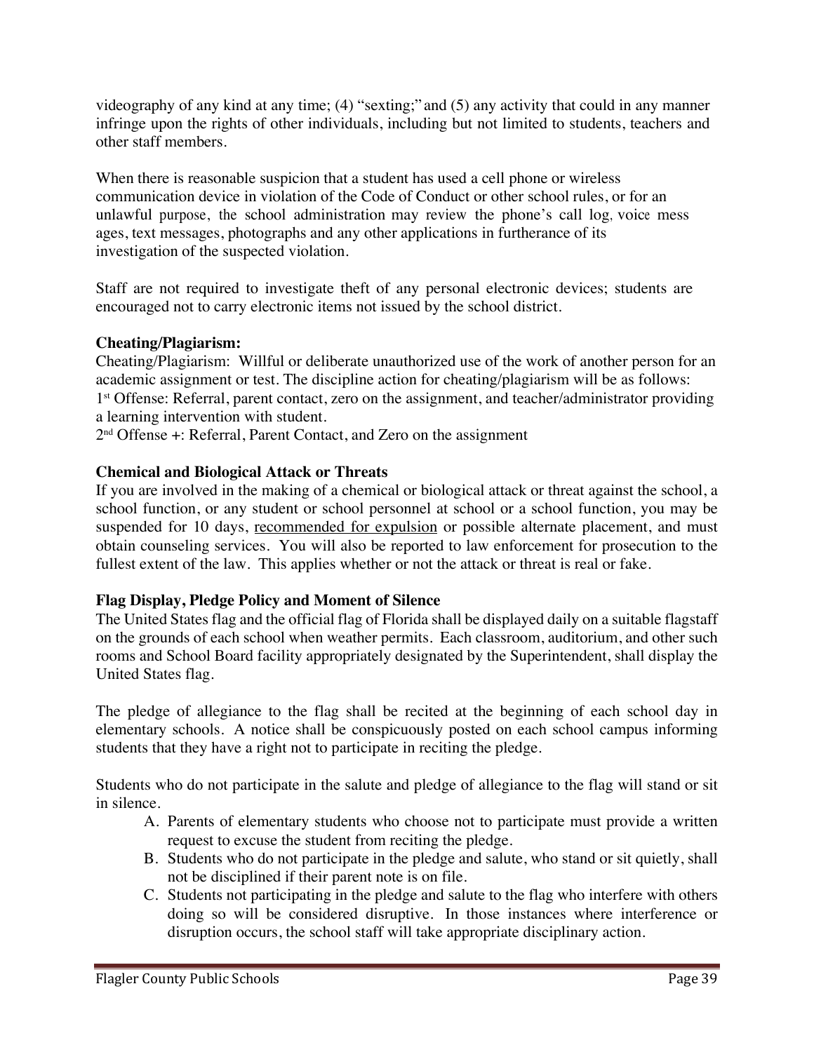videography of any kind at any time; (4) “sexting;” and (5) any activity that could in any manner infringe upon the rights of other individuals, including but not limited to students, teachers and other staff members.

When there is reasonable suspicion that a student has used a cell phone or wireless communication device in violation of the Code of Conduct or other school rules, or for an unlawful purpose, the school administration may review the phone’s call log, voice mess ages, text messages, photographs and any other applications in furtherance of its investigation of the suspected violation.

Staff are not required to investigate theft of any personal electronic devices; students are encouraged not to carry electronic items not issued by the school district.

**Cheating/Plagiarism:**

Cheating/Plagiarism: Willful or deliberate unauthorized use of the work of another person for an academic assignment or test. The discipline action for cheating/plagiarism will be as follows:
1st Offense: Referral, parent contact, zero on the assignment, and teacher/administrator providing a learning intervention with student.
2nd Offense +: Referral, Parent Contact, and Zero on the assignment

**Chemical and Biological Attack or Threats**

If you are involved in the making of a chemical or biological attack or threat against the school, a school function, or any student or school personnel at school or a school function, you may be suspended for 10 days, recommended for expulsion or possible alternate placement, and must obtain counseling services. You will also be reported to law enforcement for prosecution to the fullest extent of the law. This applies whether or not the attack or threat is real or fake.

**Flag Display, Pledge Policy and Moment of Silence**

The United States flag and the official flag of Florida shall be displayed daily on a suitable flagstaff on the grounds of each school when weather permits. Each classroom, auditorium, and other such rooms and School Board facility appropriately designated by the Superintendent, shall display the United States flag.

The pledge of allegiance to the flag shall be recited at the beginning of each school day in elementary schools. A notice shall be conspicuously posted on each school campus informing students that they have a right not to participate in reciting the pledge.

Students who do not participate in the salute and pledge of allegiance to the flag will stand or sit in silence.

A. Parents of elementary students who choose not to participate must provide a written request to excuse the student from reciting the pledge.
B. Students who do not participate in the pledge and salute, who stand or sit quietly, shall not be disciplined if their parent note is on file.
C. Students not participating in the pledge and salute to the flag who interfere with others doing so will be considered disruptive. In those instances where interference or disruption occurs, the school staff will take appropriate disciplinary action.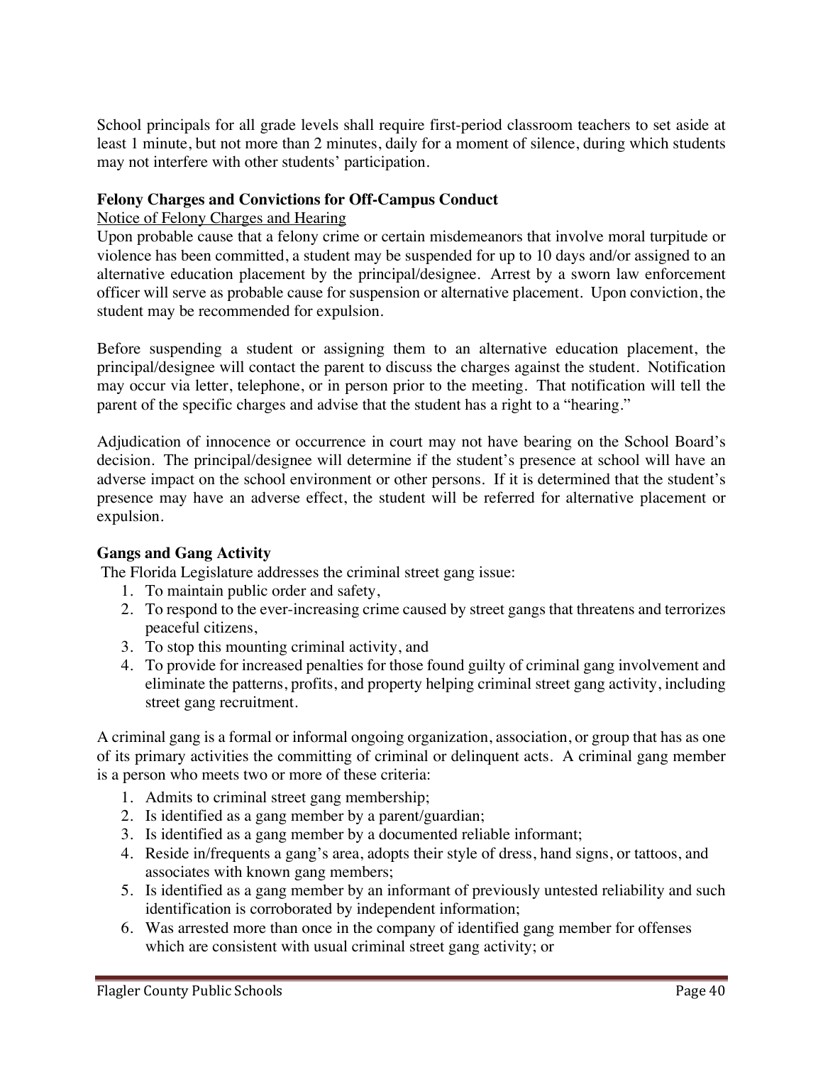School principals for all grade levels shall require first-period classroom teachers to set aside at least 1 minute, but not more than 2 minutes, daily for a moment of silence, during which students may not interfere with other students' participation.

**Felony Charges and Convictions for Off-Campus Conduct**

<u>Notice of Felony Charges and Hearing</u>

Upon probable cause that a felony crime or certain misdemeanors that involve moral turpitude or violence has been committed, a student may be suspended for up to 10 days and/or assigned to an alternative education placement by the principal/designee. Arrest by a sworn law enforcement officer will serve as probable cause for suspension or alternative placement. Upon conviction, the student may be recommended for expulsion.

Before suspending a student or assigning them to an alternative education placement, the principal/designee will contact the parent to discuss the charges against the student. Notification may occur via letter, telephone, or in person prior to the meeting. That notification will tell the parent of the specific charges and advise that the student has a right to a "hearing."

Adjudication of innocence or occurrence in court may not have bearing on the School Board's decision. The principal/designee will determine if the student's presence at school will have an adverse impact on the school environment or other persons. If it is determined that the student's presence may have an adverse effect, the student will be referred for alternative placement or expulsion.

**Gangs and Gang Activity**

The Florida Legislature addresses the criminal street gang issue:

1. To maintain public order and safety,
2. To respond to the ever-increasing crime caused by street gangs that threatens and terrorizes peaceful citizens,
3. To stop this mounting criminal activity, and
4. To provide for increased penalties for those found guilty of criminal gang involvement and eliminate the patterns, profits, and property helping criminal street gang activity, including street gang recruitment.

A criminal gang is a formal or informal ongoing organization, association, or group that has as one of its primary activities the committing of criminal or delinquent acts. A criminal gang member is a person who meets two or more of these criteria:

1. Admits to criminal street gang membership;
2. Is identified as a gang member by a parent/guardian;
3. Is identified as a gang member by a documented reliable informant;
4. Reside in/frequents a gang's area, adopts their style of dress, hand signs, or tattoos, and associates with known gang members;
5. Is identified as a gang member by an informant of previously untested reliability and such identification is corroborated by independent information;
6. Was arrested more than once in the company of identified gang member for offenses which are consistent with usual criminal street gang activity; or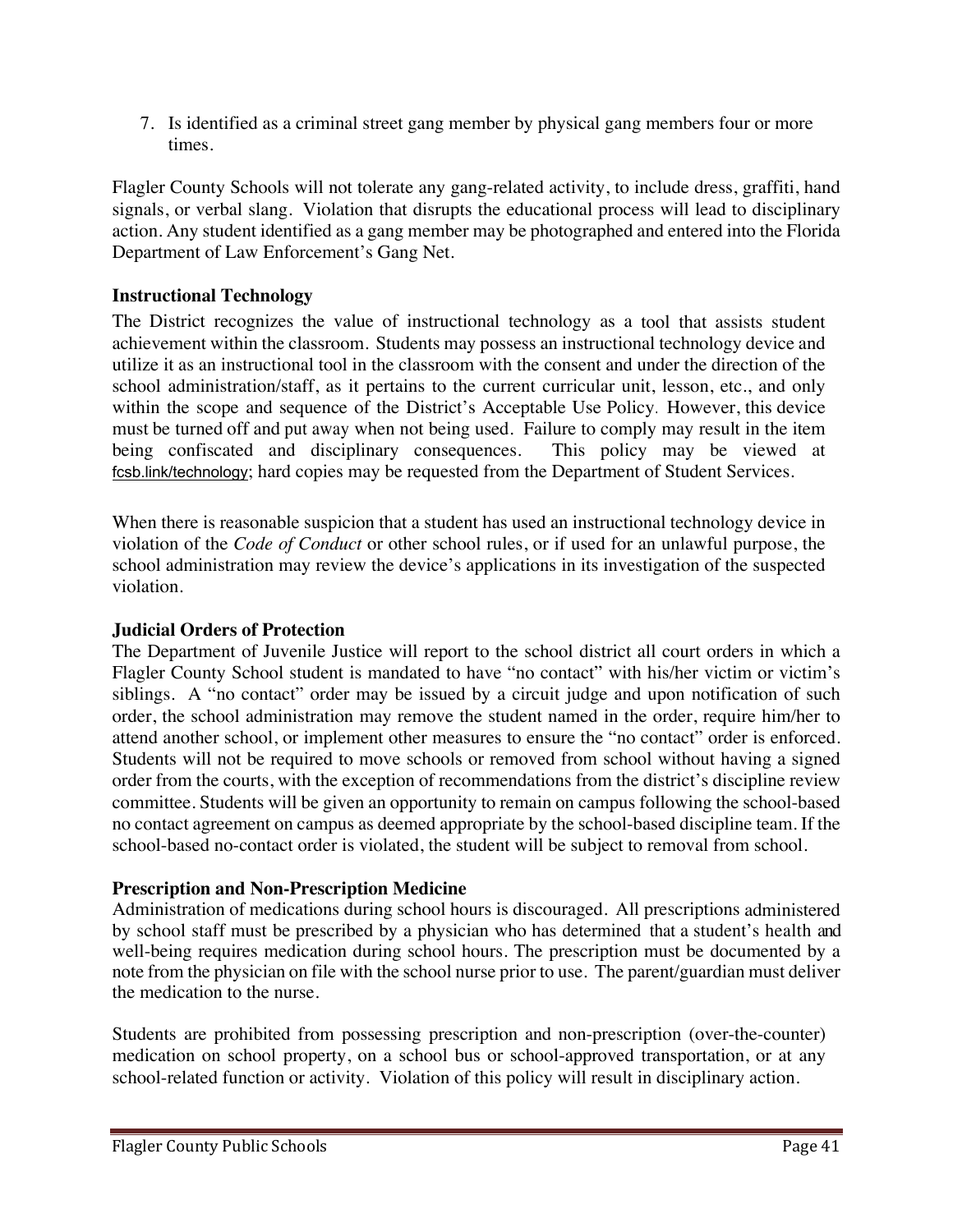7. Is identified as a criminal street gang member by physical gang members four or more times.

Flagler County Schools will not tolerate any gang-related activity, to include dress, graffiti, hand signals, or verbal slang. Violation that disrupts the educational process will lead to disciplinary action. Any student identified as a gang member may be photographed and entered into the Florida Department of Law Enforcement's Gang Net.

### Instructional Technology

The District recognizes the value of instructional technology as a tool that assists student achievement within the classroom. Students may possess an instructional technology device and utilize it as an instructional tool in the classroom with the consent and under the direction of the school administration/staff, as it pertains to the current curricular unit, lesson, etc., and only within the scope and sequence of the District's Acceptable Use Policy. However, this device must be turned off and put away when not being used. Failure to comply may result in the item being confiscated and disciplinary consequences. This policy may be viewed at fcsb.link/technology; hard copies may be requested from the Department of Student Services.

When there is reasonable suspicion that a student has used an instructional technology device in violation of the *Code of Conduct* or other school rules, or if used for an unlawful purpose, the school administration may review the device's applications in its investigation of the suspected violation.

### Judicial Orders of Protection

The Department of Juvenile Justice will report to the school district all court orders in which a Flagler County School student is mandated to have "no contact" with his/her victim or victim's siblings. A "no contact" order may be issued by a circuit judge and upon notification of such order, the school administration may remove the student named in the order, require him/her to attend another school, or implement other measures to ensure the "no contact" order is enforced. Students will not be required to move schools or removed from school without having a signed order from the courts, with the exception of recommendations from the district's discipline review committee. Students will be given an opportunity to remain on campus following the school-based no contact agreement on campus as deemed appropriate by the school-based discipline team. If the school-based no-contact order is violated, the student will be subject to removal from school.

### Prescription and Non-Prescription Medicine

Administration of medications during school hours is discouraged. All prescriptions administered by school staff must be prescribed by a physician who has determined that a student's health and well-being requires medication during school hours. The prescription must be documented by a note from the physician on file with the school nurse prior to use. The parent/guardian must deliver the medication to the nurse.

Students are prohibited from possessing prescription and non-prescription (over-the-counter) medication on school property, on a school bus or school-approved transportation, or at any school-related function or activity. Violation of this policy will result in disciplinary action.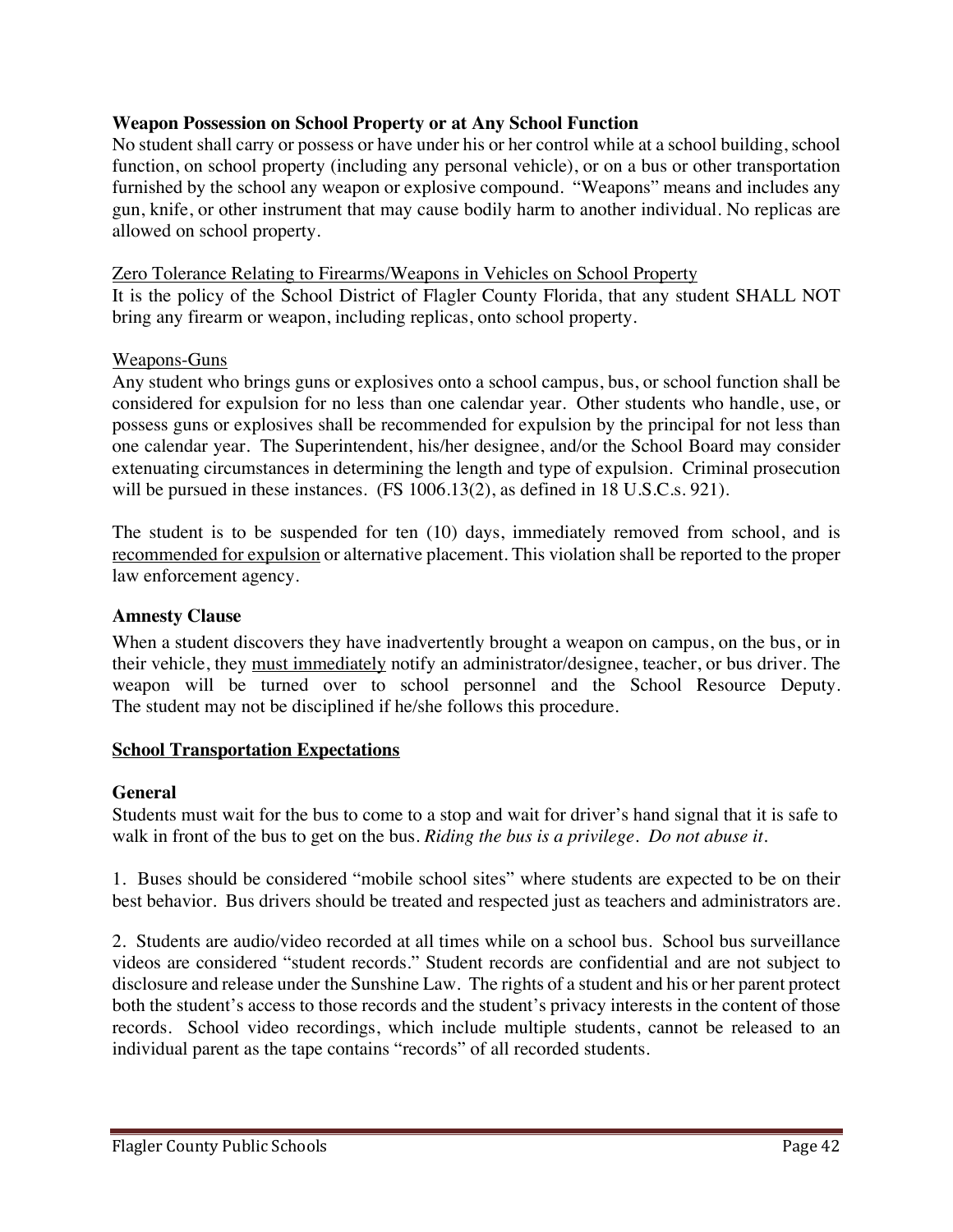### Weapon Possession on School Property or at Any School Function

No student shall carry or possess or have under his or her control while at a school building, school function, on school property (including any personal vehicle), or on a bus or other transportation furnished by the school any weapon or explosive compound. "Weapons" means and includes any gun, knife, or other instrument that may cause bodily harm to another individual. No replicas are allowed on school property.

<u>Zero Tolerance Relating to Firearms/Weapons in Vehicles on School Property</u>

It is the policy of the School District of Flagler County Florida, that any student SHALL NOT bring any firearm or weapon, including replicas, onto school property.

<u>Weapons-Guns</u>

Any student who brings guns or explosives onto a school campus, bus, or school function shall be considered for expulsion for no less than one calendar year. Other students who handle, use, or possess guns or explosives shall be recommended for expulsion by the principal for not less than one calendar year. The Superintendent, his/her designee, and/or the School Board may consider extenuating circumstances in determining the length and type of expulsion. Criminal prosecution will be pursued in these instances. (FS 1006.13(2), as defined in 18 U.S.C.s. 921).

The student is to be suspended for ten (10) days, immediately removed from school, and is <u>recommended for expulsion</u> or alternative placement. This violation shall be reported to the proper law enforcement agency.

### Amnesty Clause

When a student discovers they have inadvertently brought a weapon on campus, on the bus, or in their vehicle, they <u>must immediately</u> notify an administrator/designee, teacher, or bus driver. The weapon will be turned over to school personnel and the School Resource Deputy. The student may not be disciplined if he/she follows this procedure.

## <u>School Transportation Expectations</u>

### General

Students must wait for the bus to come to a stop and wait for driver's hand signal that it is safe to walk in front of the bus to get on the bus. *Riding the bus is a privilege. Do not abuse it.*

1. Buses should be considered "mobile school sites" where students are expected to be on their best behavior. Bus drivers should be treated and respected just as teachers and administrators are.

2. Students are audio/video recorded at all times while on a school bus. School bus surveillance videos are considered "student records." Student records are confidential and are not subject to disclosure and release under the Sunshine Law. The rights of a student and his or her parent protect both the student's access to those records and the student's privacy interests in the content of those records. School video recordings, which include multiple students, cannot be released to an individual parent as the tape contains "records" of all recorded students.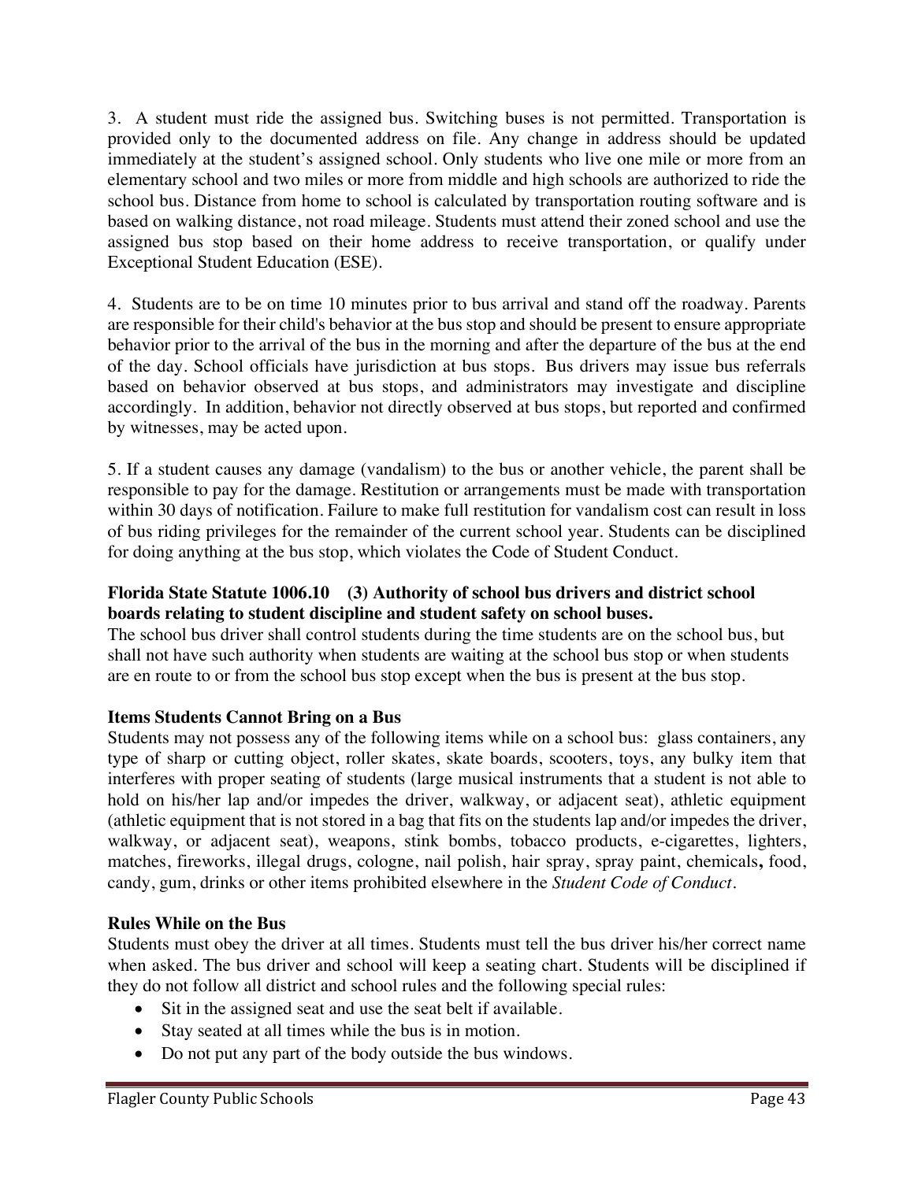3. A student must ride the assigned bus. Switching buses is not permitted. Transportation is provided only to the documented address on file. Any change in address should be updated immediately at the student's assigned school. Only students who live one mile or more from an elementary school and two miles or more from middle and high schools are authorized to ride the school bus. Distance from home to school is calculated by transportation routing software and is based on walking distance, not road mileage. Students must attend their zoned school and use the assigned bus stop based on their home address to receive transportation, or qualify under Exceptional Student Education (ESE).

4. Students are to be on time 10 minutes prior to bus arrival and stand off the roadway. Parents are responsible for their child's behavior at the bus stop and should be present to ensure appropriate behavior prior to the arrival of the bus in the morning and after the departure of the bus at the end of the day. School officials have jurisdiction at bus stops. Bus drivers may issue bus referrals based on behavior observed at bus stops, and administrators may investigate and discipline accordingly. In addition, behavior not directly observed at bus stops, but reported and confirmed by witnesses, may be acted upon.

5. If a student causes any damage (vandalism) to the bus or another vehicle, the parent shall be responsible to pay for the damage. Restitution or arrangements must be made with transportation within 30 days of notification. Failure to make full restitution for vandalism cost can result in loss of bus riding privileges for the remainder of the current school year. Students can be disciplined for doing anything at the bus stop, which violates the Code of Student Conduct.

**Florida State Statute 1006.10 (3) Authority of school bus drivers and district school boards relating to student discipline and student safety on school buses.**

The school bus driver shall control students during the time students are on the school bus, but shall not have such authority when students are waiting at the school bus stop or when students are en route to or from the school bus stop except when the bus is present at the bus stop.

**Items Students Cannot Bring on a Bus**

Students may not possess any of the following items while on a school bus: glass containers, any type of sharp or cutting object, roller skates, skate boards, scooters, toys, any bulky item that interferes with proper seating of students (large musical instruments that a student is not able to hold on his/her lap and/or impedes the driver, walkway, or adjacent seat), athletic equipment (athletic equipment that is not stored in a bag that fits on the students lap and/or impedes the driver, walkway, or adjacent seat), weapons, stink bombs, tobacco products, e-cigarettes, lighters, matches, fireworks, illegal drugs, cologne, nail polish, hair spray, spray paint, chemicals**,** food, candy, gum, drinks or other items prohibited elsewhere in the *Student Code of Conduct*.

**Rules While on the Bus**

Students must obey the driver at all times. Students must tell the bus driver his/her correct name when asked. The bus driver and school will keep a seating chart. Students will be disciplined if they do not follow all district and school rules and the following special rules:

- Sit in the assigned seat and use the seat belt if available.
- Stay seated at all times while the bus is in motion.
- Do not put any part of the body outside the bus windows.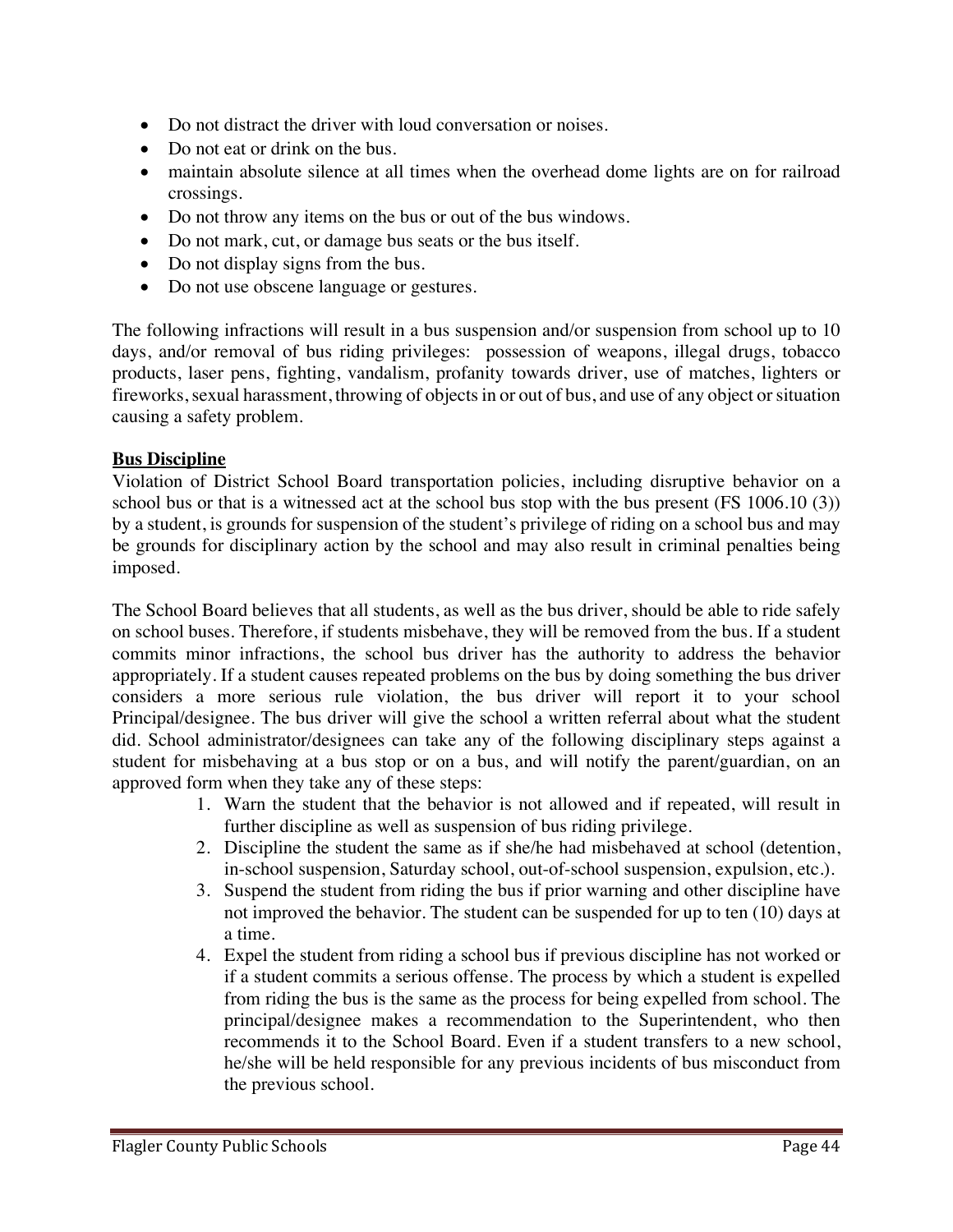- Do not distract the driver with loud conversation or noises.
- Do not eat or drink on the bus.
- maintain absolute silence at all times when the overhead dome lights are on for railroad crossings.
- Do not throw any items on the bus or out of the bus windows.
- Do not mark, cut, or damage bus seats or the bus itself.
- Do not display signs from the bus.
- Do not use obscene language or gestures.

The following infractions will result in a bus suspension and/or suspension from school up to 10 days, and/or removal of bus riding privileges: possession of weapons, illegal drugs, tobacco products, laser pens, fighting, vandalism, profanity towards driver, use of matches, lighters or fireworks, sexual harassment, throwing of objects in or out of bus, and use of any object or situation causing a safety problem.

**Bus Discipline**

Violation of District School Board transportation policies, including disruptive behavior on a school bus or that is a witnessed act at the school bus stop with the bus present (FS 1006.10 (3)) by a student, is grounds for suspension of the student's privilege of riding on a school bus and may be grounds for disciplinary action by the school and may also result in criminal penalties being imposed.

The School Board believes that all students, as well as the bus driver, should be able to ride safely on school buses. Therefore, if students misbehave, they will be removed from the bus. If a student commits minor infractions, the school bus driver has the authority to address the behavior appropriately. If a student causes repeated problems on the bus by doing something the bus driver considers a more serious rule violation, the bus driver will report it to your school Principal/designee. The bus driver will give the school a written referral about what the student did. School administrator/designees can take any of the following disciplinary steps against a student for misbehaving at a bus stop or on a bus, and will notify the parent/guardian, on an approved form when they take any of these steps:

1. Warn the student that the behavior is not allowed and if repeated, will result in further discipline as well as suspension of bus riding privilege.
2. Discipline the student the same as if she/he had misbehaved at school (detention, in-school suspension, Saturday school, out-of-school suspension, expulsion, etc.).
3. Suspend the student from riding the bus if prior warning and other discipline have not improved the behavior. The student can be suspended for up to ten (10) days at a time.
4. Expel the student from riding a school bus if previous discipline has not worked or if a student commits a serious offense. The process by which a student is expelled from riding the bus is the same as the process for being expelled from school. The principal/designee makes a recommendation to the Superintendent, who then recommends it to the School Board. Even if a student transfers to a new school, he/she will be held responsible for any previous incidents of bus misconduct from the previous school.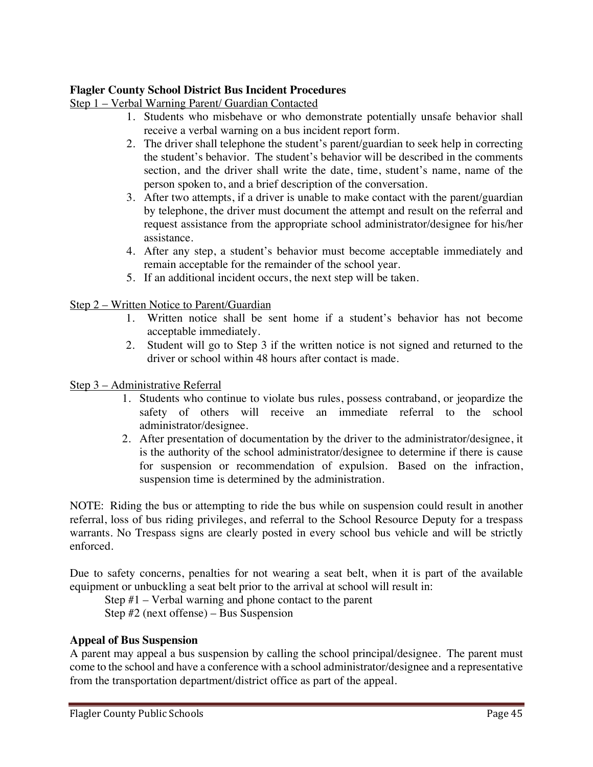**Flagler County School District Bus Incident Procedures**

Step 1 – Verbal Warning Parent/ Guardian Contacted

1. Students who misbehave or who demonstrate potentially unsafe behavior shall receive a verbal warning on a bus incident report form.
2. The driver shall telephone the student's parent/guardian to seek help in correcting the student's behavior. The student's behavior will be described in the comments section, and the driver shall write the date, time, student's name, name of the person spoken to, and a brief description of the conversation.
3. After two attempts, if a driver is unable to make contact with the parent/guardian by telephone, the driver must document the attempt and result on the referral and request assistance from the appropriate school administrator/designee for his/her assistance.
4. After any step, a student's behavior must become acceptable immediately and remain acceptable for the remainder of the school year.
5. If an additional incident occurs, the next step will be taken.

Step 2 – Written Notice to Parent/Guardian

1. Written notice shall be sent home if a student's behavior has not become acceptable immediately.
2. Student will go to Step 3 if the written notice is not signed and returned to the driver or school within 48 hours after contact is made.

Step 3 – Administrative Referral

1. Students who continue to violate bus rules, possess contraband, or jeopardize the safety of others will receive an immediate referral to the school administrator/designee.
2. After presentation of documentation by the driver to the administrator/designee, it is the authority of the school administrator/designee to determine if there is cause for suspension or recommendation of expulsion. Based on the infraction, suspension time is determined by the administration.

NOTE: Riding the bus or attempting to ride the bus while on suspension could result in another referral, loss of bus riding privileges, and referral to the School Resource Deputy for a trespass warrants. No Trespass signs are clearly posted in every school bus vehicle and will be strictly enforced.

Due to safety concerns, penalties for not wearing a seat belt, when it is part of the available equipment or unbuckling a seat belt prior to the arrival at school will result in:

Step #1 – Verbal warning and phone contact to the parent
Step #2 (next offense) – Bus Suspension

**Appeal of Bus Suspension**

A parent may appeal a bus suspension by calling the school principal/designee. The parent must come to the school and have a conference with a school administrator/designee and a representative from the transportation department/district office as part of the appeal.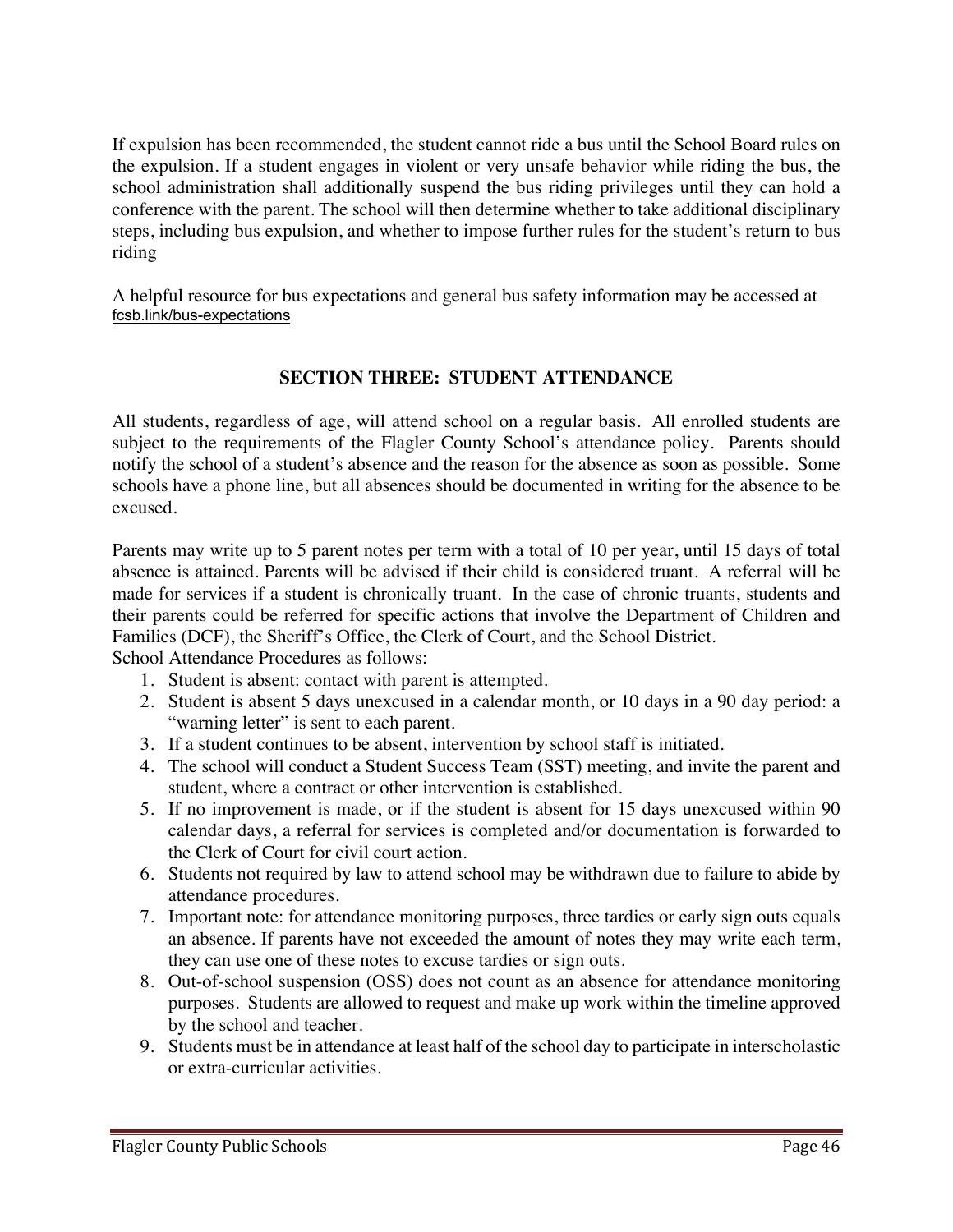If expulsion has been recommended, the student cannot ride a bus until the School Board rules on the expulsion. If a student engages in violent or very unsafe behavior while riding the bus, the school administration shall additionally suspend the bus riding privileges until they can hold a conference with the parent. The school will then determine whether to take additional disciplinary steps, including bus expulsion, and whether to impose further rules for the student's return to bus riding

A helpful resource for bus expectations and general bus safety information may be accessed at fcsb.link/bus-expectations

## SECTION THREE: STUDENT ATTENDANCE

All students, regardless of age, will attend school on a regular basis. All enrolled students are subject to the requirements of the Flagler County School's attendance policy. Parents should notify the school of a student's absence and the reason for the absence as soon as possible. Some schools have a phone line, but all absences should be documented in writing for the absence to be excused.

Parents may write up to 5 parent notes per term with a total of 10 per year, until 15 days of total absence is attained. Parents will be advised if their child is considered truant. A referral will be made for services if a student is chronically truant. In the case of chronic truants, students and their parents could be referred for specific actions that involve the Department of Children and Families (DCF), the Sheriff's Office, the Clerk of Court, and the School District.
School Attendance Procedures as follows:

1. Student is absent: contact with parent is attempted.
2. Student is absent 5 days unexcused in a calendar month, or 10 days in a 90 day period: a "warning letter" is sent to each parent.
3. If a student continues to be absent, intervention by school staff is initiated.
4. The school will conduct a Student Success Team (SST) meeting, and invite the parent and student, where a contract or other intervention is established.
5. If no improvement is made, or if the student is absent for 15 days unexcused within 90 calendar days, a referral for services is completed and/or documentation is forwarded to the Clerk of Court for civil court action.
6. Students not required by law to attend school may be withdrawn due to failure to abide by attendance procedures.
7. Important note: for attendance monitoring purposes, three tardies or early sign outs equals an absence. If parents have not exceeded the amount of notes they may write each term, they can use one of these notes to excuse tardies or sign outs.
8. Out-of-school suspension (OSS) does not count as an absence for attendance monitoring purposes. Students are allowed to request and make up work within the timeline approved by the school and teacher.
9. Students must be in attendance at least half of the school day to participate in interscholastic or extra-curricular activities.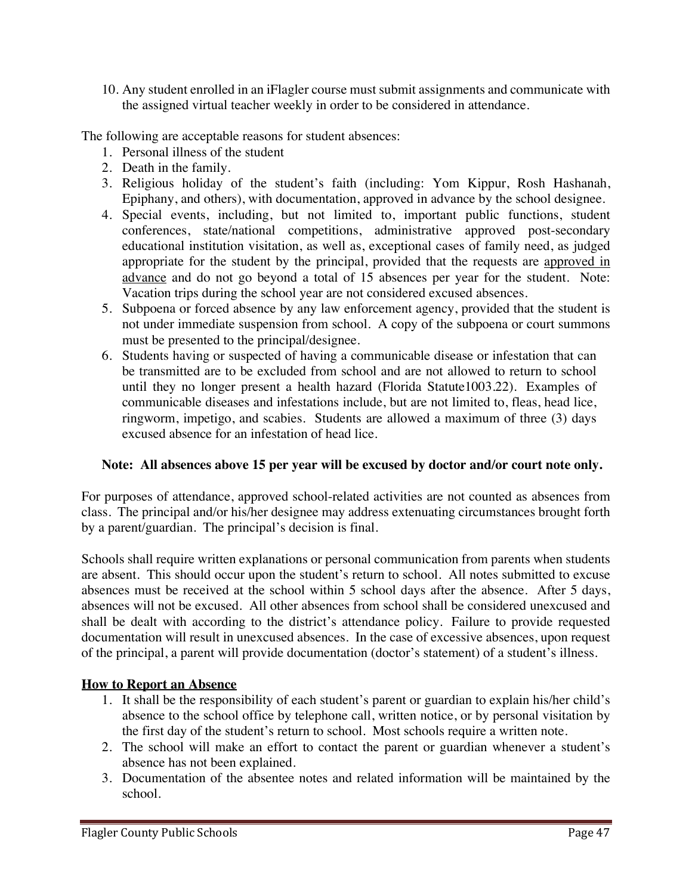10. Any student enrolled in an iFlagler course must submit assignments and communicate with the assigned virtual teacher weekly in order to be considered in attendance.

The following are acceptable reasons for student absences:

1. Personal illness of the student
2. Death in the family.
3. Religious holiday of the student's faith (including: Yom Kippur, Rosh Hashanah, Epiphany, and others), with documentation, approved in advance by the school designee.
4. Special events, including, but not limited to, important public functions, student conferences, state/national competitions, administrative approved post-secondary educational institution visitation, as well as, exceptional cases of family need, as judged appropriate for the student by the principal, provided that the requests are <u>approved in advance</u> and do not go beyond a total of 15 absences per year for the student. Note: Vacation trips during the school year are not considered excused absences.
5. Subpoena or forced absence by any law enforcement agency, provided that the student is not under immediate suspension from school. A copy of the subpoena or court summons must be presented to the principal/designee.
6. Students having or suspected of having a communicable disease or infestation that can be transmitted are to be excluded from school and are not allowed to return to school until they no longer present a health hazard (Florida Statute1003.22). Examples of communicable diseases and infestations include, but are not limited to, fleas, head lice, ringworm, impetigo, and scabies. Students are allowed a maximum of three (3) days excused absence for an infestation of head lice.

**Note: All absences above 15 per year will be excused by doctor and/or court note only.**

For purposes of attendance, approved school-related activities are not counted as absences from class. The principal and/or his/her designee may address extenuating circumstances brought forth by a parent/guardian. The principal's decision is final.

Schools shall require written explanations or personal communication from parents when students are absent. This should occur upon the student's return to school. All notes submitted to excuse absences must be received at the school within 5 school days after the absence. After 5 days, absences will not be excused. All other absences from school shall be considered unexcused and shall be dealt with according to the district's attendance policy. Failure to provide requested documentation will result in unexcused absences. In the case of excessive absences, upon request of the principal, a parent will provide documentation (doctor's statement) of a student's illness.

**<u>How to Report an Absence</u>**

1. It shall be the responsibility of each student's parent or guardian to explain his/her child's absence to the school office by telephone call, written notice, or by personal visitation by the first day of the student's return to school. Most schools require a written note.
2. The school will make an effort to contact the parent or guardian whenever a student's absence has not been explained.
3. Documentation of the absentee notes and related information will be maintained by the school.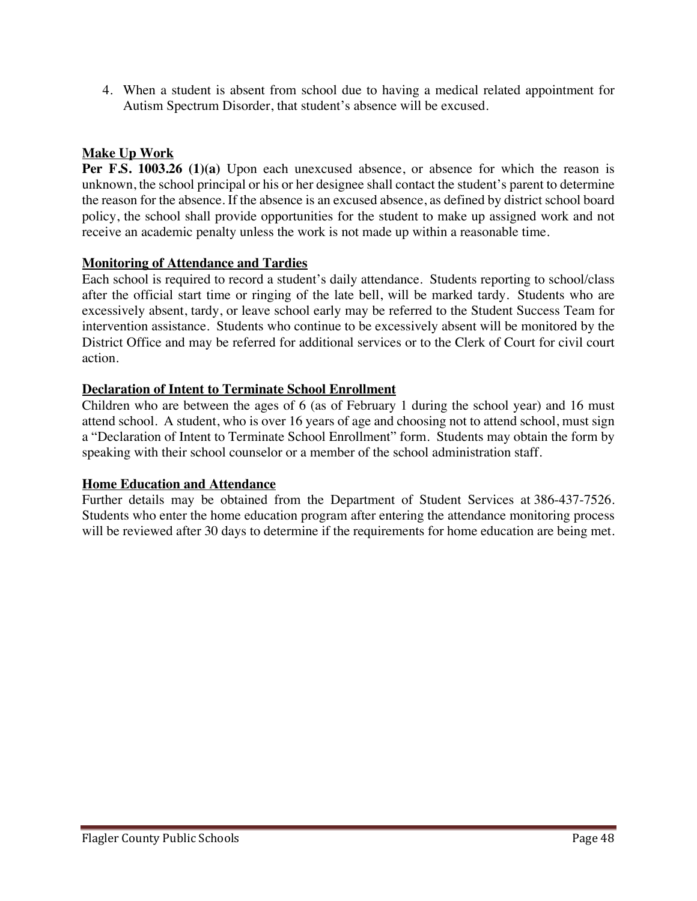4. When a student is absent from school due to having a medical related appointment for Autism Spectrum Disorder, that student's absence will be excused.

## Make Up Work

**Per F.S. 1003.26 (1)(a)** Upon each unexcused absence, or absence for which the reason is unknown, the school principal or his or her designee shall contact the student's parent to determine the reason for the absence. If the absence is an excused absence, as defined by district school board policy, the school shall provide opportunities for the student to make up assigned work and not receive an academic penalty unless the work is not made up within a reasonable time.

## Monitoring of Attendance and Tardies

Each school is required to record a student's daily attendance. Students reporting to school/class after the official start time or ringing of the late bell, will be marked tardy. Students who are excessively absent, tardy, or leave school early may be referred to the Student Success Team for intervention assistance. Students who continue to be excessively absent will be monitored by the District Office and may be referred for additional services or to the Clerk of Court for civil court action.

## Declaration of Intent to Terminate School Enrollment

Children who are between the ages of 6 (as of February 1 during the school year) and 16 must attend school. A student, who is over 16 years of age and choosing not to attend school, must sign a "Declaration of Intent to Terminate School Enrollment" form. Students may obtain the form by speaking with their school counselor or a member of the school administration staff.

## Home Education and Attendance

Further details may be obtained from the Department of Student Services at 386-437-7526. Students who enter the home education program after entering the attendance monitoring process will be reviewed after 30 days to determine if the requirements for home education are being met.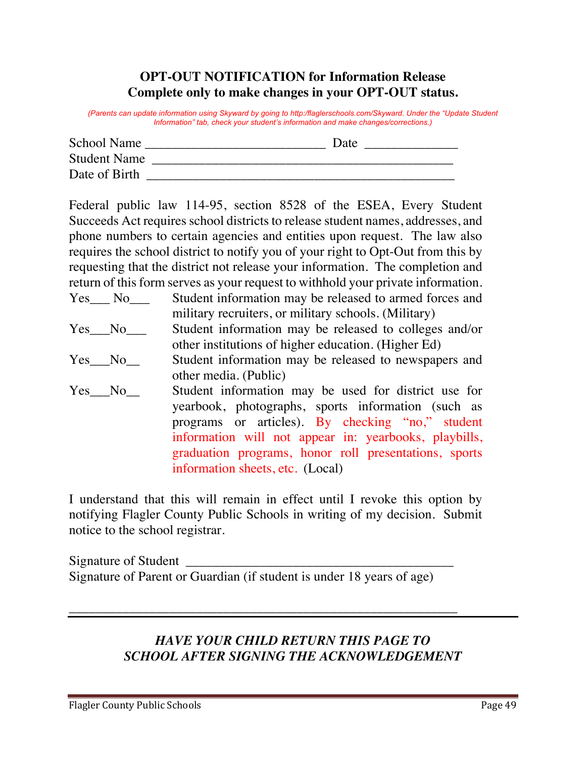**OPT-OUT NOTIFICATION for Information Release**
**Complete only to make changes in your OPT-OUT status.**

*(Parents can update information using Skyward by going to http:/flaglerschools.com/Skyward. Under the "Update Student Information" tab, check your student's information and make changes/corrections.)*

School Name ___________________________ Date ______________

Student Name ______________________________________________

Date of Birth ______________________________________________

Federal public law 114-95, section 8528 of the ESEA, Every Student Succeeds Act requires school districts to release student names, addresses, and phone numbers to certain agencies and entities upon request. The law also requires the school district to notify you of your right to Opt-Out from this by requesting that the district not release your information. The completion and return of this form serves as your request to withhold your private information.

Yes___ No___ Student information may be released to armed forces and military recruiters, or military schools. (Military)

Yes___No___ Student information may be released to colleges and/or other institutions of higher education. (Higher Ed)

Yes___No__ Student information may be released to newspapers and other media. (Public)

Yes___No__ Student information may be used for district use for yearbook, photographs, sports information (such as programs or articles). By checking "no," student information will not appear in: yearbooks, playbills, graduation programs, honor roll presentations, sports information sheets, etc. (Local)

I understand that this will remain in effect until I revoke this option by notifying Flagler County Public Schools in writing of my decision. Submit notice to the school registrar.

Signature of Student ________________________________________

Signature of Parent or Guardian (if student is under 18 years of age)

___________________________________________________________

***HAVE YOUR CHILD RETURN THIS PAGE TO SCHOOL AFTER SIGNING THE ACKNOWLEDGEMENT***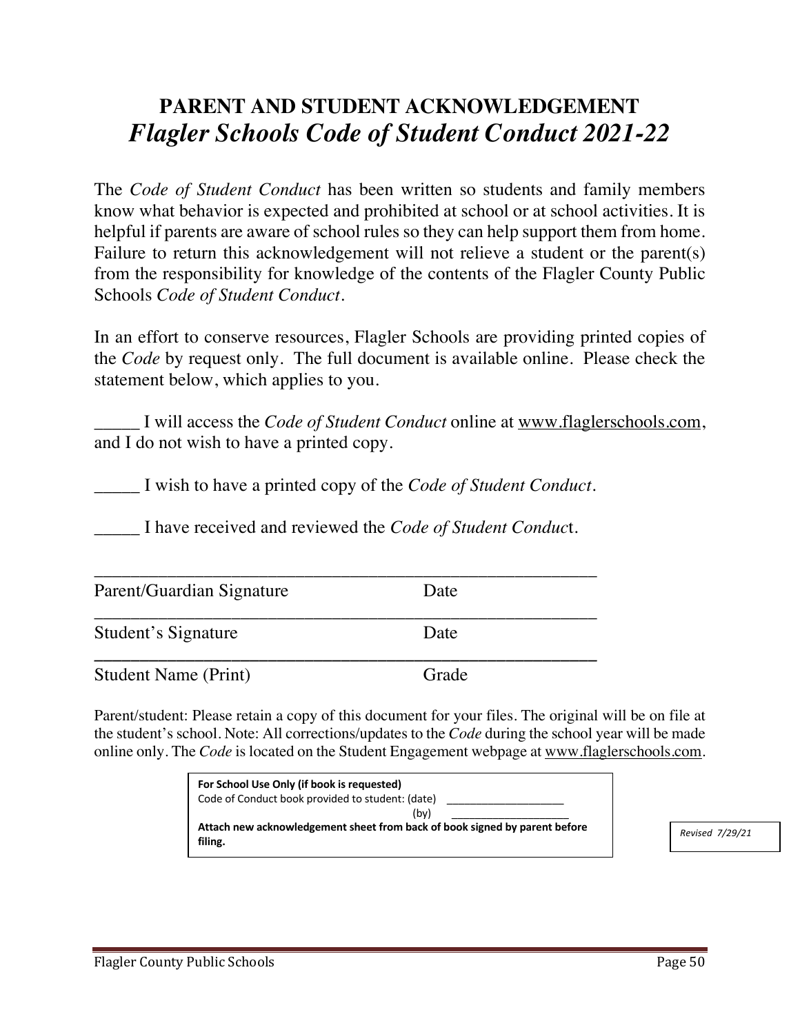# PARENT AND STUDENT ACKNOWLEDGEMENT
## *Flagler Schools Code of Student Conduct 2021-22*

The *Code of Student Conduct* has been written so students and family members know what behavior is expected and prohibited at school or at school activities. It is helpful if parents are aware of school rules so they can help support them from home. Failure to return this acknowledgement will not relieve a student or the parent(s) from the responsibility for knowledge of the contents of the Flagler County Public Schools *Code of Student Conduct*.

In an effort to conserve resources, Flagler Schools are providing printed copies of the *Code* by request only. The full document is available online. Please check the statement below, which applies to you.

_____ I will access the *Code of Student Conduct* online at www.flaglerschools.com, and I do not wish to have a printed copy.

_____ I wish to have a printed copy of the *Code of Student Conduct*.

_____ I have received and reviewed the *Code of Student Conduc*t.

______________________________________________________

Parent/Guardian Signature Date

______________________________________________________

Student's Signature Date

______________________________________________________

Student Name (Print) Grade

Parent/student: Please retain a copy of this document for your files. The original will be on file at the student's school. Note: All corrections/updates to the *Code* during the school year will be made online only. The *Code* is located on the Student Engagement webpage at www.flaglerschools.com.

**For School Use Only (if book is requested)**
Code of Conduct book provided to student: (date) ____________________
(by) ____________________
**Attach new acknowledgement sheet from back of book signed by parent before filing.**

*Revised 7/29/21*